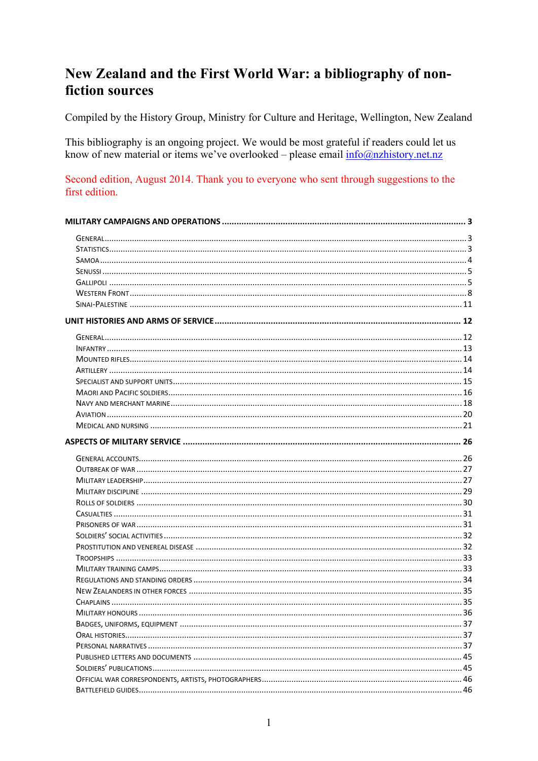# New Zealand and the First World War: a bibliography of non-fiction sources

Compiled by the History Group, Ministry for Culture and Heritage, Wellington, New Zealand

This bibliography is an ongoing project. We would be most grateful if readers could let us know of new material or items we've overlooked – please email info@nzhistory.net.nz

Second edition, August 2014. Thank you to everyone who sent through suggestions to the first edition.

**MILITARY CAMPAIGNS AND OPERATIONS** .......... 3

- General .......... 3
- Statistics .......... 3
- Samoa .......... 4
- Senussi .......... 5
- Gallipoli .......... 5
- Western Front .......... 8
- Sinai-Palestine .......... 11

**UNIT HISTORIES AND ARMS OF SERVICE** .......... 12

- General .......... 12
- Infantry .......... 13
- Mounted rifles .......... 14
- Artillery .......... 14
- Specialist and support units .......... 15
- Maori and Pacific soldiers .......... 16
- Navy and merchant marine .......... 18
- Aviation .......... 20
- Medical and nursing .......... 21

**ASPECTS OF MILITARY SERVICE** .......... 26

- General accounts .......... 26
- Outbreak of war .......... 27
- Military leadership .......... 27
- Military discipline .......... 29
- Rolls of soldiers .......... 30
- Casualties .......... 31
- Prisoners of war .......... 31
- Soldiers' social activities .......... 32
- Prostitution and venereal disease .......... 32
- Troopships .......... 33
- Military training camps .......... 33
- Regulations and standing orders .......... 34
- New Zealanders in other forces .......... 35
- Chaplains .......... 35
- Military honours .......... 36
- Badges, uniforms, equipment .......... 37
- Oral histories .......... 37
- Personal narratives .......... 37
- Published letters and documents .......... 45
- Soldiers' publications .......... 45
- Official war correspondents, artists, photographers .......... 46
- Battlefield guides .......... 46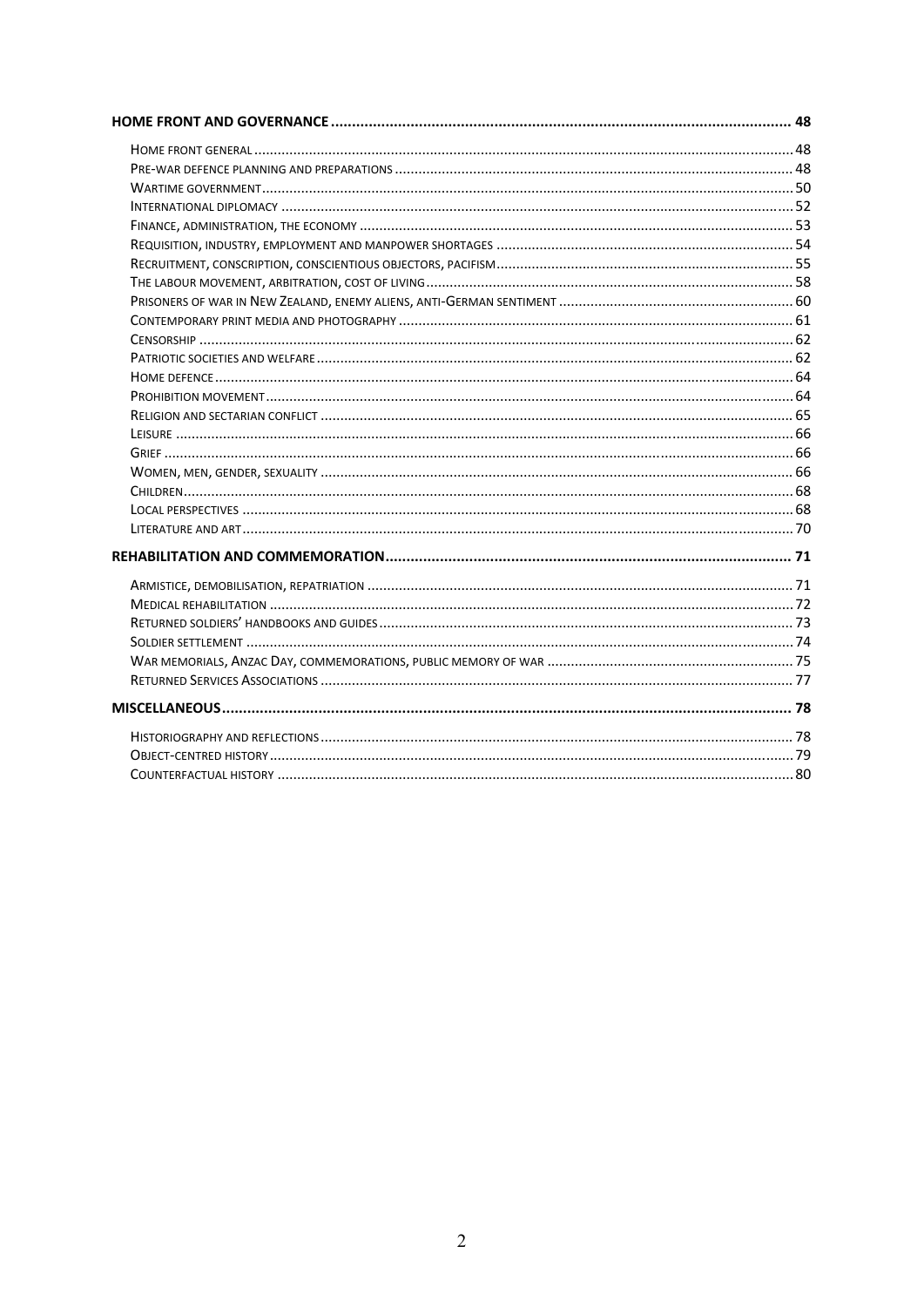**HOME FRONT AND GOVERNANCE** ........ 48

- Home front general ........ 48
- Pre-war defence planning and preparations ........ 48
- Wartime government ........ 50
- International diplomacy ........ 52
- Finance, administration, the economy ........ 53
- Requisition, industry, employment and manpower shortages ........ 54
- Recruitment, conscription, conscientious objectors, pacifism ........ 55
- The labour movement, arbitration, cost of living ........ 58
- Prisoners of war in New Zealand, enemy aliens, anti-German sentiment ........ 60
- Contemporary print media and photography ........ 61
- Censorship ........ 62
- Patriotic societies and welfare ........ 62
- Home defence ........ 64
- Prohibition movement ........ 64
- Religion and sectarian conflict ........ 65
- Leisure ........ 66
- Grief ........ 66
- Women, men, gender, sexuality ........ 66
- Children ........ 68
- Local perspectives ........ 68
- Literature and art ........ 70

**REHABILITATION AND COMMEMORATION** ........ 71

- Armistice, demobilisation, repatriation ........ 71
- Medical rehabilitation ........ 72
- Returned soldiers' handbooks and guides ........ 73
- Soldier settlement ........ 74
- War memorials, Anzac Day, commemorations, public memory of war ........ 75
- Returned Services Associations ........ 77

**MISCELLANEOUS** ........ 78

- Historiography and reflections ........ 78
- Object-centred history ........ 79
- Counterfactual history ........ 80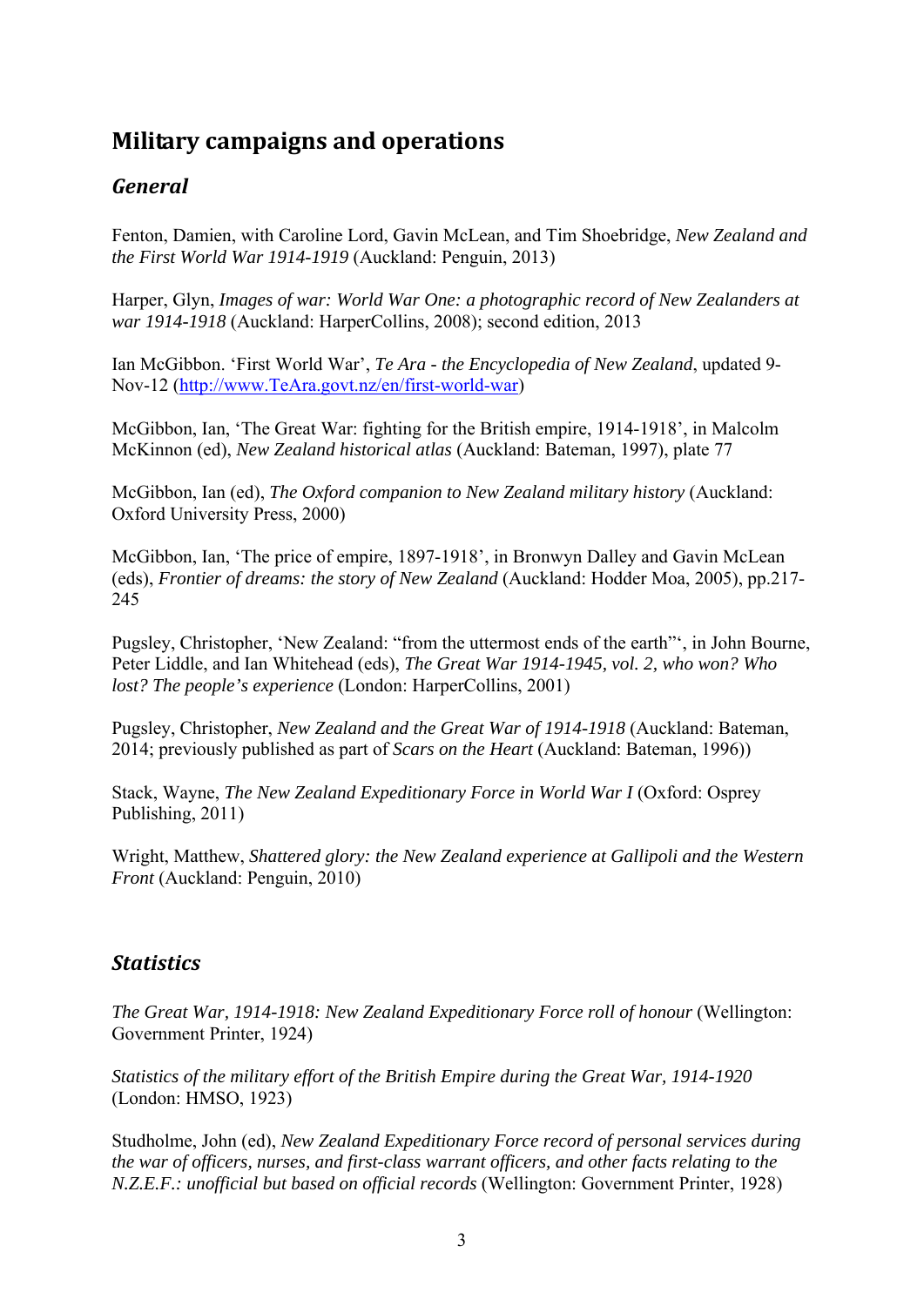# Military campaigns and operations

## *General*

Fenton, Damien, with Caroline Lord, Gavin McLean, and Tim Shoebridge, *New Zealand and the First World War 1914-1919* (Auckland: Penguin, 2013)

Harper, Glyn, *Images of war: World War One: a photographic record of New Zealanders at war 1914-1918* (Auckland: HarperCollins, 2008); second edition, 2013

Ian McGibbon. 'First World War', *Te Ara - the Encyclopedia of New Zealand*, updated 9-Nov-12 ([http://www.TeAra.govt.nz/en/first-world-war](http://www.TeAra.govt.nz/en/first-world-war))

McGibbon, Ian, 'The Great War: fighting for the British empire, 1914-1918', in Malcolm McKinnon (ed), *New Zealand historical atlas* (Auckland: Bateman, 1997), plate 77

McGibbon, Ian (ed), *The Oxford companion to New Zealand military history* (Auckland: Oxford University Press, 2000)

McGibbon, Ian, 'The price of empire, 1897-1918', in Bronwyn Dalley and Gavin McLean (eds), *Frontier of dreams: the story of New Zealand* (Auckland: Hodder Moa, 2005), pp.217-245

Pugsley, Christopher, 'New Zealand: "from the uttermost ends of the earth"', in John Bourne, Peter Liddle, and Ian Whitehead (eds), *The Great War 1914-1945, vol. 2, who won? Who lost? The people's experience* (London: HarperCollins, 2001)

Pugsley, Christopher, *New Zealand and the Great War of 1914-1918* (Auckland: Bateman, 2014; previously published as part of *Scars on the Heart* (Auckland: Bateman, 1996))

Stack, Wayne, *The New Zealand Expeditionary Force in World War I* (Oxford: Osprey Publishing, 2011)

Wright, Matthew, *Shattered glory: the New Zealand experience at Gallipoli and the Western Front* (Auckland: Penguin, 2010)

## *Statistics*

*The Great War, 1914-1918: New Zealand Expeditionary Force roll of honour* (Wellington: Government Printer, 1924)

*Statistics of the military effort of the British Empire during the Great War, 1914-1920* (London: HMSO, 1923)

Studholme, John (ed), *New Zealand Expeditionary Force record of personal services during the war of officers, nurses, and first-class warrant officers, and other facts relating to the N.Z.E.F.: unofficial but based on official records* (Wellington: Government Printer, 1928)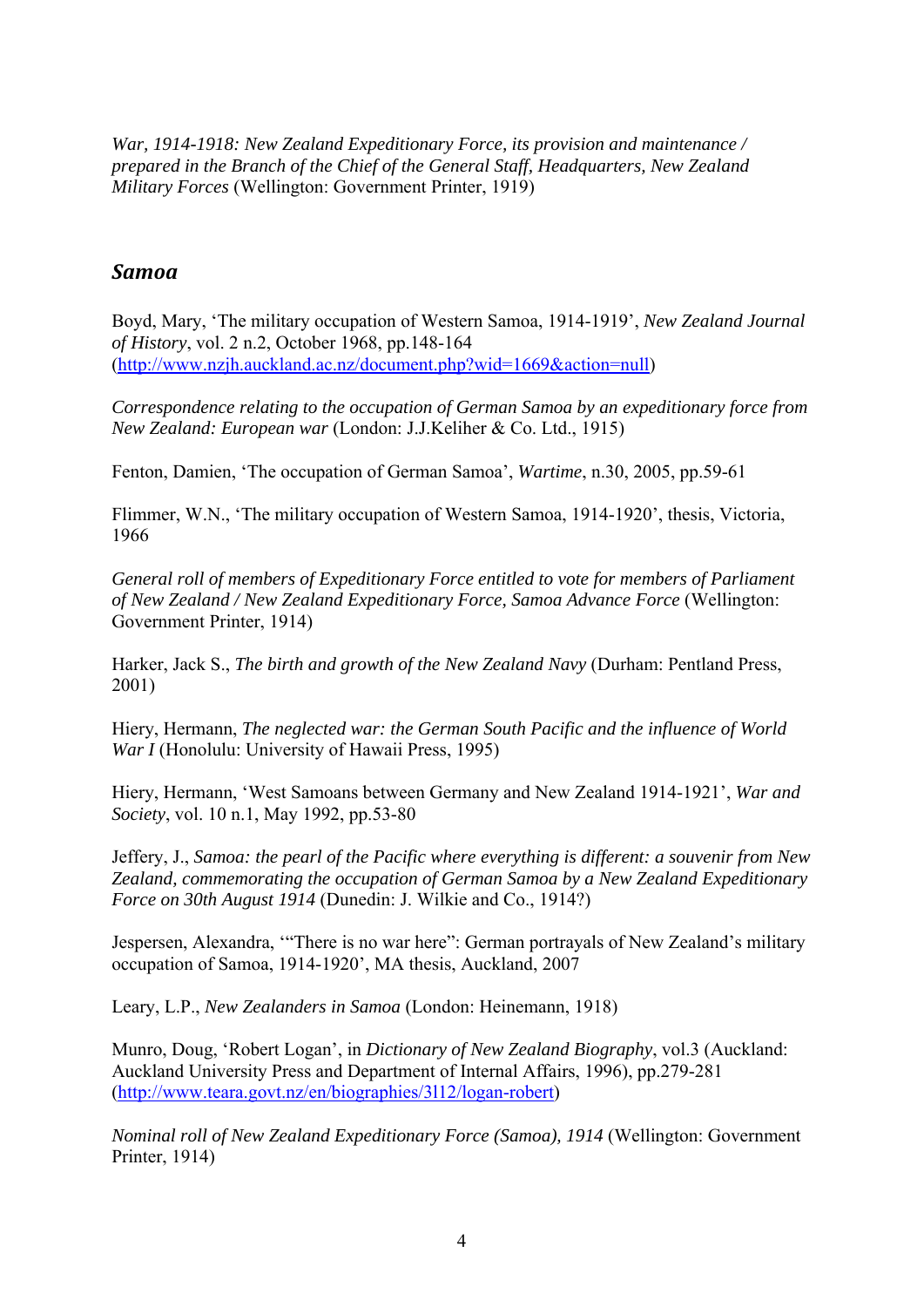*War, 1914-1918: New Zealand Expeditionary Force, its provision and maintenance / prepared in the Branch of the Chief of the General Staff, Headquarters, New Zealand Military Forces* (Wellington: Government Printer, 1919)

## *Samoa*

Boyd, Mary, 'The military occupation of Western Samoa, 1914-1919', *New Zealand Journal of History*, vol. 2 n.2, October 1968, pp.148-164 (http://www.nzjh.auckland.ac.nz/document.php?wid=1669&action=null)

*Correspondence relating to the occupation of German Samoa by an expeditionary force from New Zealand: European war* (London: J.J.Keliher & Co. Ltd., 1915)

Fenton, Damien, 'The occupation of German Samoa', *Wartime*, n.30, 2005, pp.59-61

Flimmer, W.N., 'The military occupation of Western Samoa, 1914-1920', thesis, Victoria, 1966

*General roll of members of Expeditionary Force entitled to vote for members of Parliament of New Zealand / New Zealand Expeditionary Force, Samoa Advance Force* (Wellington: Government Printer, 1914)

Harker, Jack S., *The birth and growth of the New Zealand Navy* (Durham: Pentland Press, 2001)

Hiery, Hermann, *The neglected war: the German South Pacific and the influence of World War I* (Honolulu: University of Hawaii Press, 1995)

Hiery, Hermann, 'West Samoans between Germany and New Zealand 1914-1921', *War and Society*, vol. 10 n.1, May 1992, pp.53-80

Jeffery, J., *Samoa: the pearl of the Pacific where everything is different: a souvenir from New Zealand, commemorating the occupation of German Samoa by a New Zealand Expeditionary Force on 30th August 1914* (Dunedin: J. Wilkie and Co., 1914?)

Jespersen, Alexandra, '"There is no war here": German portrayals of New Zealand's military occupation of Samoa, 1914-1920', MA thesis, Auckland, 2007

Leary, L.P., *New Zealanders in Samoa* (London: Heinemann, 1918)

Munro, Doug, 'Robert Logan', in *Dictionary of New Zealand Biography*, vol.3 (Auckland: Auckland University Press and Department of Internal Affairs, 1996), pp.279-281 (http://www.teara.govt.nz/en/biographies/3l12/logan-robert)

*Nominal roll of New Zealand Expeditionary Force (Samoa), 1914* (Wellington: Government Printer, 1914)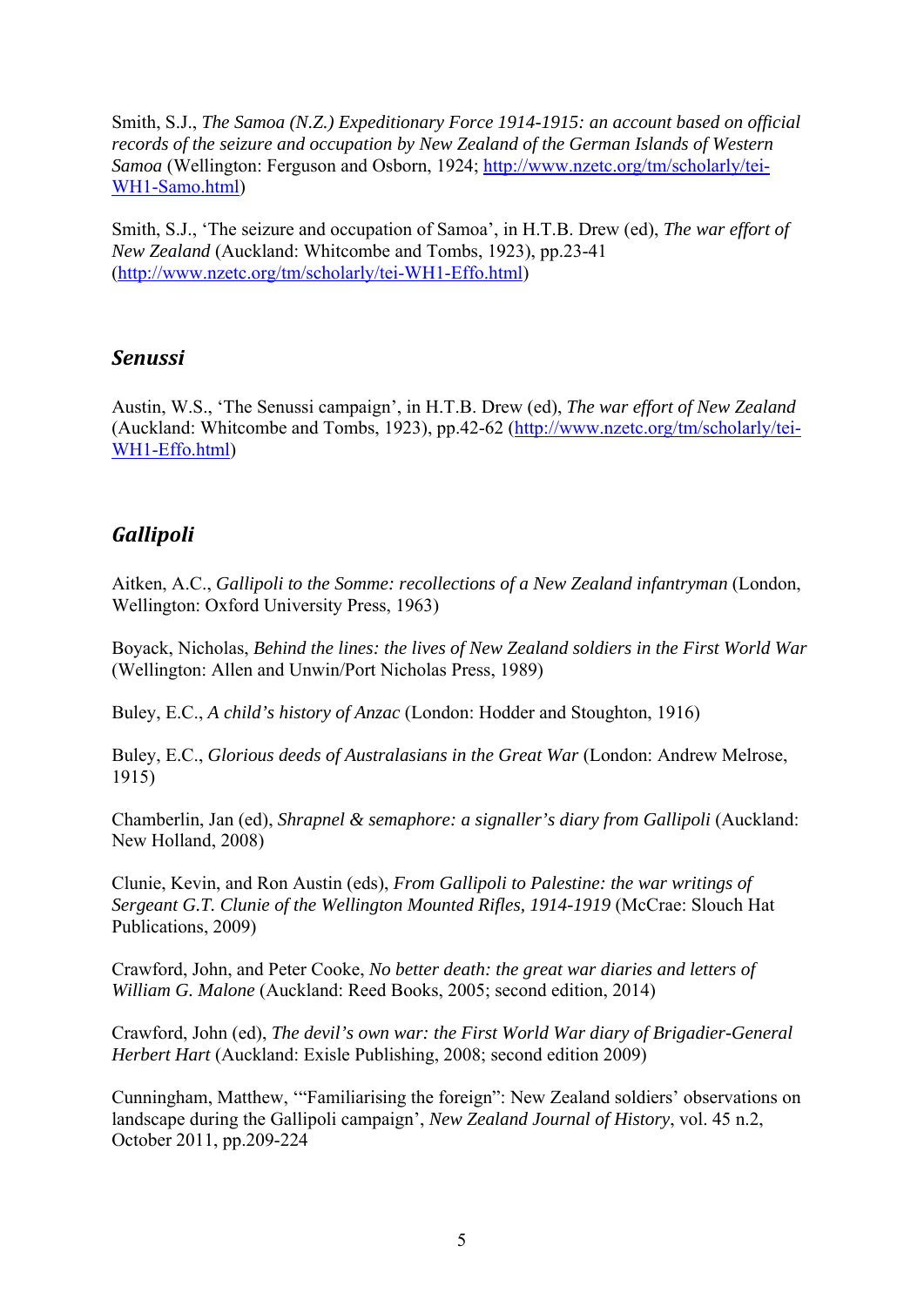Smith, S.J., *The Samoa (N.Z.) Expeditionary Force 1914-1915: an account based on official records of the seizure and occupation by New Zealand of the German Islands of Western Samoa* (Wellington: Ferguson and Osborn, 1924; http://www.nzetc.org/tm/scholarly/tei-WH1-Samo.html)

Smith, S.J., 'The seizure and occupation of Samoa', in H.T.B. Drew (ed), *The war effort of New Zealand* (Auckland: Whitcombe and Tombs, 1923), pp.23-41 (http://www.nzetc.org/tm/scholarly/tei-WH1-Effo.html)

## *Senussi*

Austin, W.S., 'The Senussi campaign', in H.T.B. Drew (ed), *The war effort of New Zealand* (Auckland: Whitcombe and Tombs, 1923), pp.42-62 (http://www.nzetc.org/tm/scholarly/tei-WH1-Effo.html)

## *Gallipoli*

Aitken, A.C., *Gallipoli to the Somme: recollections of a New Zealand infantryman* (London, Wellington: Oxford University Press, 1963)

Boyack, Nicholas, *Behind the lines: the lives of New Zealand soldiers in the First World War* (Wellington: Allen and Unwin/Port Nicholas Press, 1989)

Buley, E.C., *A child's history of Anzac* (London: Hodder and Stoughton, 1916)

Buley, E.C., *Glorious deeds of Australasians in the Great War* (London: Andrew Melrose, 1915)

Chamberlin, Jan (ed), *Shrapnel & semaphore: a signaller's diary from Gallipoli* (Auckland: New Holland, 2008)

Clunie, Kevin, and Ron Austin (eds), *From Gallipoli to Palestine: the war writings of Sergeant G.T. Clunie of the Wellington Mounted Rifles, 1914-1919* (McCrae: Slouch Hat Publications, 2009)

Crawford, John, and Peter Cooke, *No better death: the great war diaries and letters of William G. Malone* (Auckland: Reed Books, 2005; second edition, 2014)

Crawford, John (ed), *The devil's own war: the First World War diary of Brigadier-General Herbert Hart* (Auckland: Exisle Publishing, 2008; second edition 2009)

Cunningham, Matthew, '"Familiarising the foreign": New Zealand soldiers' observations on landscape during the Gallipoli campaign', *New Zealand Journal of History*, vol. 45 n.2, October 2011, pp.209-224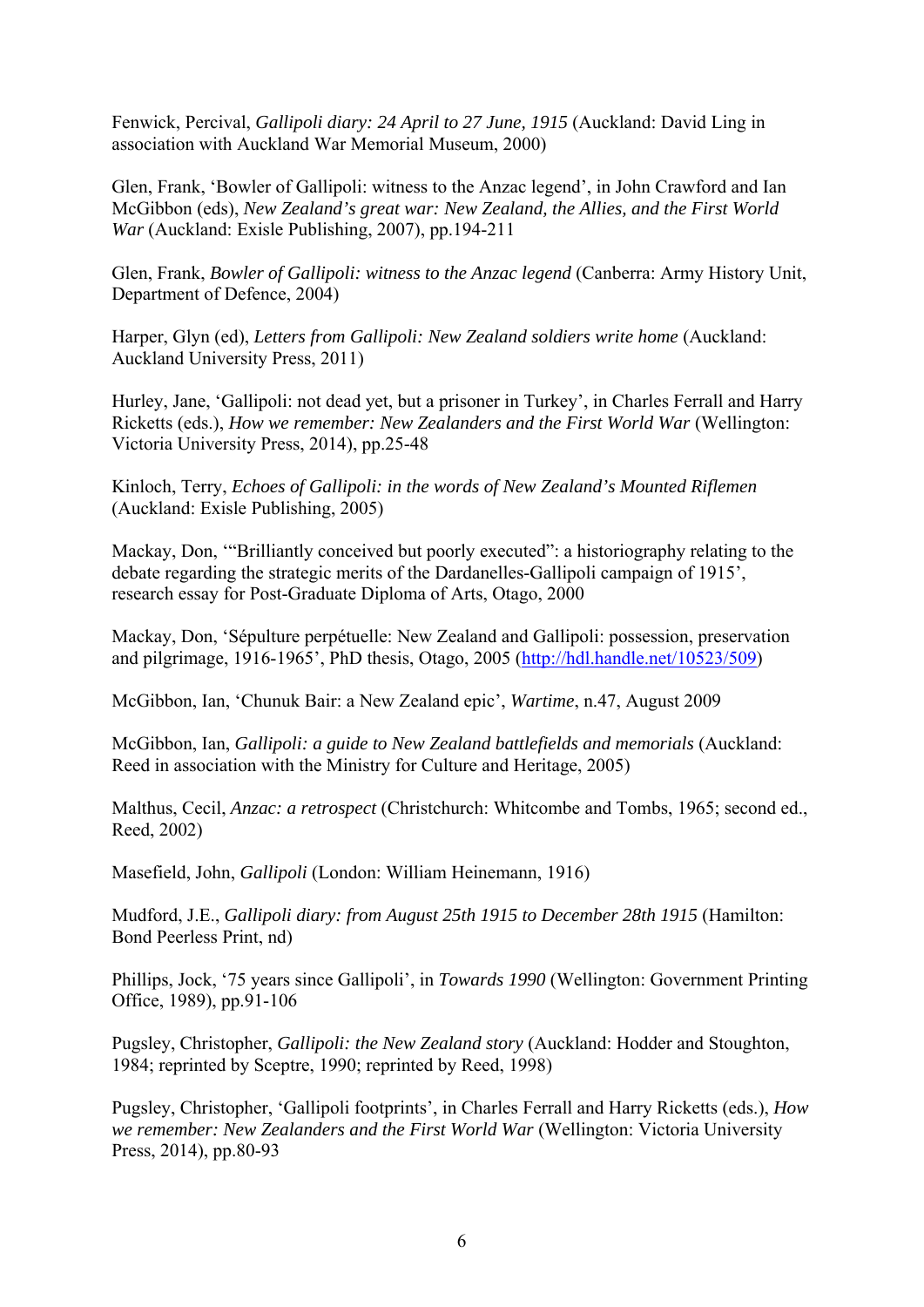Fenwick, Percival, *Gallipoli diary: 24 April to 27 June, 1915* (Auckland: David Ling in association with Auckland War Memorial Museum, 2000)

Glen, Frank, 'Bowler of Gallipoli: witness to the Anzac legend', in John Crawford and Ian McGibbon (eds), *New Zealand's great war: New Zealand, the Allies, and the First World War* (Auckland: Exisle Publishing, 2007), pp.194-211

Glen, Frank, *Bowler of Gallipoli: witness to the Anzac legend* (Canberra: Army History Unit, Department of Defence, 2004)

Harper, Glyn (ed), *Letters from Gallipoli: New Zealand soldiers write home* (Auckland: Auckland University Press, 2011)

Hurley, Jane, 'Gallipoli: not dead yet, but a prisoner in Turkey', in Charles Ferrall and Harry Ricketts (eds.), *How we remember: New Zealanders and the First World War* (Wellington: Victoria University Press, 2014), pp.25-48

Kinloch, Terry, *Echoes of Gallipoli: in the words of New Zealand's Mounted Riflemen* (Auckland: Exisle Publishing, 2005)

Mackay, Don, '"Brilliantly conceived but poorly executed": a historiography relating to the debate regarding the strategic merits of the Dardanelles-Gallipoli campaign of 1915', research essay for Post-Graduate Diploma of Arts, Otago, 2000

Mackay, Don, 'Sépulture perpétuelle: New Zealand and Gallipoli: possession, preservation and pilgrimage, 1916-1965', PhD thesis, Otago, 2005 (http://hdl.handle.net/10523/509)

McGibbon, Ian, 'Chunuk Bair: a New Zealand epic', *Wartime*, n.47, August 2009

McGibbon, Ian, *Gallipoli: a guide to New Zealand battlefields and memorials* (Auckland: Reed in association with the Ministry for Culture and Heritage, 2005)

Malthus, Cecil, *Anzac: a retrospect* (Christchurch: Whitcombe and Tombs, 1965; second ed., Reed, 2002)

Masefield, John, *Gallipoli* (London: William Heinemann, 1916)

Mudford, J.E., *Gallipoli diary: from August 25th 1915 to December 28th 1915* (Hamilton: Bond Peerless Print, nd)

Phillips, Jock, '75 years since Gallipoli', in *Towards 1990* (Wellington: Government Printing Office, 1989), pp.91-106

Pugsley, Christopher, *Gallipoli: the New Zealand story* (Auckland: Hodder and Stoughton, 1984; reprinted by Sceptre, 1990; reprinted by Reed, 1998)

Pugsley, Christopher, 'Gallipoli footprints', in Charles Ferrall and Harry Ricketts (eds.), *How we remember: New Zealanders and the First World War* (Wellington: Victoria University Press, 2014), pp.80-93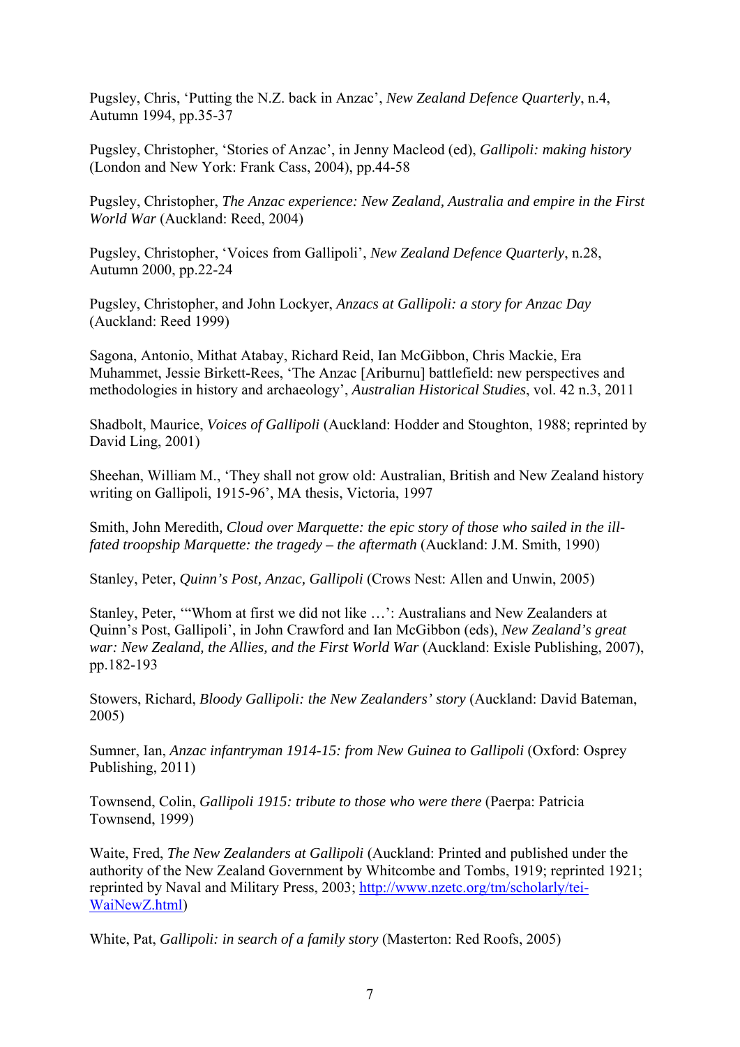Pugsley, Chris, 'Putting the N.Z. back in Anzac', *New Zealand Defence Quarterly*, n.4, Autumn 1994, pp.35-37

Pugsley, Christopher, 'Stories of Anzac', in Jenny Macleod (ed), *Gallipoli: making history* (London and New York: Frank Cass, 2004), pp.44-58

Pugsley, Christopher, *The Anzac experience: New Zealand, Australia and empire in the First World War* (Auckland: Reed, 2004)

Pugsley, Christopher, 'Voices from Gallipoli', *New Zealand Defence Quarterly*, n.28, Autumn 2000, pp.22-24

Pugsley, Christopher, and John Lockyer, *Anzacs at Gallipoli: a story for Anzac Day* (Auckland: Reed 1999)

Sagona, Antonio, Mithat Atabay, Richard Reid, Ian McGibbon, Chris Mackie, Era Muhammet, Jessie Birkett-Rees, 'The Anzac [Ariburnu] battlefield: new perspectives and methodologies in history and archaeology', *Australian Historical Studies*, vol. 42 n.3, 2011

Shadbolt, Maurice, *Voices of Gallipoli* (Auckland: Hodder and Stoughton, 1988; reprinted by David Ling, 2001)

Sheehan, William M., 'They shall not grow old: Australian, British and New Zealand history writing on Gallipoli, 1915-96', MA thesis, Victoria, 1997

Smith, John Meredith, *Cloud over Marquette: the epic story of those who sailed in the ill-fated troopship Marquette: the tragedy – the aftermath* (Auckland: J.M. Smith, 1990)

Stanley, Peter, *Quinn's Post, Anzac, Gallipoli* (Crows Nest: Allen and Unwin, 2005)

Stanley, Peter, '"Whom at first we did not like …': Australians and New Zealanders at Quinn's Post, Gallipoli', in John Crawford and Ian McGibbon (eds), *New Zealand's great war: New Zealand, the Allies, and the First World War* (Auckland: Exisle Publishing, 2007), pp.182-193

Stowers, Richard, *Bloody Gallipoli: the New Zealanders' story* (Auckland: David Bateman, 2005)

Sumner, Ian, *Anzac infantryman 1914-15: from New Guinea to Gallipoli* (Oxford: Osprey Publishing, 2011)

Townsend, Colin, *Gallipoli 1915: tribute to those who were there* (Paerpa: Patricia Townsend, 1999)

Waite, Fred, *The New Zealanders at Gallipoli* (Auckland: Printed and published under the authority of the New Zealand Government by Whitcombe and Tombs, 1919; reprinted 1921; reprinted by Naval and Military Press, 2003; http://www.nzetc.org/tm/scholarly/tei-WaiNewZ.html)

White, Pat, *Gallipoli: in search of a family story* (Masterton: Red Roofs, 2005)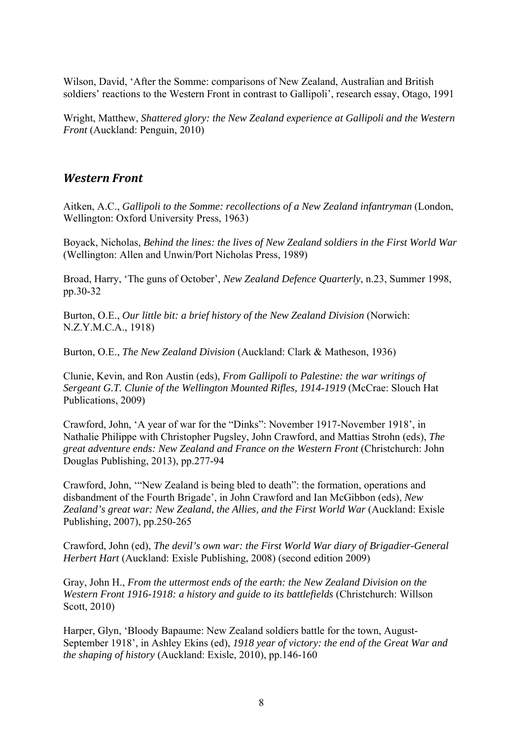Wilson, David, 'After the Somme: comparisons of New Zealand, Australian and British soldiers' reactions to the Western Front in contrast to Gallipoli', research essay, Otago, 1991

Wright, Matthew, *Shattered glory: the New Zealand experience at Gallipoli and the Western Front* (Auckland: Penguin, 2010)

## *Western Front*

Aitken, A.C., *Gallipoli to the Somme: recollections of a New Zealand infantryman* (London, Wellington: Oxford University Press, 1963)

Boyack, Nicholas, *Behind the lines: the lives of New Zealand soldiers in the First World War* (Wellington: Allen and Unwin/Port Nicholas Press, 1989)

Broad, Harry, 'The guns of October', *New Zealand Defence Quarterly*, n.23, Summer 1998, pp.30-32

Burton, O.E., *Our little bit: a brief history of the New Zealand Division* (Norwich: N.Z.Y.M.C.A., 1918)

Burton, O.E., *The New Zealand Division* (Auckland: Clark & Matheson, 1936)

Clunie, Kevin, and Ron Austin (eds), *From Gallipoli to Palestine: the war writings of Sergeant G.T. Clunie of the Wellington Mounted Rifles, 1914-1919* (McCrae: Slouch Hat Publications, 2009)

Crawford, John, 'A year of war for the "Dinks": November 1917-November 1918', in Nathalie Philippe with Christopher Pugsley, John Crawford, and Mattias Strohn (eds), *The great adventure ends: New Zealand and France on the Western Front* (Christchurch: John Douglas Publishing, 2013), pp.277-94

Crawford, John, '"New Zealand is being bled to death": the formation, operations and disbandment of the Fourth Brigade', in John Crawford and Ian McGibbon (eds), *New Zealand's great war: New Zealand, the Allies, and the First World War* (Auckland: Exisle Publishing, 2007), pp.250-265

Crawford, John (ed), *The devil's own war: the First World War diary of Brigadier-General Herbert Hart* (Auckland: Exisle Publishing, 2008) (second edition 2009)

Gray, John H., *From the uttermost ends of the earth: the New Zealand Division on the Western Front 1916-1918: a history and guide to its battlefields* (Christchurch: Willson Scott, 2010)

Harper, Glyn, 'Bloody Bapaume: New Zealand soldiers battle for the town, August-September 1918', in Ashley Ekins (ed), *1918 year of victory: the end of the Great War and the shaping of history* (Auckland: Exisle, 2010), pp.146-160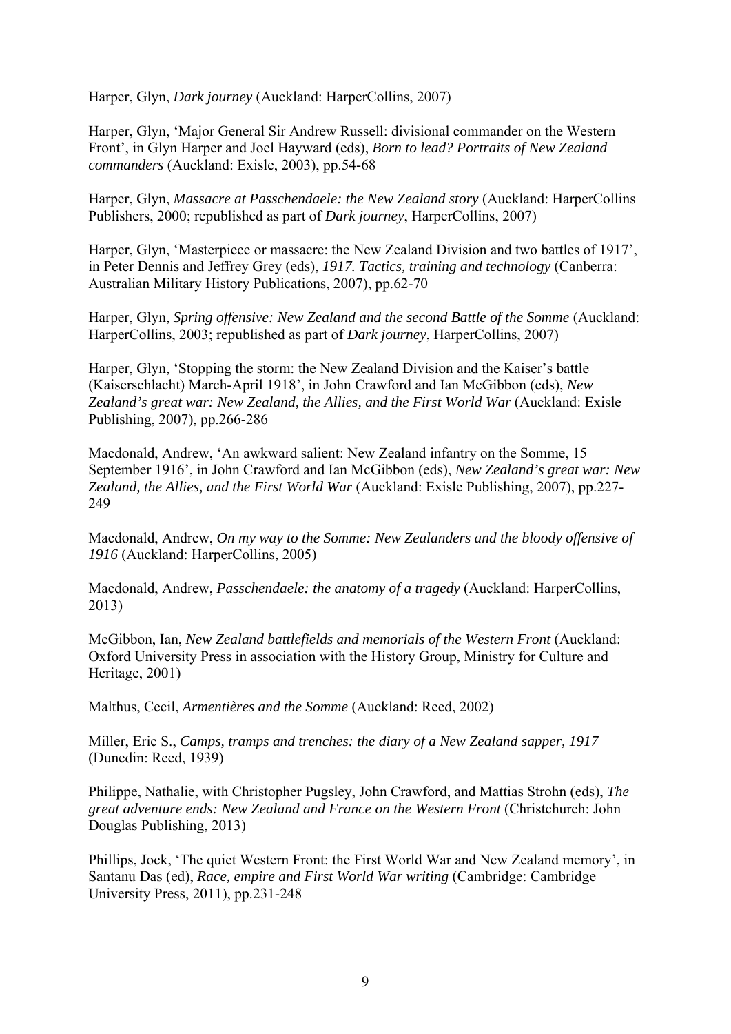Harper, Glyn, *Dark journey* (Auckland: HarperCollins, 2007)

Harper, Glyn, 'Major General Sir Andrew Russell: divisional commander on the Western Front', in Glyn Harper and Joel Hayward (eds), *Born to lead? Portraits of New Zealand commanders* (Auckland: Exisle, 2003), pp.54-68

Harper, Glyn, *Massacre at Passchendaele: the New Zealand story* (Auckland: HarperCollins Publishers, 2000; republished as part of *Dark journey*, HarperCollins, 2007)

Harper, Glyn, 'Masterpiece or massacre: the New Zealand Division and two battles of 1917', in Peter Dennis and Jeffrey Grey (eds), *1917. Tactics, training and technology* (Canberra: Australian Military History Publications, 2007), pp.62-70

Harper, Glyn, *Spring offensive: New Zealand and the second Battle of the Somme* (Auckland: HarperCollins, 2003; republished as part of *Dark journey*, HarperCollins, 2007)

Harper, Glyn, 'Stopping the storm: the New Zealand Division and the Kaiser's battle (Kaiserschlacht) March-April 1918', in John Crawford and Ian McGibbon (eds), *New Zealand's great war: New Zealand, the Allies, and the First World War* (Auckland: Exisle Publishing, 2007), pp.266-286

Macdonald, Andrew, 'An awkward salient: New Zealand infantry on the Somme, 15 September 1916', in John Crawford and Ian McGibbon (eds), *New Zealand's great war: New Zealand, the Allies, and the First World War* (Auckland: Exisle Publishing, 2007), pp.227-249

Macdonald, Andrew, *On my way to the Somme: New Zealanders and the bloody offensive of 1916* (Auckland: HarperCollins, 2005)

Macdonald, Andrew, *Passchendaele: the anatomy of a tragedy* (Auckland: HarperCollins, 2013)

McGibbon, Ian, *New Zealand battlefields and memorials of the Western Front* (Auckland: Oxford University Press in association with the History Group, Ministry for Culture and Heritage, 2001)

Malthus, Cecil, *Armentières and the Somme* (Auckland: Reed, 2002)

Miller, Eric S., *Camps, tramps and trenches: the diary of a New Zealand sapper, 1917* (Dunedin: Reed, 1939)

Philippe, Nathalie, with Christopher Pugsley, John Crawford, and Mattias Strohn (eds), *The great adventure ends: New Zealand and France on the Western Front* (Christchurch: John Douglas Publishing, 2013)

Phillips, Jock, 'The quiet Western Front: the First World War and New Zealand memory', in Santanu Das (ed), *Race, empire and First World War writing* (Cambridge: Cambridge University Press, 2011), pp.231-248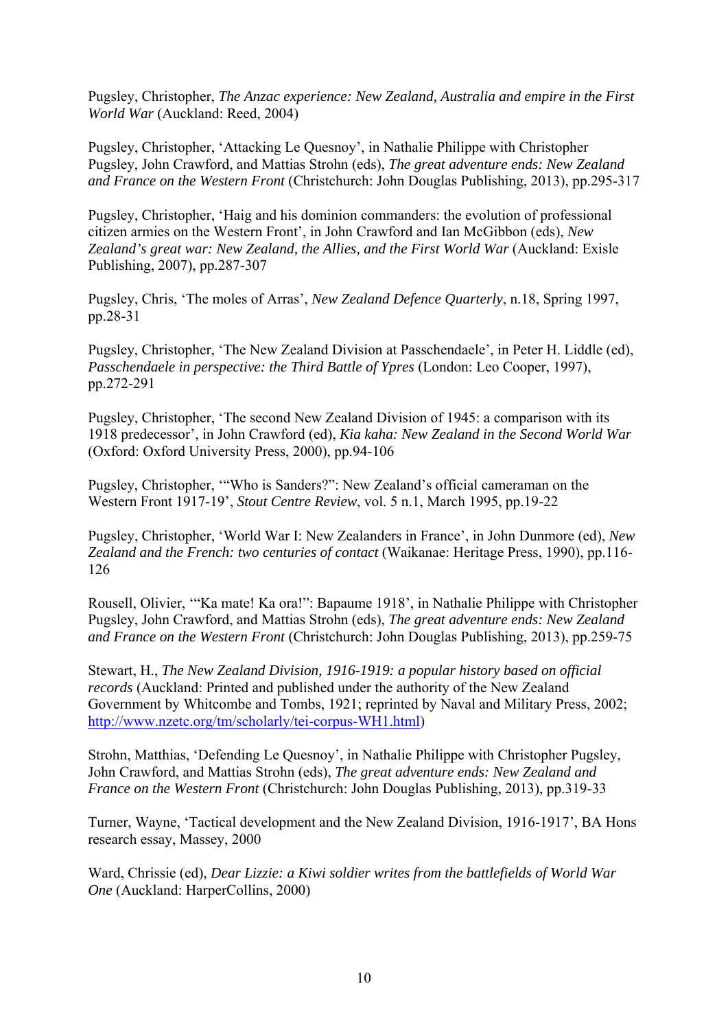Pugsley, Christopher, *The Anzac experience: New Zealand, Australia and empire in the First World War* (Auckland: Reed, 2004)

Pugsley, Christopher, 'Attacking Le Quesnoy', in Nathalie Philippe with Christopher Pugsley, John Crawford, and Mattias Strohn (eds), *The great adventure ends: New Zealand and France on the Western Front* (Christchurch: John Douglas Publishing, 2013), pp.295-317

Pugsley, Christopher, 'Haig and his dominion commanders: the evolution of professional citizen armies on the Western Front', in John Crawford and Ian McGibbon (eds), *New Zealand's great war: New Zealand, the Allies, and the First World War* (Auckland: Exisle Publishing, 2007), pp.287-307

Pugsley, Chris, 'The moles of Arras', *New Zealand Defence Quarterly*, n.18, Spring 1997, pp.28-31

Pugsley, Christopher, 'The New Zealand Division at Passchendaele', in Peter H. Liddle (ed), *Passchendaele in perspective: the Third Battle of Ypres* (London: Leo Cooper, 1997), pp.272-291

Pugsley, Christopher, 'The second New Zealand Division of 1945: a comparison with its 1918 predecessor', in John Crawford (ed), *Kia kaha: New Zealand in the Second World War* (Oxford: Oxford University Press, 2000), pp.94-106

Pugsley, Christopher, '"Who is Sanders?": New Zealand's official cameraman on the Western Front 1917-19', *Stout Centre Review*, vol. 5 n.1, March 1995, pp.19-22

Pugsley, Christopher, 'World War I: New Zealanders in France', in John Dunmore (ed), *New Zealand and the French: two centuries of contact* (Waikanae: Heritage Press, 1990), pp.116-126

Rousell, Olivier, '"Ka mate! Ka ora!": Bapaume 1918', in Nathalie Philippe with Christopher Pugsley, John Crawford, and Mattias Strohn (eds), *The great adventure ends: New Zealand and France on the Western Front* (Christchurch: John Douglas Publishing, 2013), pp.259-75

Stewart, H., *The New Zealand Division, 1916-1919: a popular history based on official records* (Auckland: Printed and published under the authority of the New Zealand Government by Whitcombe and Tombs, 1921; reprinted by Naval and Military Press, 2002; http://www.nzetc.org/tm/scholarly/tei-corpus-WH1.html)

Strohn, Matthias, 'Defending Le Quesnoy', in Nathalie Philippe with Christopher Pugsley, John Crawford, and Mattias Strohn (eds), *The great adventure ends: New Zealand and France on the Western Front* (Christchurch: John Douglas Publishing, 2013), pp.319-33

Turner, Wayne, 'Tactical development and the New Zealand Division, 1916-1917', BA Hons research essay, Massey, 2000

Ward, Chrissie (ed), *Dear Lizzie: a Kiwi soldier writes from the battlefields of World War One* (Auckland: HarperCollins, 2000)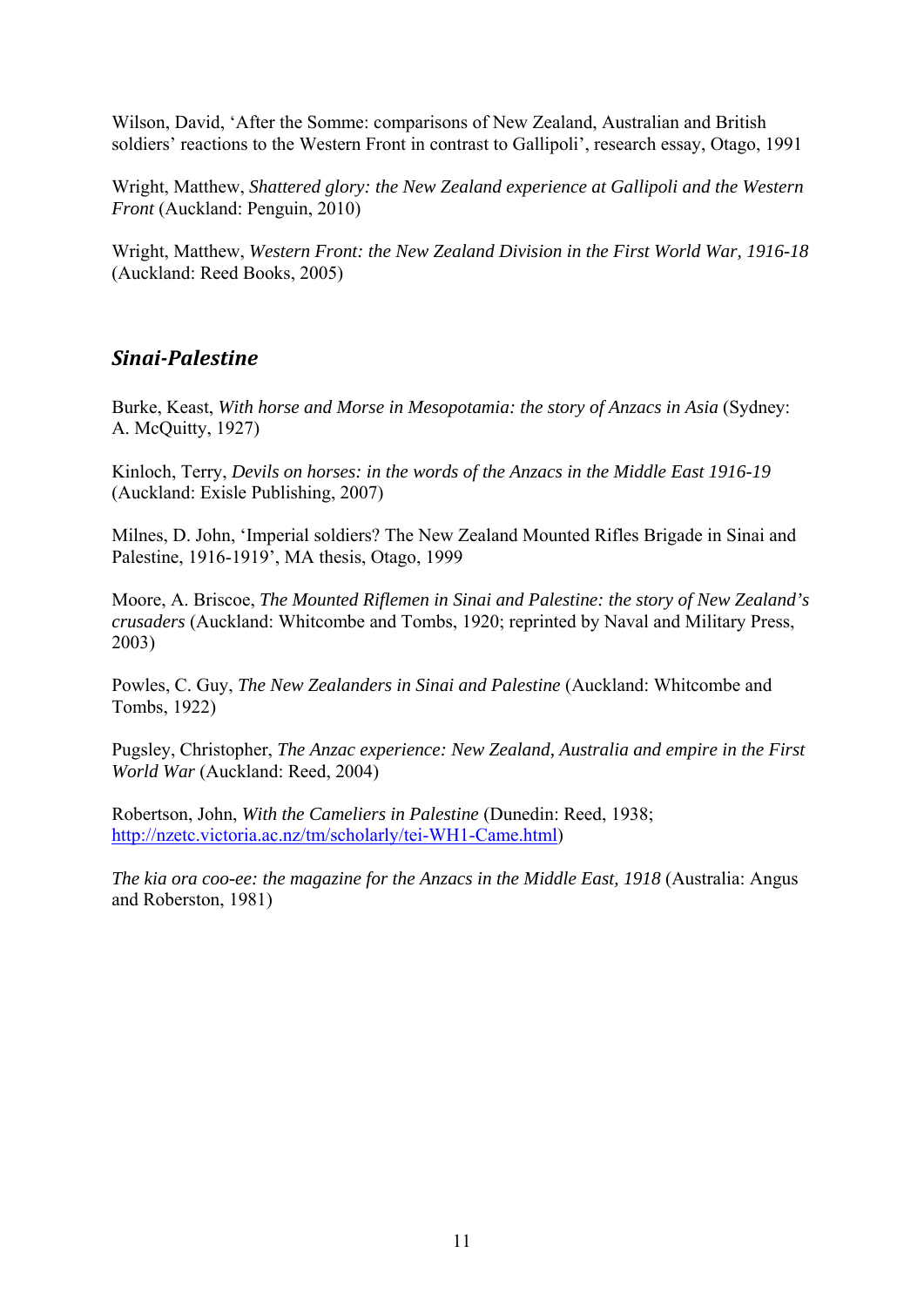Wilson, David, 'After the Somme: comparisons of New Zealand, Australian and British soldiers' reactions to the Western Front in contrast to Gallipoli', research essay, Otago, 1991

Wright, Matthew, *Shattered glory: the New Zealand experience at Gallipoli and the Western Front* (Auckland: Penguin, 2010)

Wright, Matthew, *Western Front: the New Zealand Division in the First World War, 1916-18* (Auckland: Reed Books, 2005)

## *Sinai-Palestine*

Burke, Keast, *With horse and Morse in Mesopotamia: the story of Anzacs in Asia* (Sydney: A. McQuitty, 1927)

Kinloch, Terry, *Devils on horses: in the words of the Anzacs in the Middle East 1916-19* (Auckland: Exisle Publishing, 2007)

Milnes, D. John, 'Imperial soldiers? The New Zealand Mounted Rifles Brigade in Sinai and Palestine, 1916-1919', MA thesis, Otago, 1999

Moore, A. Briscoe, *The Mounted Riflemen in Sinai and Palestine: the story of New Zealand's crusaders* (Auckland: Whitcombe and Tombs, 1920; reprinted by Naval and Military Press, 2003)

Powles, C. Guy, *The New Zealanders in Sinai and Palestine* (Auckland: Whitcombe and Tombs, 1922)

Pugsley, Christopher, *The Anzac experience: New Zealand, Australia and empire in the First World War* (Auckland: Reed, 2004)

Robertson, John, *With the Cameliers in Palestine* (Dunedin: Reed, 1938; http://nzetc.victoria.ac.nz/tm/scholarly/tei-WH1-Came.html)

*The kia ora coo-ee: the magazine for the Anzacs in the Middle East, 1918* (Australia: Angus and Roberston, 1981)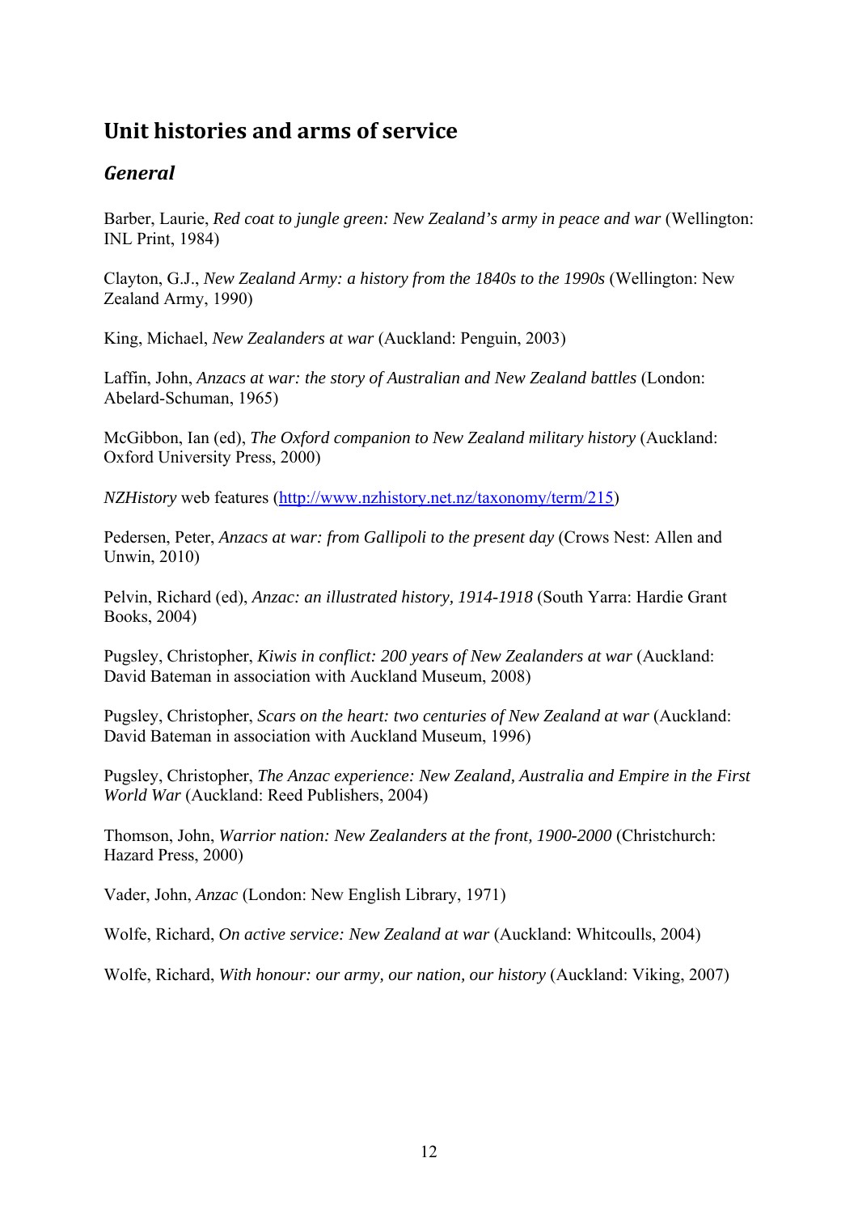## Unit histories and arms of service

### *General*

Barber, Laurie, *Red coat to jungle green: New Zealand's army in peace and war* (Wellington: INL Print, 1984)

Clayton, G.J., *New Zealand Army: a history from the 1840s to the 1990s* (Wellington: New Zealand Army, 1990)

King, Michael, *New Zealanders at war* (Auckland: Penguin, 2003)

Laffin, John, *Anzacs at war: the story of Australian and New Zealand battles* (London: Abelard-Schuman, 1965)

McGibbon, Ian (ed), *The Oxford companion to New Zealand military history* (Auckland: Oxford University Press, 2000)

*NZHistory* web features ([http://www.nzhistory.net.nz/taxonomy/term/215](http://www.nzhistory.net.nz/taxonomy/term/215))

Pedersen, Peter, *Anzacs at war: from Gallipoli to the present day* (Crows Nest: Allen and Unwin, 2010)

Pelvin, Richard (ed), *Anzac: an illustrated history, 1914-1918* (South Yarra: Hardie Grant Books, 2004)

Pugsley, Christopher, *Kiwis in conflict: 200 years of New Zealanders at war* (Auckland: David Bateman in association with Auckland Museum, 2008)

Pugsley, Christopher, *Scars on the heart: two centuries of New Zealand at war* (Auckland: David Bateman in association with Auckland Museum, 1996)

Pugsley, Christopher, *The Anzac experience: New Zealand, Australia and Empire in the First World War* (Auckland: Reed Publishers, 2004)

Thomson, John, *Warrior nation: New Zealanders at the front, 1900-2000* (Christchurch: Hazard Press, 2000)

Vader, John, *Anzac* (London: New English Library, 1971)

Wolfe, Richard, *On active service: New Zealand at war* (Auckland: Whitcoulls, 2004)

Wolfe, Richard, *With honour: our army, our nation, our history* (Auckland: Viking, 2007)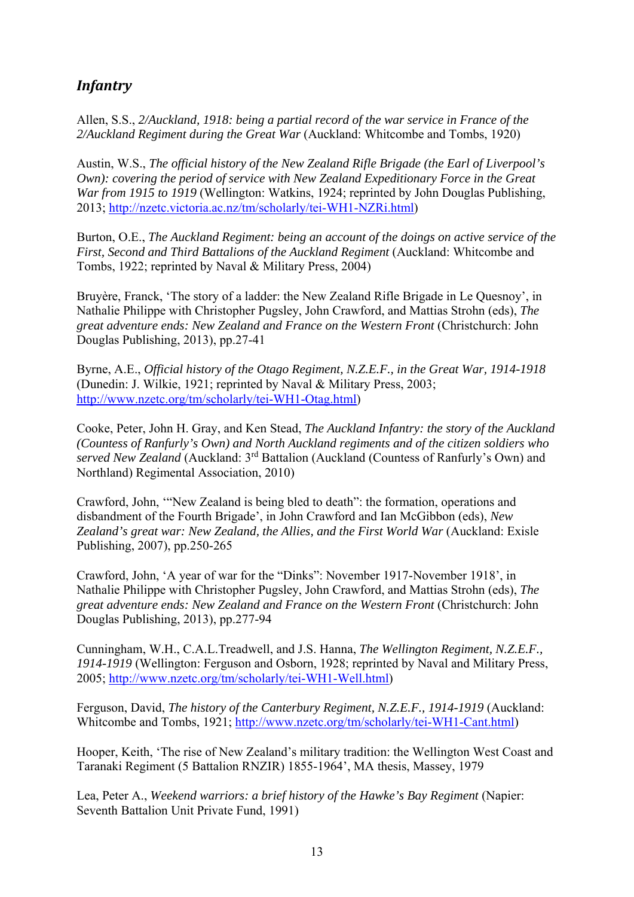## *Infantry*

Allen, S.S., *2/Auckland, 1918: being a partial record of the war service in France of the 2/Auckland Regiment during the Great War* (Auckland: Whitcombe and Tombs, 1920)

Austin, W.S., *The official history of the New Zealand Rifle Brigade (the Earl of Liverpool's Own): covering the period of service with New Zealand Expeditionary Force in the Great War from 1915 to 1919* (Wellington: Watkins, 1924; reprinted by John Douglas Publishing, 2013; http://nzetc.victoria.ac.nz/tm/scholarly/tei-WH1-NZRi.html)

Burton, O.E., *The Auckland Regiment: being an account of the doings on active service of the First, Second and Third Battalions of the Auckland Regiment* (Auckland: Whitcombe and Tombs, 1922; reprinted by Naval & Military Press, 2004)

Bruyère, Franck, 'The story of a ladder: the New Zealand Rifle Brigade in Le Quesnoy', in Nathalie Philippe with Christopher Pugsley, John Crawford, and Mattias Strohn (eds), *The great adventure ends: New Zealand and France on the Western Front* (Christchurch: John Douglas Publishing, 2013), pp.27-41

Byrne, A.E., *Official history of the Otago Regiment, N.Z.E.F., in the Great War, 1914-1918* (Dunedin: J. Wilkie, 1921; reprinted by Naval & Military Press, 2003; http://www.nzetc.org/tm/scholarly/tei-WH1-Otag.html)

Cooke, Peter, John H. Gray, and Ken Stead, *The Auckland Infantry: the story of the Auckland (Countess of Ranfurly's Own) and North Auckland regiments and of the citizen soldiers who served New Zealand* (Auckland: 3rd Battalion (Auckland (Countess of Ranfurly's Own) and Northland) Regimental Association, 2010)

Crawford, John, '"New Zealand is being bled to death": the formation, operations and disbandment of the Fourth Brigade', in John Crawford and Ian McGibbon (eds), *New Zealand's great war: New Zealand, the Allies, and the First World War* (Auckland: Exisle Publishing, 2007), pp.250-265

Crawford, John, 'A year of war for the "Dinks": November 1917-November 1918', in Nathalie Philippe with Christopher Pugsley, John Crawford, and Mattias Strohn (eds), *The great adventure ends: New Zealand and France on the Western Front* (Christchurch: John Douglas Publishing, 2013), pp.277-94

Cunningham, W.H., C.A.L.Treadwell, and J.S. Hanna, *The Wellington Regiment, N.Z.E.F., 1914-1919* (Wellington: Ferguson and Osborn, 1928; reprinted by Naval and Military Press, 2005; http://www.nzetc.org/tm/scholarly/tei-WH1-Well.html)

Ferguson, David, *The history of the Canterbury Regiment, N.Z.E.F., 1914-1919* (Auckland: Whitcombe and Tombs, 1921; http://www.nzetc.org/tm/scholarly/tei-WH1-Cant.html)

Hooper, Keith, 'The rise of New Zealand's military tradition: the Wellington West Coast and Taranaki Regiment (5 Battalion RNZIR) 1855-1964', MA thesis, Massey, 1979

Lea, Peter A., *Weekend warriors: a brief history of the Hawke's Bay Regiment* (Napier: Seventh Battalion Unit Private Fund, 1991)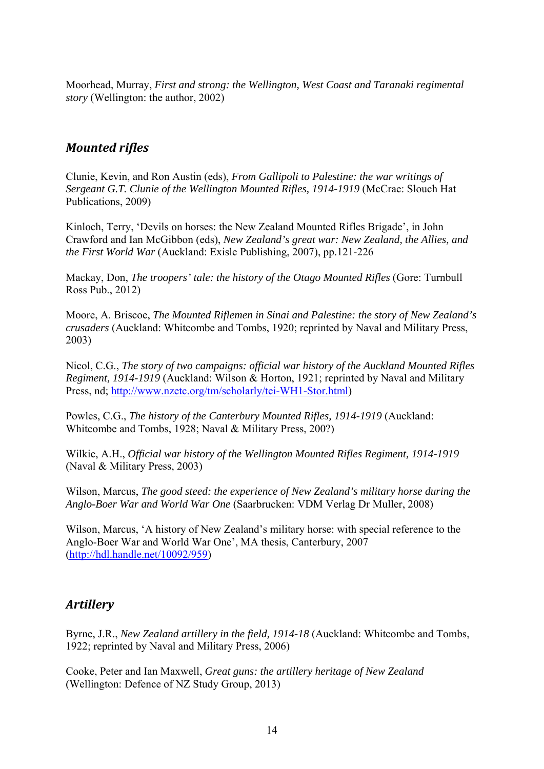Moorhead, Murray, *First and strong: the Wellington, West Coast and Taranaki regimental story* (Wellington: the author, 2002)

## *Mounted rifles*

Clunie, Kevin, and Ron Austin (eds), *From Gallipoli to Palestine: the war writings of Sergeant G.T. Clunie of the Wellington Mounted Rifles, 1914-1919* (McCrae: Slouch Hat Publications, 2009)

Kinloch, Terry, 'Devils on horses: the New Zealand Mounted Rifles Brigade', in John Crawford and Ian McGibbon (eds), *New Zealand's great war: New Zealand, the Allies, and the First World War* (Auckland: Exisle Publishing, 2007), pp.121-226

Mackay, Don, *The troopers' tale: the history of the Otago Mounted Rifles* (Gore: Turnbull Ross Pub., 2012)

Moore, A. Briscoe, *The Mounted Riflemen in Sinai and Palestine: the story of New Zealand's crusaders* (Auckland: Whitcombe and Tombs, 1920; reprinted by Naval and Military Press, 2003)

Nicol, C.G., *The story of two campaigns: official war history of the Auckland Mounted Rifles Regiment, 1914-1919* (Auckland: Wilson & Horton, 1921; reprinted by Naval and Military Press, nd; http://www.nzetc.org/tm/scholarly/tei-WH1-Stor.html)

Powles, C.G., *The history of the Canterbury Mounted Rifles, 1914-1919* (Auckland: Whitcombe and Tombs, 1928; Naval & Military Press, 200?)

Wilkie, A.H., *Official war history of the Wellington Mounted Rifles Regiment, 1914-1919* (Naval & Military Press, 2003)

Wilson, Marcus, *The good steed: the experience of New Zealand's military horse during the Anglo-Boer War and World War One* (Saarbrucken: VDM Verlag Dr Muller, 2008)

Wilson, Marcus, 'A history of New Zealand's military horse: with special reference to the Anglo-Boer War and World War One', MA thesis, Canterbury, 2007 (http://hdl.handle.net/10092/959)

## *Artillery*

Byrne, J.R., *New Zealand artillery in the field, 1914-18* (Auckland: Whitcombe and Tombs, 1922; reprinted by Naval and Military Press, 2006)

Cooke, Peter and Ian Maxwell, *Great guns: the artillery heritage of New Zealand* (Wellington: Defence of NZ Study Group, 2013)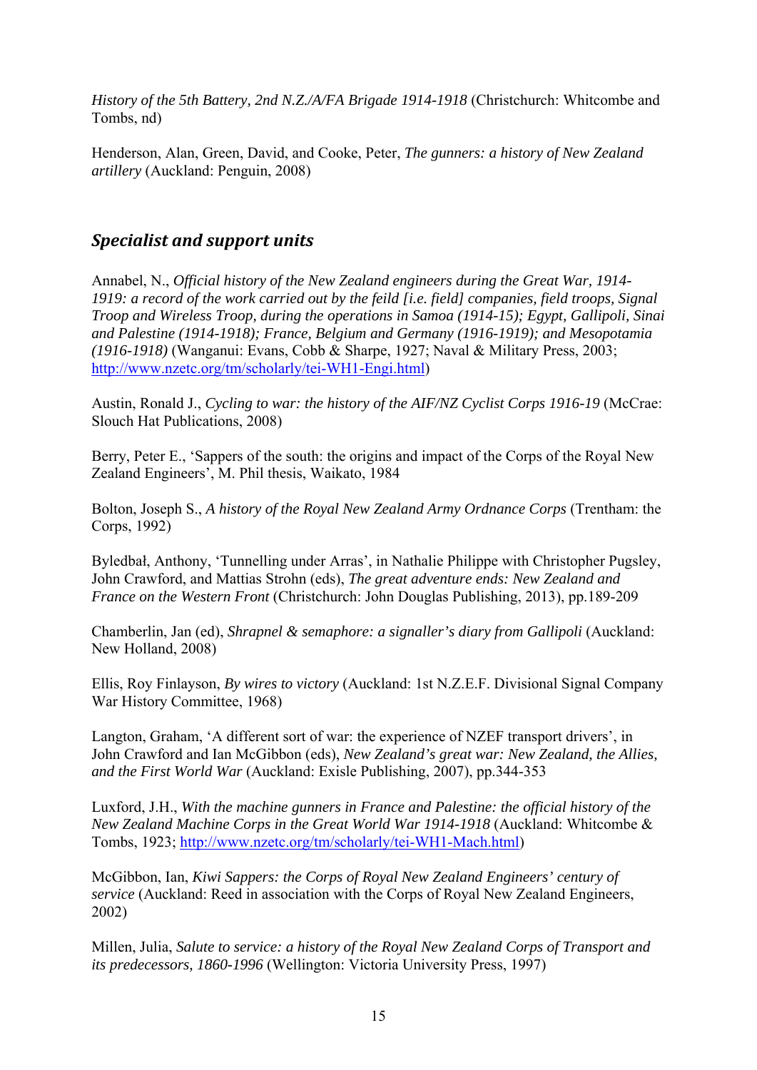*History of the 5th Battery, 2nd N.Z./A/FA Brigade 1914-1918* (Christchurch: Whitcombe and Tombs, nd)

Henderson, Alan, Green, David, and Cooke, Peter, *The gunners: a history of New Zealand artillery* (Auckland: Penguin, 2008)

## *Specialist and support units*

Annabel, N., *Official history of the New Zealand engineers during the Great War, 1914-1919: a record of the work carried out by the feild [i.e. field] companies, field troops, Signal Troop and Wireless Troop, during the operations in Samoa (1914-15); Egypt, Gallipoli, Sinai and Palestine (1914-1918); France, Belgium and Germany (1916-1919); and Mesopotamia (1916-1918)* (Wanganui: Evans, Cobb & Sharpe, 1927; Naval & Military Press, 2003; http://www.nzetc.org/tm/scholarly/tei-WH1-Engi.html)

Austin, Ronald J., *Cycling to war: the history of the AIF/NZ Cyclist Corps 1916-19* (McCrae: Slouch Hat Publications, 2008)

Berry, Peter E., 'Sappers of the south: the origins and impact of the Corps of the Royal New Zealand Engineers', M. Phil thesis, Waikato, 1984

Bolton, Joseph S., *A history of the Royal New Zealand Army Ordnance Corps* (Trentham: the Corps, 1992)

Byledbał, Anthony, 'Tunnelling under Arras', in Nathalie Philippe with Christopher Pugsley, John Crawford, and Mattias Strohn (eds), *The great adventure ends: New Zealand and France on the Western Front* (Christchurch: John Douglas Publishing, 2013), pp.189-209

Chamberlin, Jan (ed), *Shrapnel & semaphore: a signaller's diary from Gallipoli* (Auckland: New Holland, 2008)

Ellis, Roy Finlayson, *By wires to victory* (Auckland: 1st N.Z.E.F. Divisional Signal Company War History Committee, 1968)

Langton, Graham, 'A different sort of war: the experience of NZEF transport drivers', in John Crawford and Ian McGibbon (eds), *New Zealand's great war: New Zealand, the Allies, and the First World War* (Auckland: Exisle Publishing, 2007), pp.344-353

Luxford, J.H., *With the machine gunners in France and Palestine: the official history of the New Zealand Machine Corps in the Great World War 1914-1918* (Auckland: Whitcombe & Tombs, 1923; http://www.nzetc.org/tm/scholarly/tei-WH1-Mach.html)

McGibbon, Ian, *Kiwi Sappers: the Corps of Royal New Zealand Engineers' century of service* (Auckland: Reed in association with the Corps of Royal New Zealand Engineers, 2002)

Millen, Julia, *Salute to service: a history of the Royal New Zealand Corps of Transport and its predecessors, 1860-1996* (Wellington: Victoria University Press, 1997)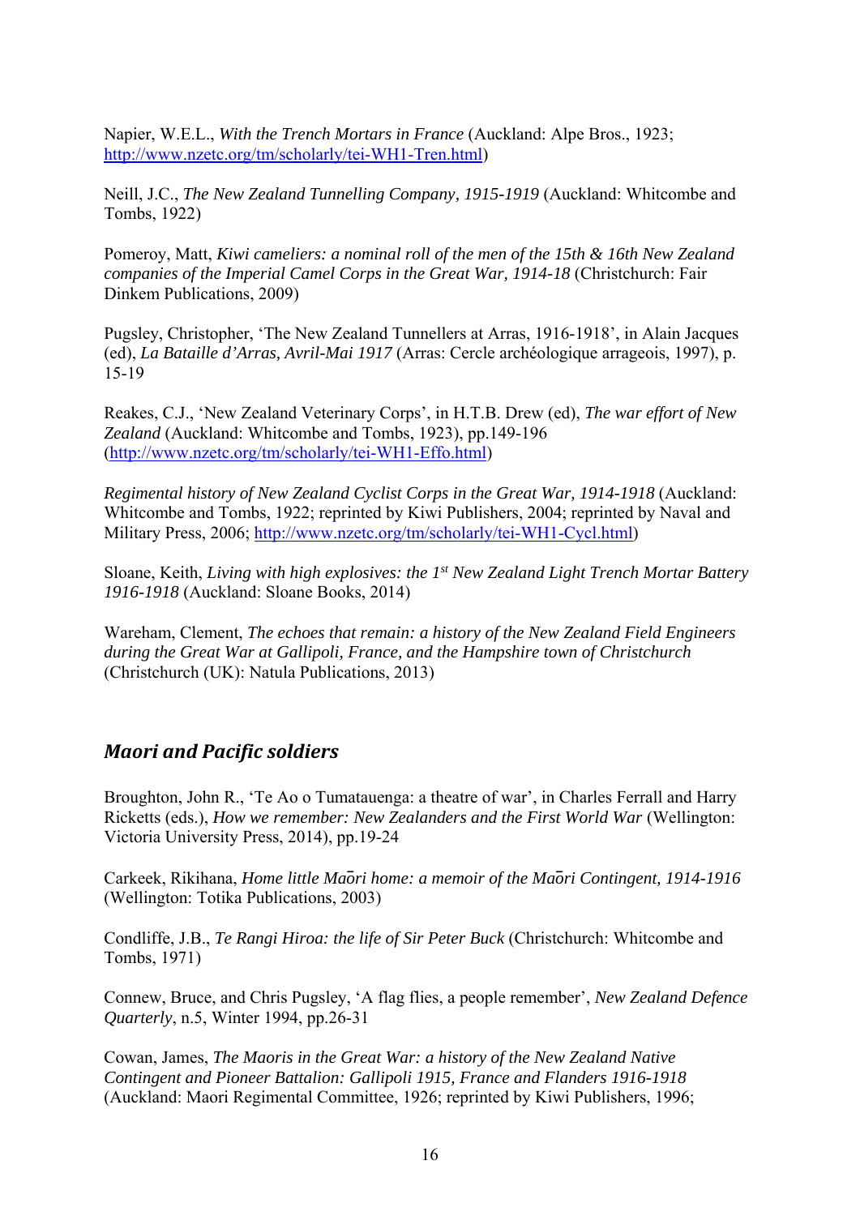Napier, W.E.L., *With the Trench Mortars in France* (Auckland: Alpe Bros., 1923; http://www.nzetc.org/tm/scholarly/tei-WH1-Tren.html)

Neill, J.C., *The New Zealand Tunnelling Company, 1915-1919* (Auckland: Whitcombe and Tombs, 1922)

Pomeroy, Matt, *Kiwi cameliers: a nominal roll of the men of the 15th & 16th New Zealand companies of the Imperial Camel Corps in the Great War, 1914-18* (Christchurch: Fair Dinkem Publications, 2009)

Pugsley, Christopher, 'The New Zealand Tunnellers at Arras, 1916-1918', in Alain Jacques (ed), *La Bataille d'Arras, Avril-Mai 1917* (Arras: Cercle archéologique arrageois, 1997), p. 15-19

Reakes, C.J., 'New Zealand Veterinary Corps', in H.T.B. Drew (ed), *The war effort of New Zealand* (Auckland: Whitcombe and Tombs, 1923), pp.149-196 (http://www.nzetc.org/tm/scholarly/tei-WH1-Effo.html)

*Regimental history of New Zealand Cyclist Corps in the Great War, 1914-1918* (Auckland: Whitcombe and Tombs, 1922; reprinted by Kiwi Publishers, 2004; reprinted by Naval and Military Press, 2006; http://www.nzetc.org/tm/scholarly/tei-WH1-Cycl.html)

Sloane, Keith, *Living with high explosives: the 1st New Zealand Light Trench Mortar Battery 1916-1918* (Auckland: Sloane Books, 2014)

Wareham, Clement, *The echoes that remain: a history of the New Zealand Field Engineers during the Great War at Gallipoli, France, and the Hampshire town of Christchurch* (Christchurch (UK): Natula Publications, 2013)

## *Maori and Pacific soldiers*

Broughton, John R., 'Te Ao o Tumatauenga: a theatre of war', in Charles Ferrall and Harry Ricketts (eds.), *How we remember: New Zealanders and the First World War* (Wellington: Victoria University Press, 2014), pp.19-24

Carkeek, Rikihana, *Home little Maōri home: a memoir of the Maōri Contingent, 1914-1916* (Wellington: Totika Publications, 2003)

Condliffe, J.B., *Te Rangi Hiroa: the life of Sir Peter Buck* (Christchurch: Whitcombe and Tombs, 1971)

Connew, Bruce, and Chris Pugsley, 'A flag flies, a people remember', *New Zealand Defence Quarterly*, n.5, Winter 1994, pp.26-31

Cowan, James, *The Maoris in the Great War: a history of the New Zealand Native Contingent and Pioneer Battalion: Gallipoli 1915, France and Flanders 1916-1918* (Auckland: Maori Regimental Committee, 1926; reprinted by Kiwi Publishers, 1996;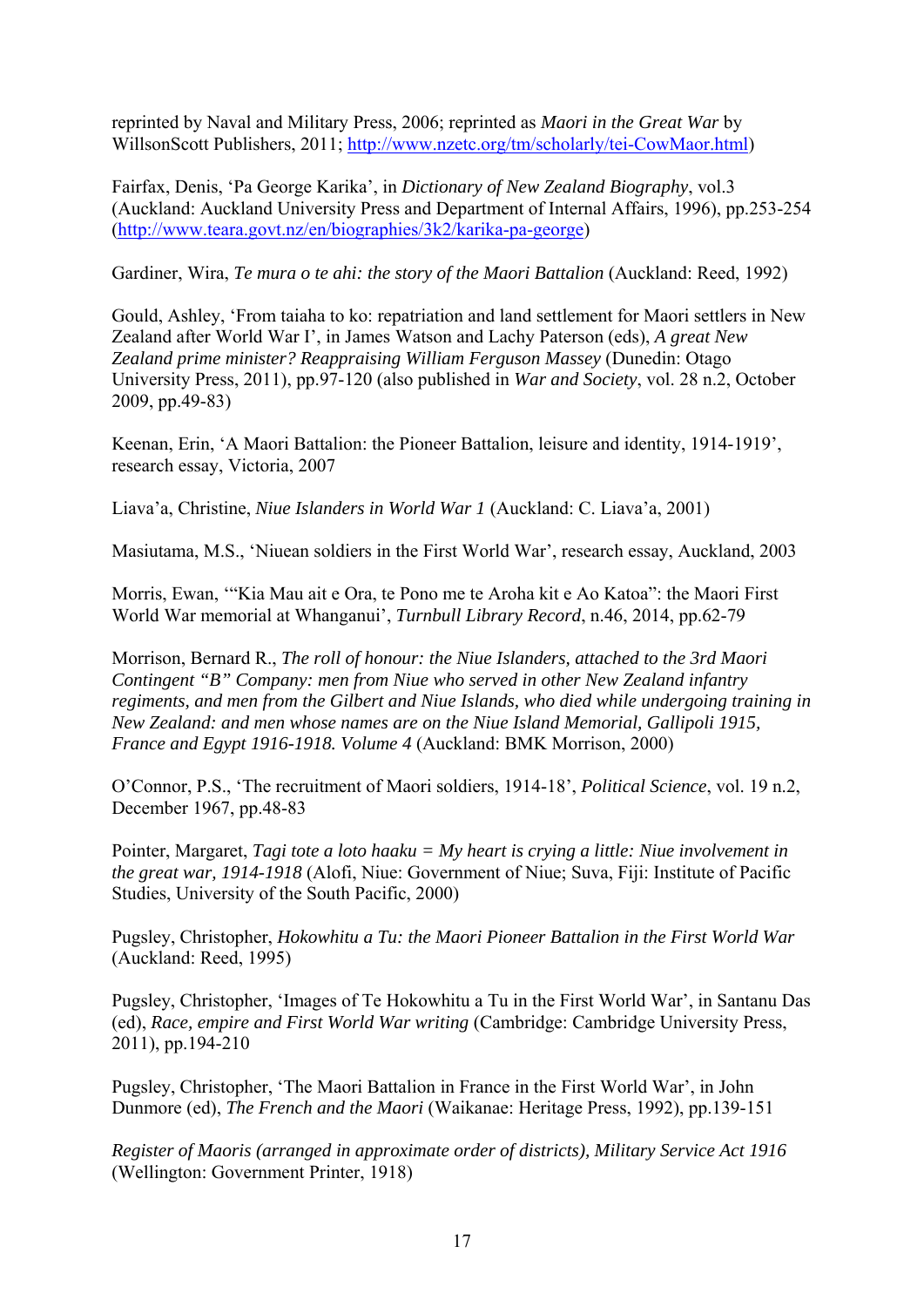reprinted by Naval and Military Press, 2006; reprinted as *Maori in the Great War* by WillsonScott Publishers, 2011; http://www.nzetc.org/tm/scholarly/tei-CowMaor.html)

Fairfax, Denis, 'Pa George Karika', in *Dictionary of New Zealand Biography*, vol.3 (Auckland: Auckland University Press and Department of Internal Affairs, 1996), pp.253-254 (http://www.teara.govt.nz/en/biographies/3k2/karika-pa-george)

Gardiner, Wira, *Te mura o te ahi: the story of the Maori Battalion* (Auckland: Reed, 1992)

Gould, Ashley, 'From taiaha to ko: repatriation and land settlement for Maori settlers in New Zealand after World War I', in James Watson and Lachy Paterson (eds), *A great New Zealand prime minister? Reappraising William Ferguson Massey* (Dunedin: Otago University Press, 2011), pp.97-120 (also published in *War and Society*, vol. 28 n.2, October 2009, pp.49-83)

Keenan, Erin, 'A Maori Battalion: the Pioneer Battalion, leisure and identity, 1914-1919', research essay, Victoria, 2007

Liava'a, Christine, *Niue Islanders in World War 1* (Auckland: C. Liava'a, 2001)

Masiutama, M.S., 'Niuean soldiers in the First World War', research essay, Auckland, 2003

Morris, Ewan, '"Kia Mau ait e Ora, te Pono me te Aroha kit e Ao Katoa": the Maori First World War memorial at Whanganui', *Turnbull Library Record*, n.46, 2014, pp.62-79

Morrison, Bernard R., *The roll of honour: the Niue Islanders, attached to the 3rd Maori Contingent "B" Company: men from Niue who served in other New Zealand infantry regiments, and men from the Gilbert and Niue Islands, who died while undergoing training in New Zealand: and men whose names are on the Niue Island Memorial, Gallipoli 1915, France and Egypt 1916-1918. Volume 4* (Auckland: BMK Morrison, 2000)

O'Connor, P.S., 'The recruitment of Maori soldiers, 1914-18', *Political Science*, vol. 19 n.2, December 1967, pp.48-83

Pointer, Margaret, *Tagi tote a loto haaku = My heart is crying a little: Niue involvement in the great war, 1914-1918* (Alofi, Niue: Government of Niue; Suva, Fiji: Institute of Pacific Studies, University of the South Pacific, 2000)

Pugsley, Christopher, *Hokowhitu a Tu: the Maori Pioneer Battalion in the First World War* (Auckland: Reed, 1995)

Pugsley, Christopher, 'Images of Te Hokowhitu a Tu in the First World War', in Santanu Das (ed), *Race, empire and First World War writing* (Cambridge: Cambridge University Press, 2011), pp.194-210

Pugsley, Christopher, 'The Maori Battalion in France in the First World War', in John Dunmore (ed), *The French and the Maori* (Waikanae: Heritage Press, 1992), pp.139-151

*Register of Maoris (arranged in approximate order of districts), Military Service Act 1916* (Wellington: Government Printer, 1918)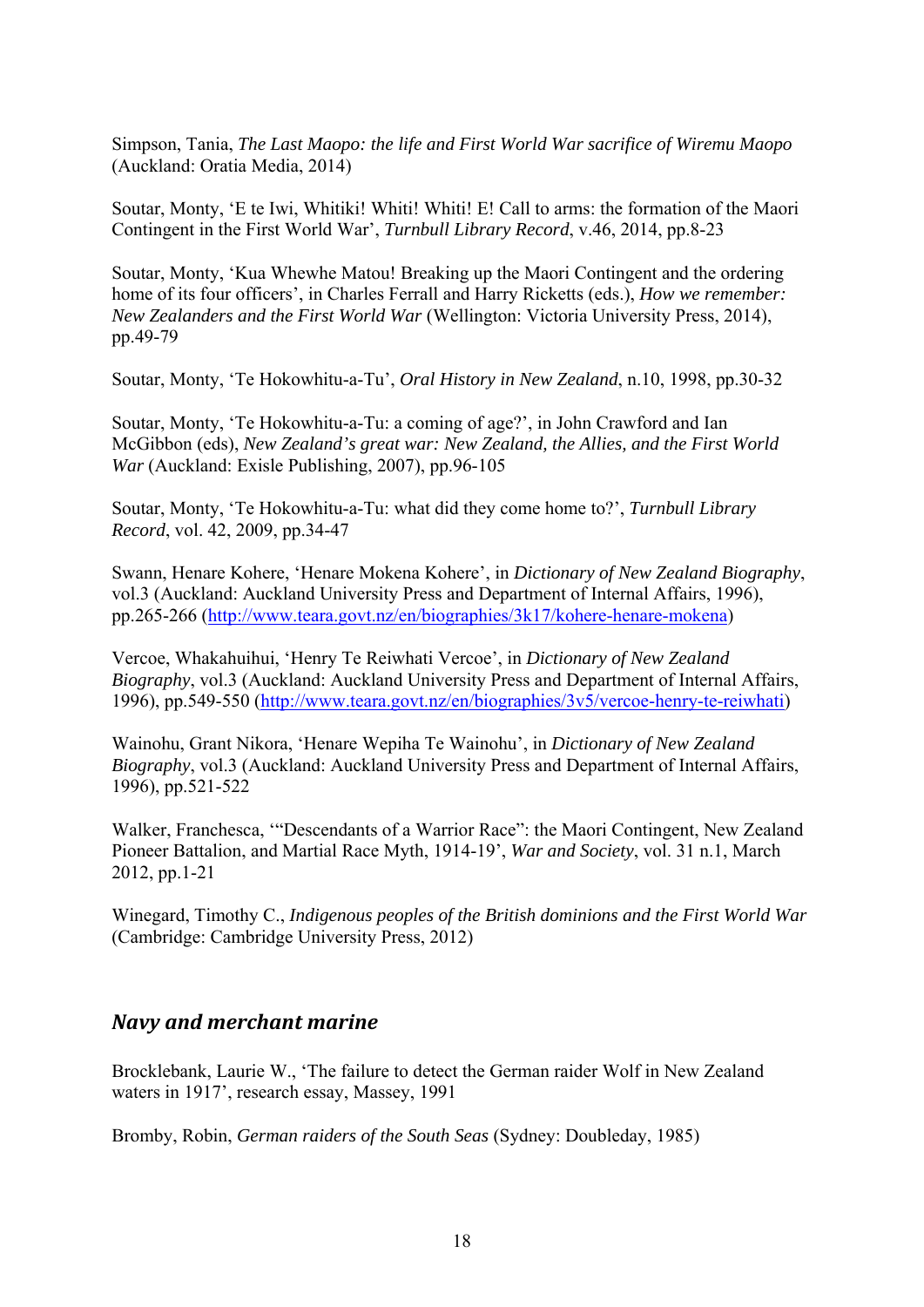Simpson, Tania, *The Last Maopo: the life and First World War sacrifice of Wiremu Maopo* (Auckland: Oratia Media, 2014)

Soutar, Monty, 'E te Iwi, Whitiki! Whiti! Whiti! E! Call to arms: the formation of the Maori Contingent in the First World War', *Turnbull Library Record*, v.46, 2014, pp.8-23

Soutar, Monty, 'Kua Whewhe Matou! Breaking up the Maori Contingent and the ordering home of its four officers', in Charles Ferrall and Harry Ricketts (eds.), *How we remember: New Zealanders and the First World War* (Wellington: Victoria University Press, 2014), pp.49-79

Soutar, Monty, 'Te Hokowhitu-a-Tu', *Oral History in New Zealand*, n.10, 1998, pp.30-32

Soutar, Monty, 'Te Hokowhitu-a-Tu: a coming of age?', in John Crawford and Ian McGibbon (eds), *New Zealand's great war: New Zealand, the Allies, and the First World War* (Auckland: Exisle Publishing, 2007), pp.96-105

Soutar, Monty, 'Te Hokowhitu-a-Tu: what did they come home to?', *Turnbull Library Record*, vol. 42, 2009, pp.34-47

Swann, Henare Kohere, 'Henare Mokena Kohere', in *Dictionary of New Zealand Biography*, vol.3 (Auckland: Auckland University Press and Department of Internal Affairs, 1996), pp.265-266 (http://www.teara.govt.nz/en/biographies/3k17/kohere-henare-mokena)

Vercoe, Whakahuihui, 'Henry Te Reiwhati Vercoe', in *Dictionary of New Zealand Biography*, vol.3 (Auckland: Auckland University Press and Department of Internal Affairs, 1996), pp.549-550 (http://www.teara.govt.nz/en/biographies/3v5/vercoe-henry-te-reiwhati)

Wainohu, Grant Nikora, 'Henare Wepiha Te Wainohu', in *Dictionary of New Zealand Biography*, vol.3 (Auckland: Auckland University Press and Department of Internal Affairs, 1996), pp.521-522

Walker, Franchesca, '"Descendants of a Warrior Race": the Maori Contingent, New Zealand Pioneer Battalion, and Martial Race Myth, 1914-19', *War and Society*, vol. 31 n.1, March 2012, pp.1-21

Winegard, Timothy C., *Indigenous peoples of the British dominions and the First World War* (Cambridge: Cambridge University Press, 2012)

## *Navy and merchant marine*

Brocklebank, Laurie W., 'The failure to detect the German raider Wolf in New Zealand waters in 1917', research essay, Massey, 1991

Bromby, Robin, *German raiders of the South Seas* (Sydney: Doubleday, 1985)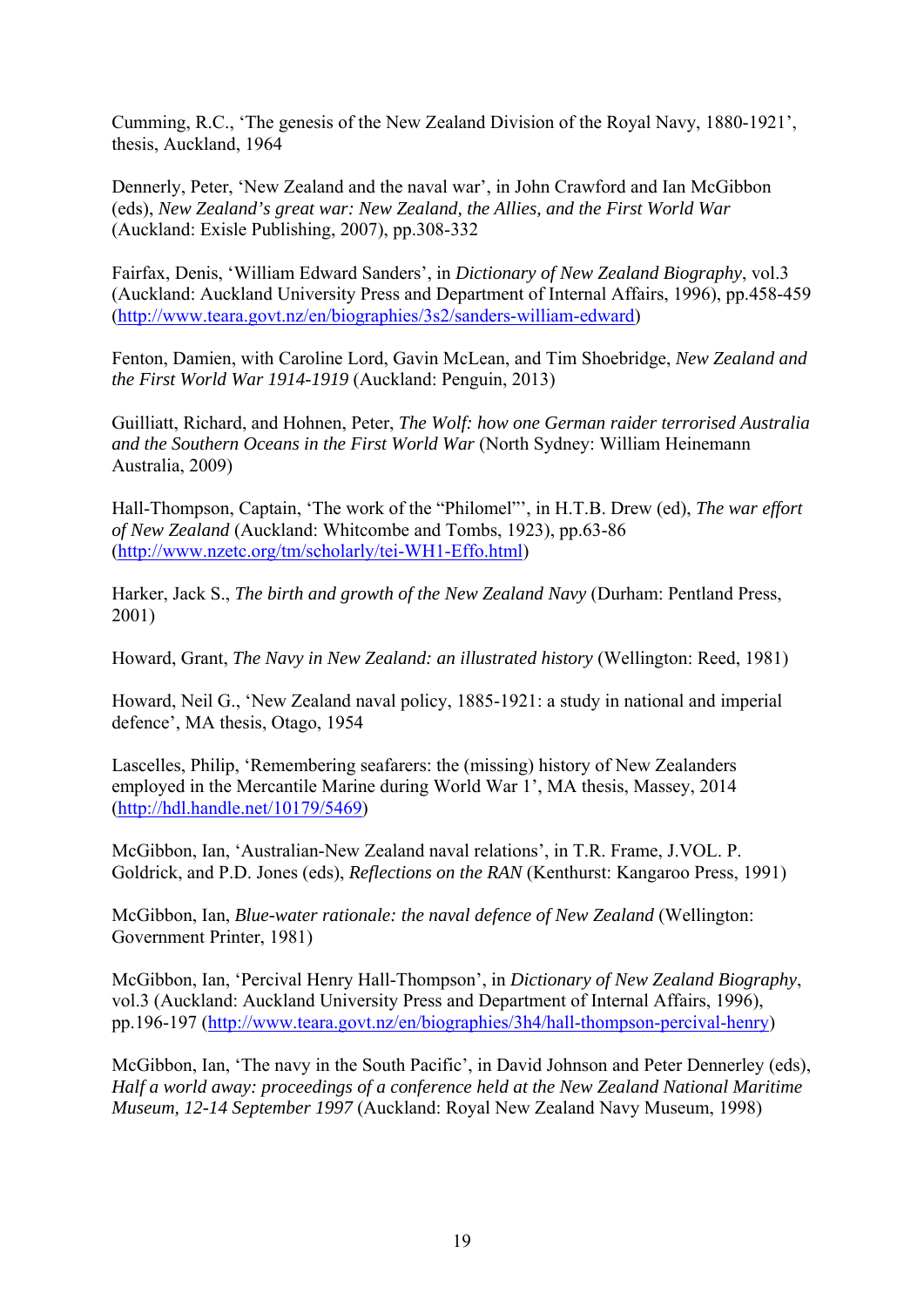Cumming, R.C., 'The genesis of the New Zealand Division of the Royal Navy, 1880-1921', thesis, Auckland, 1964

Dennerly, Peter, 'New Zealand and the naval war', in John Crawford and Ian McGibbon (eds), *New Zealand's great war: New Zealand, the Allies, and the First World War* (Auckland: Exisle Publishing, 2007), pp.308-332

Fairfax, Denis, 'William Edward Sanders', in *Dictionary of New Zealand Biography*, vol.3 (Auckland: Auckland University Press and Department of Internal Affairs, 1996), pp.458-459 (http://www.teara.govt.nz/en/biographies/3s2/sanders-william-edward)

Fenton, Damien, with Caroline Lord, Gavin McLean, and Tim Shoebridge, *New Zealand and the First World War 1914-1919* (Auckland: Penguin, 2013)

Guilliatt, Richard, and Hohnen, Peter, *The Wolf: how one German raider terrorised Australia and the Southern Oceans in the First World War* (North Sydney: William Heinemann Australia, 2009)

Hall-Thompson, Captain, 'The work of the "Philomel"', in H.T.B. Drew (ed), *The war effort of New Zealand* (Auckland: Whitcombe and Tombs, 1923), pp.63-86 (http://www.nzetc.org/tm/scholarly/tei-WH1-Effo.html)

Harker, Jack S., *The birth and growth of the New Zealand Navy* (Durham: Pentland Press, 2001)

Howard, Grant, *The Navy in New Zealand: an illustrated history* (Wellington: Reed, 1981)

Howard, Neil G., 'New Zealand naval policy, 1885-1921: a study in national and imperial defence', MA thesis, Otago, 1954

Lascelles, Philip, 'Remembering seafarers: the (missing) history of New Zealanders employed in the Mercantile Marine during World War 1', MA thesis, Massey, 2014 (http://hdl.handle.net/10179/5469)

McGibbon, Ian, 'Australian-New Zealand naval relations', in T.R. Frame, J.VOL. P. Goldrick, and P.D. Jones (eds), *Reflections on the RAN* (Kenthurst: Kangaroo Press, 1991)

McGibbon, Ian, *Blue-water rationale: the naval defence of New Zealand* (Wellington: Government Printer, 1981)

McGibbon, Ian, 'Percival Henry Hall-Thompson', in *Dictionary of New Zealand Biography*, vol.3 (Auckland: Auckland University Press and Department of Internal Affairs, 1996), pp.196-197 (http://www.teara.govt.nz/en/biographies/3h4/hall-thompson-percival-henry)

McGibbon, Ian, 'The navy in the South Pacific', in David Johnson and Peter Dennerley (eds), *Half a world away: proceedings of a conference held at the New Zealand National Maritime Museum, 12-14 September 1997* (Auckland: Royal New Zealand Navy Museum, 1998)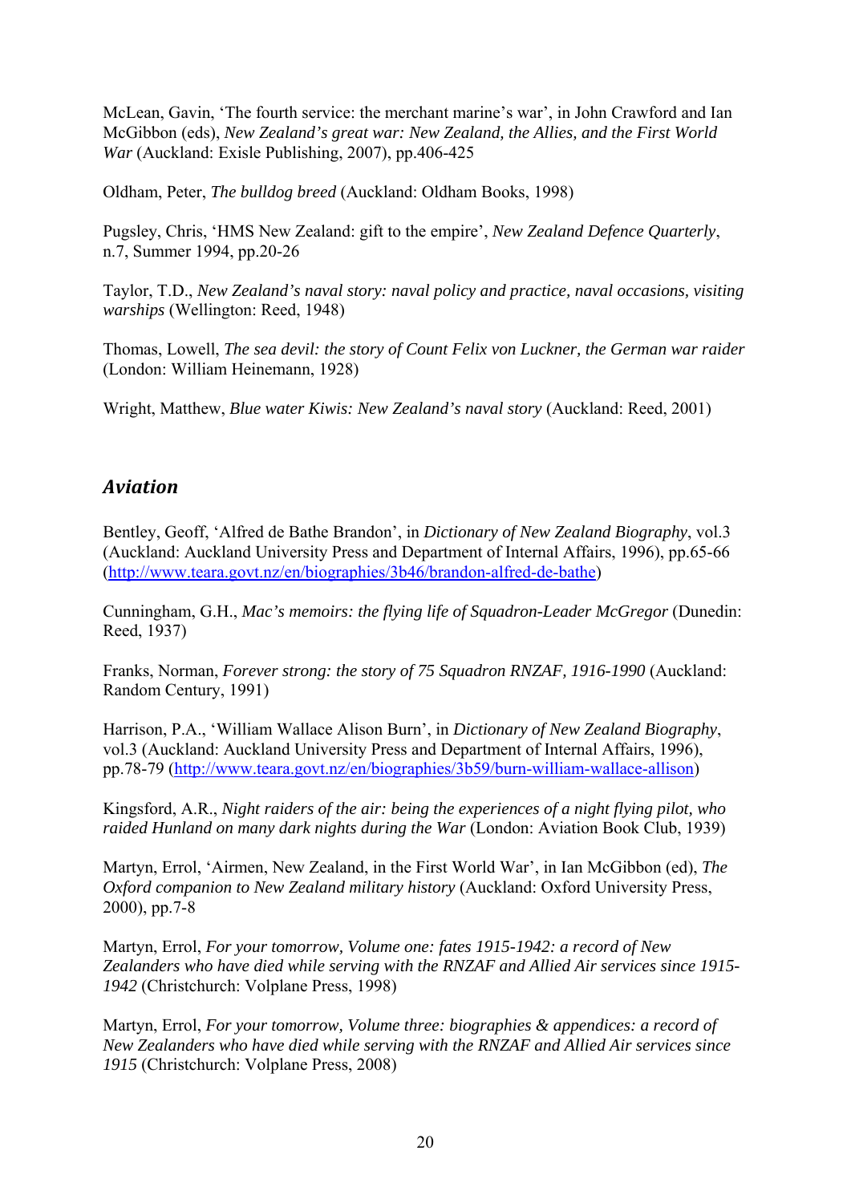McLean, Gavin, 'The fourth service: the merchant marine's war', in John Crawford and Ian McGibbon (eds), *New Zealand's great war: New Zealand, the Allies, and the First World War* (Auckland: Exisle Publishing, 2007), pp.406-425

Oldham, Peter, *The bulldog breed* (Auckland: Oldham Books, 1998)

Pugsley, Chris, 'HMS New Zealand: gift to the empire', *New Zealand Defence Quarterly*, n.7, Summer 1994, pp.20-26

Taylor, T.D., *New Zealand's naval story: naval policy and practice, naval occasions, visiting warships* (Wellington: Reed, 1948)

Thomas, Lowell, *The sea devil: the story of Count Felix von Luckner, the German war raider* (London: William Heinemann, 1928)

Wright, Matthew, *Blue water Kiwis: New Zealand's naval story* (Auckland: Reed, 2001)

## Aviation

Bentley, Geoff, 'Alfred de Bathe Brandon', in *Dictionary of New Zealand Biography*, vol.3 (Auckland: Auckland University Press and Department of Internal Affairs, 1996), pp.65-66 (http://www.teara.govt.nz/en/biographies/3b46/brandon-alfred-de-bathe)

Cunningham, G.H., *Mac's memoirs: the flying life of Squadron-Leader McGregor* (Dunedin: Reed, 1937)

Franks, Norman, *Forever strong: the story of 75 Squadron RNZAF, 1916-1990* (Auckland: Random Century, 1991)

Harrison, P.A., 'William Wallace Alison Burn', in *Dictionary of New Zealand Biography*, vol.3 (Auckland: Auckland University Press and Department of Internal Affairs, 1996), pp.78-79 (http://www.teara.govt.nz/en/biographies/3b59/burn-william-wallace-allison)

Kingsford, A.R., *Night raiders of the air: being the experiences of a night flying pilot, who raided Hunland on many dark nights during the War* (London: Aviation Book Club, 1939)

Martyn, Errol, 'Airmen, New Zealand, in the First World War', in Ian McGibbon (ed), *The Oxford companion to New Zealand military history* (Auckland: Oxford University Press, 2000), pp.7-8

Martyn, Errol, *For your tomorrow, Volume one: fates 1915-1942: a record of New Zealanders who have died while serving with the RNZAF and Allied Air services since 1915-1942* (Christchurch: Volplane Press, 1998)

Martyn, Errol, *For your tomorrow, Volume three: biographies & appendices: a record of New Zealanders who have died while serving with the RNZAF and Allied Air services since 1915* (Christchurch: Volplane Press, 2008)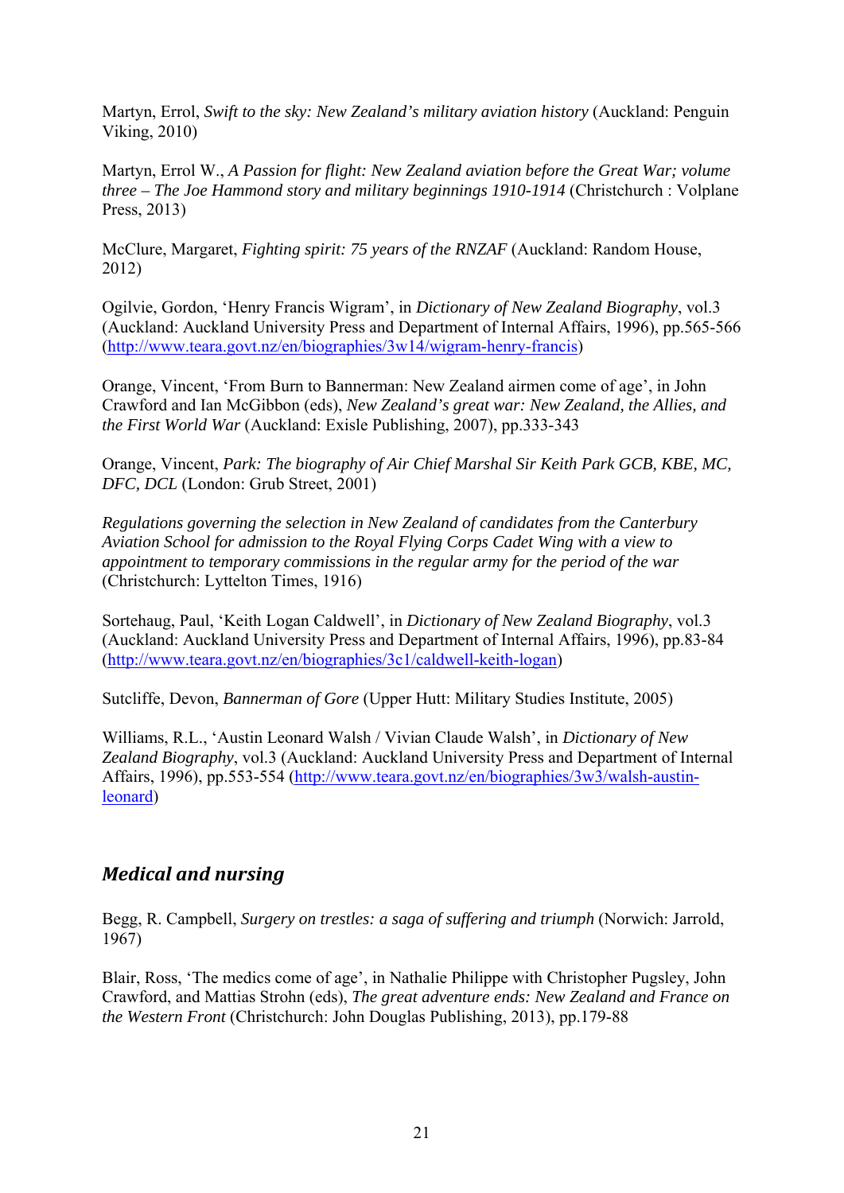Martyn, Errol, *Swift to the sky: New Zealand's military aviation history* (Auckland: Penguin Viking, 2010)

Martyn, Errol W., *A Passion for flight: New Zealand aviation before the Great War; volume three – The Joe Hammond story and military beginnings 1910-1914* (Christchurch : Volplane Press, 2013)

McClure, Margaret, *Fighting spirit: 75 years of the RNZAF* (Auckland: Random House, 2012)

Ogilvie, Gordon, 'Henry Francis Wigram', in *Dictionary of New Zealand Biography*, vol.3 (Auckland: Auckland University Press and Department of Internal Affairs, 1996), pp.565-566 (http://www.teara.govt.nz/en/biographies/3w14/wigram-henry-francis)

Orange, Vincent, 'From Burn to Bannerman: New Zealand airmen come of age', in John Crawford and Ian McGibbon (eds), *New Zealand's great war: New Zealand, the Allies, and the First World War* (Auckland: Exisle Publishing, 2007), pp.333-343

Orange, Vincent, *Park: The biography of Air Chief Marshal Sir Keith Park GCB, KBE, MC, DFC, DCL* (London: Grub Street, 2001)

*Regulations governing the selection in New Zealand of candidates from the Canterbury Aviation School for admission to the Royal Flying Corps Cadet Wing with a view to appointment to temporary commissions in the regular army for the period of the war* (Christchurch: Lyttelton Times, 1916)

Sortehaug, Paul, 'Keith Logan Caldwell', in *Dictionary of New Zealand Biography*, vol.3 (Auckland: Auckland University Press and Department of Internal Affairs, 1996), pp.83-84 (http://www.teara.govt.nz/en/biographies/3c1/caldwell-keith-logan)

Sutcliffe, Devon, *Bannerman of Gore* (Upper Hutt: Military Studies Institute, 2005)

Williams, R.L., 'Austin Leonard Walsh / Vivian Claude Walsh', in *Dictionary of New Zealand Biography*, vol.3 (Auckland: Auckland University Press and Department of Internal Affairs, 1996), pp.553-554 (http://www.teara.govt.nz/en/biographies/3w3/walsh-austin-leonard)

## *Medical and nursing*

Begg, R. Campbell, *Surgery on trestles: a saga of suffering and triumph* (Norwich: Jarrold, 1967)

Blair, Ross, 'The medics come of age', in Nathalie Philippe with Christopher Pugsley, John Crawford, and Mattias Strohn (eds), *The great adventure ends: New Zealand and France on the Western Front* (Christchurch: John Douglas Publishing, 2013), pp.179-88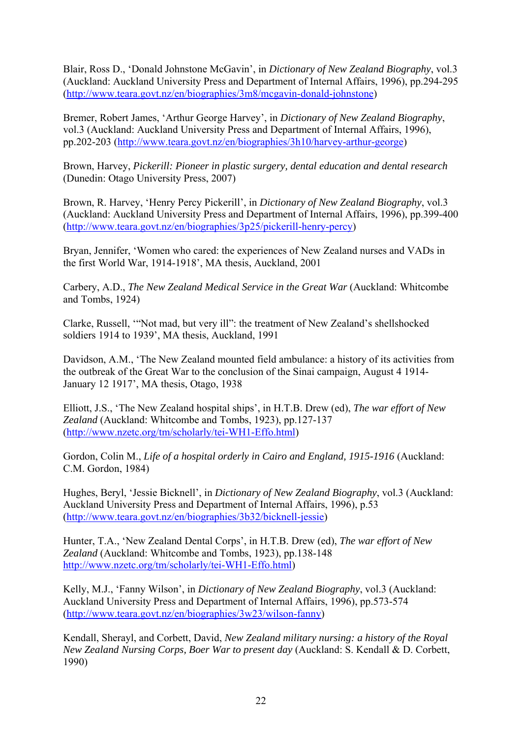Blair, Ross D., 'Donald Johnstone McGavin', in *Dictionary of New Zealand Biography*, vol.3 (Auckland: Auckland University Press and Department of Internal Affairs, 1996), pp.294-295 (http://www.teara.govt.nz/en/biographies/3m8/mcgavin-donald-johnstone)

Bremer, Robert James, 'Arthur George Harvey', in *Dictionary of New Zealand Biography*, vol.3 (Auckland: Auckland University Press and Department of Internal Affairs, 1996), pp.202-203 (http://www.teara.govt.nz/en/biographies/3h10/harvey-arthur-george)

Brown, Harvey, *Pickerill: Pioneer in plastic surgery, dental education and dental research* (Dunedin: Otago University Press, 2007)

Brown, R. Harvey, 'Henry Percy Pickerill', in *Dictionary of New Zealand Biography*, vol.3 (Auckland: Auckland University Press and Department of Internal Affairs, 1996), pp.399-400 (http://www.teara.govt.nz/en/biographies/3p25/pickerill-henry-percy)

Bryan, Jennifer, 'Women who cared: the experiences of New Zealand nurses and VADs in the first World War, 1914-1918', MA thesis, Auckland, 2001

Carbery, A.D., *The New Zealand Medical Service in the Great War* (Auckland: Whitcombe and Tombs, 1924)

Clarke, Russell, '"Not mad, but very ill": the treatment of New Zealand's shellshocked soldiers 1914 to 1939', MA thesis, Auckland, 1991

Davidson, A.M., 'The New Zealand mounted field ambulance: a history of its activities from the outbreak of the Great War to the conclusion of the Sinai campaign, August 4 1914-January 12 1917', MA thesis, Otago, 1938

Elliott, J.S., 'The New Zealand hospital ships', in H.T.B. Drew (ed), *The war effort of New Zealand* (Auckland: Whitcombe and Tombs, 1923), pp.127-137 (http://www.nzetc.org/tm/scholarly/tei-WH1-Effo.html)

Gordon, Colin M., *Life of a hospital orderly in Cairo and England, 1915-1916* (Auckland: C.M. Gordon, 1984)

Hughes, Beryl, 'Jessie Bicknell', in *Dictionary of New Zealand Biography*, vol.3 (Auckland: Auckland University Press and Department of Internal Affairs, 1996), p.53 (http://www.teara.govt.nz/en/biographies/3b32/bicknell-jessie)

Hunter, T.A., 'New Zealand Dental Corps', in H.T.B. Drew (ed), *The war effort of New Zealand* (Auckland: Whitcombe and Tombs, 1923), pp.138-148 http://www.nzetc.org/tm/scholarly/tei-WH1-Effo.html)

Kelly, M.J., 'Fanny Wilson', in *Dictionary of New Zealand Biography*, vol.3 (Auckland: Auckland University Press and Department of Internal Affairs, 1996), pp.573-574 (http://www.teara.govt.nz/en/biographies/3w23/wilson-fanny)

Kendall, Sherayl, and Corbett, David, *New Zealand military nursing: a history of the Royal New Zealand Nursing Corps, Boer War to present day* (Auckland: S. Kendall & D. Corbett, 1990)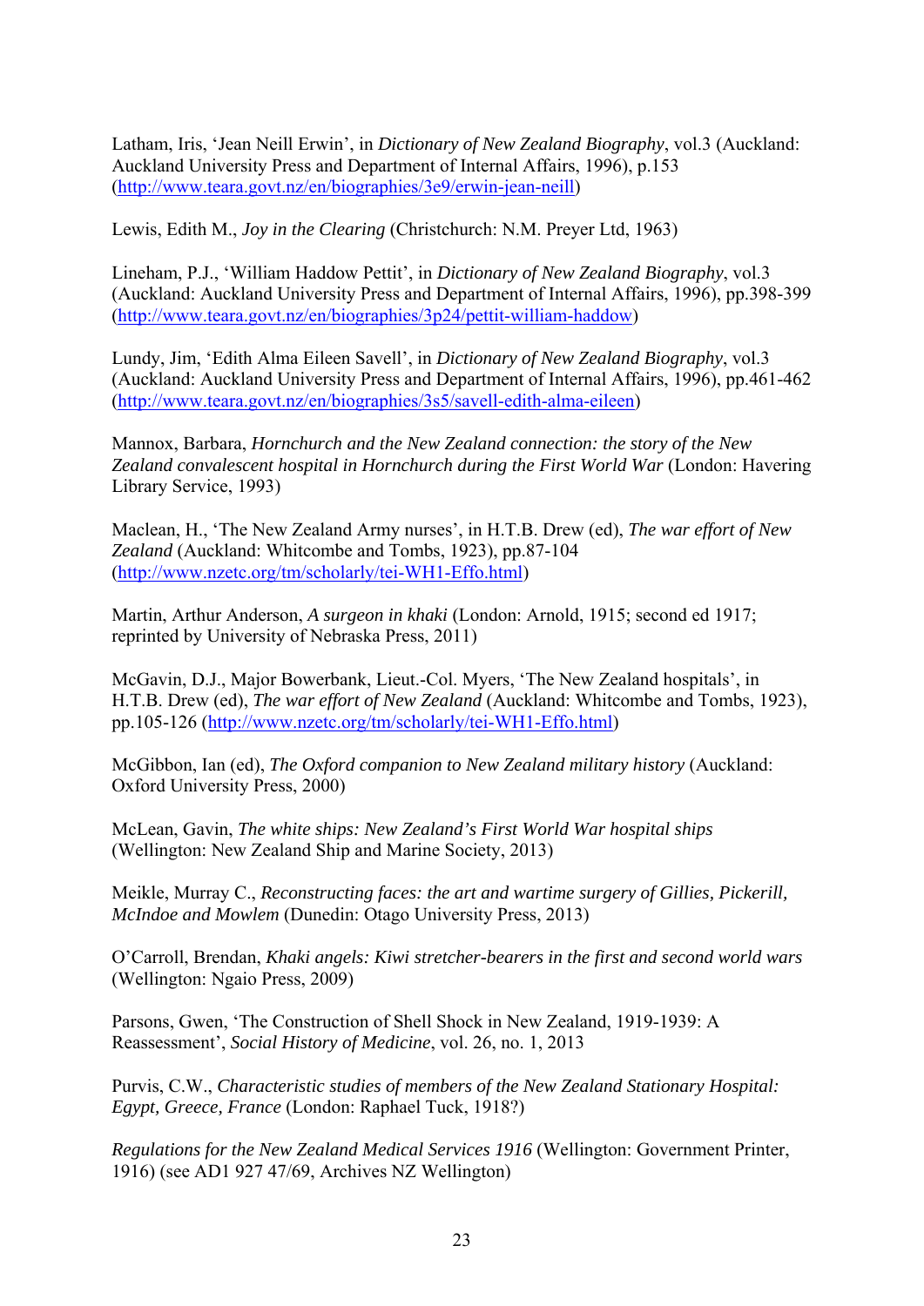Latham, Iris, 'Jean Neill Erwin', in *Dictionary of New Zealand Biography*, vol.3 (Auckland: Auckland University Press and Department of Internal Affairs, 1996), p.153 (http://www.teara.govt.nz/en/biographies/3e9/erwin-jean-neill)

Lewis, Edith M., *Joy in the Clearing* (Christchurch: N.M. Preyer Ltd, 1963)

Lineham, P.J., 'William Haddow Pettit', in *Dictionary of New Zealand Biography*, vol.3 (Auckland: Auckland University Press and Department of Internal Affairs, 1996), pp.398-399 (http://www.teara.govt.nz/en/biographies/3p24/pettit-william-haddow)

Lundy, Jim, 'Edith Alma Eileen Savell', in *Dictionary of New Zealand Biography*, vol.3 (Auckland: Auckland University Press and Department of Internal Affairs, 1996), pp.461-462 (http://www.teara.govt.nz/en/biographies/3s5/savell-edith-alma-eileen)

Mannox, Barbara, *Hornchurch and the New Zealand connection: the story of the New Zealand convalescent hospital in Hornchurch during the First World War* (London: Havering Library Service, 1993)

Maclean, H., 'The New Zealand Army nurses', in H.T.B. Drew (ed), *The war effort of New Zealand* (Auckland: Whitcombe and Tombs, 1923), pp.87-104 (http://www.nzetc.org/tm/scholarly/tei-WH1-Effo.html)

Martin, Arthur Anderson, *A surgeon in khaki* (London: Arnold, 1915; second ed 1917; reprinted by University of Nebraska Press, 2011)

McGavin, D.J., Major Bowerbank, Lieut.-Col. Myers, 'The New Zealand hospitals', in H.T.B. Drew (ed), *The war effort of New Zealand* (Auckland: Whitcombe and Tombs, 1923), pp.105-126 (http://www.nzetc.org/tm/scholarly/tei-WH1-Effo.html)

McGibbon, Ian (ed), *The Oxford companion to New Zealand military history* (Auckland: Oxford University Press, 2000)

McLean, Gavin, *The white ships: New Zealand's First World War hospital ships* (Wellington: New Zealand Ship and Marine Society, 2013)

Meikle, Murray C., *Reconstructing faces: the art and wartime surgery of Gillies, Pickerill, McIndoe and Mowlem* (Dunedin: Otago University Press, 2013)

O'Carroll, Brendan, *Khaki angels: Kiwi stretcher-bearers in the first and second world wars* (Wellington: Ngaio Press, 2009)

Parsons, Gwen, 'The Construction of Shell Shock in New Zealand, 1919-1939: A Reassessment', *Social History of Medicine*, vol. 26, no. 1, 2013

Purvis, C.W., *Characteristic studies of members of the New Zealand Stationary Hospital: Egypt, Greece, France* (London: Raphael Tuck, 1918?)

*Regulations for the New Zealand Medical Services 1916* (Wellington: Government Printer, 1916) (see AD1 927 47/69, Archives NZ Wellington)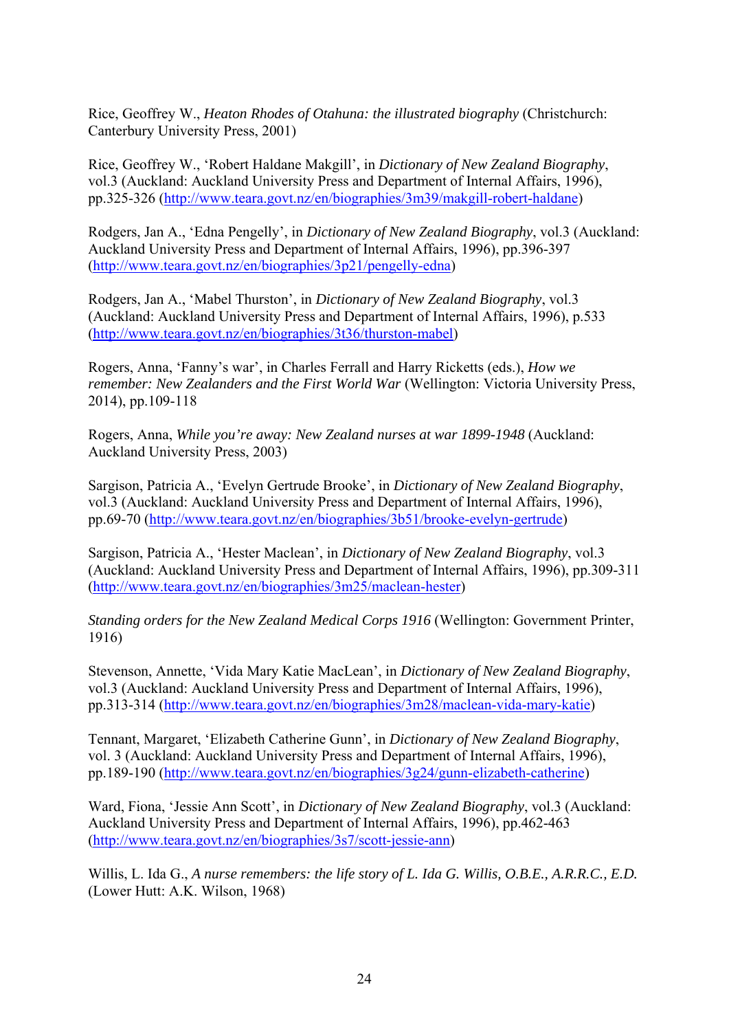Rice, Geoffrey W., *Heaton Rhodes of Otahuna: the illustrated biography* (Christchurch: Canterbury University Press, 2001)

Rice, Geoffrey W., 'Robert Haldane Makgill', in *Dictionary of New Zealand Biography*, vol.3 (Auckland: Auckland University Press and Department of Internal Affairs, 1996), pp.325-326 (http://www.teara.govt.nz/en/biographies/3m39/makgill-robert-haldane)

Rodgers, Jan A., 'Edna Pengelly', in *Dictionary of New Zealand Biography*, vol.3 (Auckland: Auckland University Press and Department of Internal Affairs, 1996), pp.396-397 (http://www.teara.govt.nz/en/biographies/3p21/pengelly-edna)

Rodgers, Jan A., 'Mabel Thurston', in *Dictionary of New Zealand Biography*, vol.3 (Auckland: Auckland University Press and Department of Internal Affairs, 1996), p.533 (http://www.teara.govt.nz/en/biographies/3t36/thurston-mabel)

Rogers, Anna, 'Fanny's war', in Charles Ferrall and Harry Ricketts (eds.), *How we remember: New Zealanders and the First World War* (Wellington: Victoria University Press, 2014), pp.109-118

Rogers, Anna, *While you're away: New Zealand nurses at war 1899-1948* (Auckland: Auckland University Press, 2003)

Sargison, Patricia A., 'Evelyn Gertrude Brooke', in *Dictionary of New Zealand Biography*, vol.3 (Auckland: Auckland University Press and Department of Internal Affairs, 1996), pp.69-70 (http://www.teara.govt.nz/en/biographies/3b51/brooke-evelyn-gertrude)

Sargison, Patricia A., 'Hester Maclean', in *Dictionary of New Zealand Biography*, vol.3 (Auckland: Auckland University Press and Department of Internal Affairs, 1996), pp.309-311 (http://www.teara.govt.nz/en/biographies/3m25/maclean-hester)

*Standing orders for the New Zealand Medical Corps 1916* (Wellington: Government Printer, 1916)

Stevenson, Annette, 'Vida Mary Katie MacLean', in *Dictionary of New Zealand Biography*, vol.3 (Auckland: Auckland University Press and Department of Internal Affairs, 1996), pp.313-314 (http://www.teara.govt.nz/en/biographies/3m28/maclean-vida-mary-katie)

Tennant, Margaret, 'Elizabeth Catherine Gunn', in *Dictionary of New Zealand Biography*, vol. 3 (Auckland: Auckland University Press and Department of Internal Affairs, 1996), pp.189-190 (http://www.teara.govt.nz/en/biographies/3g24/gunn-elizabeth-catherine)

Ward, Fiona, 'Jessie Ann Scott', in *Dictionary of New Zealand Biography*, vol.3 (Auckland: Auckland University Press and Department of Internal Affairs, 1996), pp.462-463 (http://www.teara.govt.nz/en/biographies/3s7/scott-jessie-ann)

Willis, L. Ida G., *A nurse remembers: the life story of L. Ida G. Willis, O.B.E., A.R.R.C., E.D.* (Lower Hutt: A.K. Wilson, 1968)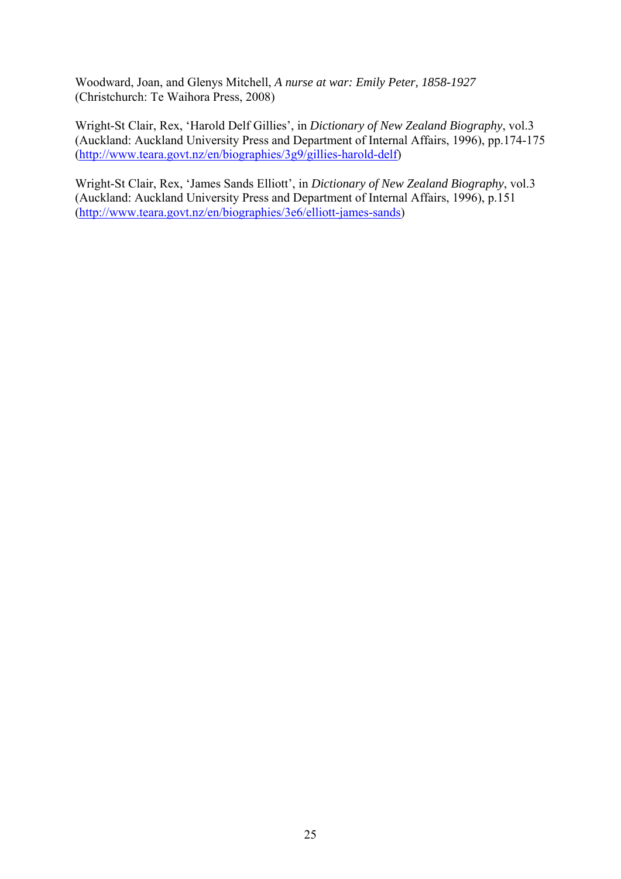Woodward, Joan, and Glenys Mitchell, *A nurse at war: Emily Peter, 1858-1927* (Christchurch: Te Waihora Press, 2008)

Wright-St Clair, Rex, 'Harold Delf Gillies', in *Dictionary of New Zealand Biography*, vol.3 (Auckland: Auckland University Press and Department of Internal Affairs, 1996), pp.174-175 (http://www.teara.govt.nz/en/biographies/3g9/gillies-harold-delf)

Wright-St Clair, Rex, 'James Sands Elliott', in *Dictionary of New Zealand Biography*, vol.3 (Auckland: Auckland University Press and Department of Internal Affairs, 1996), p.151 (http://www.teara.govt.nz/en/biographies/3e6/elliott-james-sands)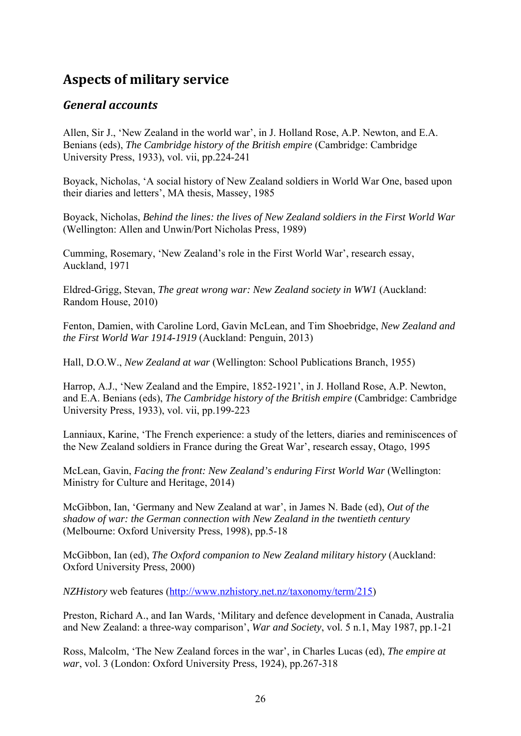## Aspects of military service

### *General accounts*

Allen, Sir J., 'New Zealand in the world war', in J. Holland Rose, A.P. Newton, and E.A. Benians (eds), *The Cambridge history of the British empire* (Cambridge: Cambridge University Press, 1933), vol. vii, pp.224-241

Boyack, Nicholas, 'A social history of New Zealand soldiers in World War One, based upon their diaries and letters', MA thesis, Massey, 1985

Boyack, Nicholas, *Behind the lines: the lives of New Zealand soldiers in the First World War* (Wellington: Allen and Unwin/Port Nicholas Press, 1989)

Cumming, Rosemary, 'New Zealand's role in the First World War', research essay, Auckland, 1971

Eldred-Grigg, Stevan, *The great wrong war: New Zealand society in WW1* (Auckland: Random House, 2010)

Fenton, Damien, with Caroline Lord, Gavin McLean, and Tim Shoebridge, *New Zealand and the First World War 1914-1919* (Auckland: Penguin, 2013)

Hall, D.O.W., *New Zealand at war* (Wellington: School Publications Branch, 1955)

Harrop, A.J., 'New Zealand and the Empire, 1852-1921', in J. Holland Rose, A.P. Newton, and E.A. Benians (eds), *The Cambridge history of the British empire* (Cambridge: Cambridge University Press, 1933), vol. vii, pp.199-223

Lanniaux, Karine, 'The French experience: a study of the letters, diaries and reminiscences of the New Zealand soldiers in France during the Great War', research essay, Otago, 1995

McLean, Gavin, *Facing the front: New Zealand's enduring First World War* (Wellington: Ministry for Culture and Heritage, 2014)

McGibbon, Ian, 'Germany and New Zealand at war', in James N. Bade (ed), *Out of the shadow of war: the German connection with New Zealand in the twentieth century* (Melbourne: Oxford University Press, 1998), pp.5-18

McGibbon, Ian (ed), *The Oxford companion to New Zealand military history* (Auckland: Oxford University Press, 2000)

*NZHistory* web features (http://www.nzhistory.net.nz/taxonomy/term/215)

Preston, Richard A., and Ian Wards, 'Military and defence development in Canada, Australia and New Zealand: a three-way comparison', *War and Society*, vol. 5 n.1, May 1987, pp.1-21

Ross, Malcolm, 'The New Zealand forces in the war', in Charles Lucas (ed), *The empire at war*, vol. 3 (London: Oxford University Press, 1924), pp.267-318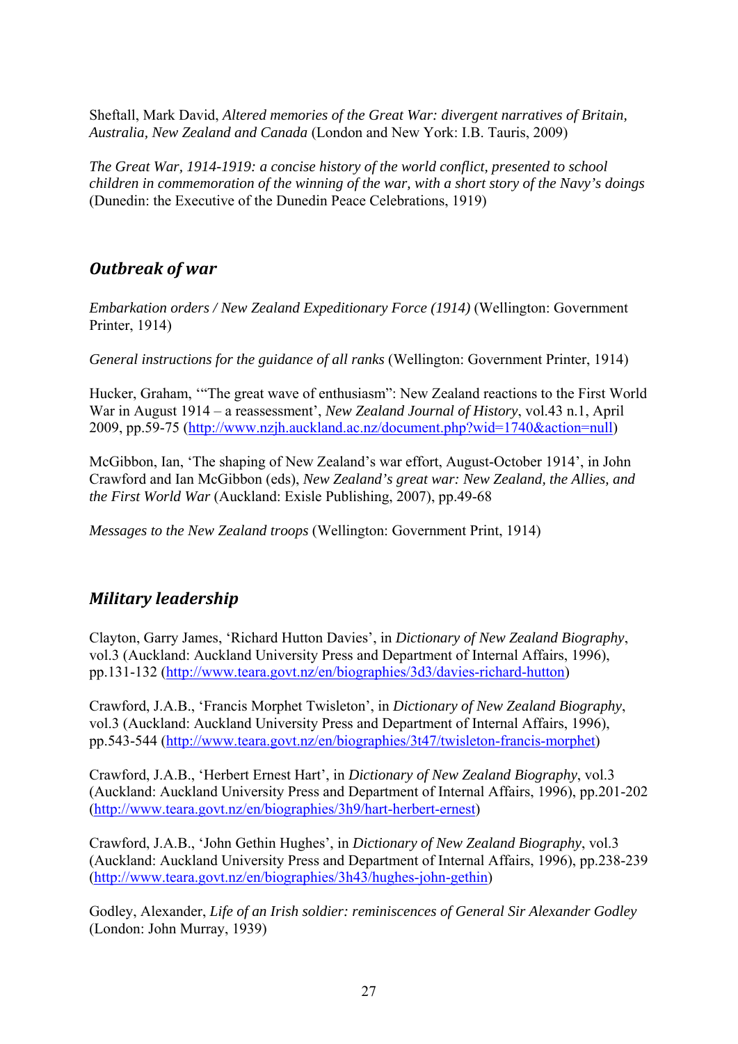Sheftall, Mark David, *Altered memories of the Great War: divergent narratives of Britain, Australia, New Zealand and Canada* (London and New York: I.B. Tauris, 2009)

*The Great War, 1914-1919: a concise history of the world conflict, presented to school children in commemoration of the winning of the war, with a short story of the Navy's doings* (Dunedin: the Executive of the Dunedin Peace Celebrations, 1919)

## Outbreak of war

*Embarkation orders / New Zealand Expeditionary Force (1914)* (Wellington: Government Printer, 1914)

*General instructions for the guidance of all ranks* (Wellington: Government Printer, 1914)

Hucker, Graham, '"The great wave of enthusiasm": New Zealand reactions to the First World War in August 1914 – a reassessment', *New Zealand Journal of History*, vol.43 n.1, April 2009, pp.59-75 (http://www.nzjh.auckland.ac.nz/document.php?wid=1740&action=null)

McGibbon, Ian, 'The shaping of New Zealand's war effort, August-October 1914', in John Crawford and Ian McGibbon (eds), *New Zealand's great war: New Zealand, the Allies, and the First World War* (Auckland: Exisle Publishing, 2007), pp.49-68

*Messages to the New Zealand troops* (Wellington: Government Print, 1914)

## Military leadership

Clayton, Garry James, 'Richard Hutton Davies', in *Dictionary of New Zealand Biography*, vol.3 (Auckland: Auckland University Press and Department of Internal Affairs, 1996), pp.131-132 (http://www.teara.govt.nz/en/biographies/3d3/davies-richard-hutton)

Crawford, J.A.B., 'Francis Morphet Twisleton', in *Dictionary of New Zealand Biography*, vol.3 (Auckland: Auckland University Press and Department of Internal Affairs, 1996), pp.543-544 (http://www.teara.govt.nz/en/biographies/3t47/twisleton-francis-morphet)

Crawford, J.A.B., 'Herbert Ernest Hart', in *Dictionary of New Zealand Biography*, vol.3 (Auckland: Auckland University Press and Department of Internal Affairs, 1996), pp.201-202 (http://www.teara.govt.nz/en/biographies/3h9/hart-herbert-ernest)

Crawford, J.A.B., 'John Gethin Hughes', in *Dictionary of New Zealand Biography*, vol.3 (Auckland: Auckland University Press and Department of Internal Affairs, 1996), pp.238-239 (http://www.teara.govt.nz/en/biographies/3h43/hughes-john-gethin)

Godley, Alexander, *Life of an Irish soldier: reminiscences of General Sir Alexander Godley* (London: John Murray, 1939)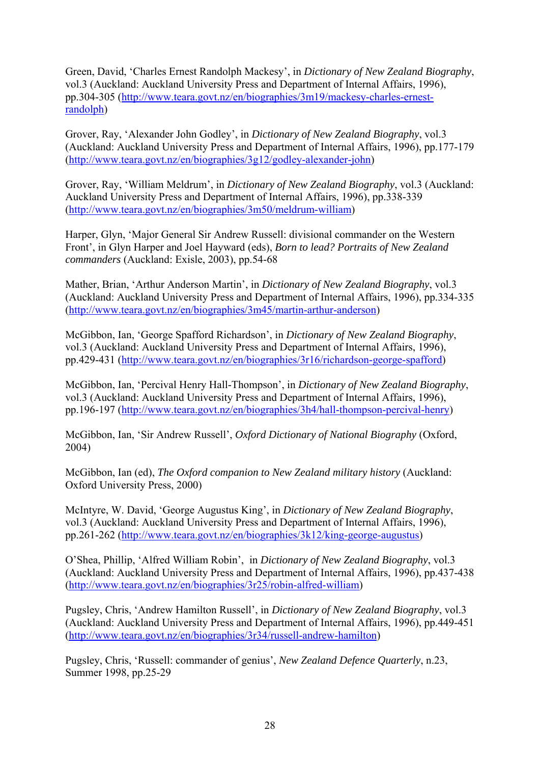Green, David, 'Charles Ernest Randolph Mackesy', in *Dictionary of New Zealand Biography*, vol.3 (Auckland: Auckland University Press and Department of Internal Affairs, 1996), pp.304-305 (http://www.teara.govt.nz/en/biographies/3m19/mackesy-charles-ernest-randolph)

Grover, Ray, 'Alexander John Godley', in *Dictionary of New Zealand Biography*, vol.3 (Auckland: Auckland University Press and Department of Internal Affairs, 1996), pp.177-179 (http://www.teara.govt.nz/en/biographies/3g12/godley-alexander-john)

Grover, Ray, 'William Meldrum', in *Dictionary of New Zealand Biography*, vol.3 (Auckland: Auckland University Press and Department of Internal Affairs, 1996), pp.338-339 (http://www.teara.govt.nz/en/biographies/3m50/meldrum-william)

Harper, Glyn, 'Major General Sir Andrew Russell: divisional commander on the Western Front', in Glyn Harper and Joel Hayward (eds), *Born to lead? Portraits of New Zealand commanders* (Auckland: Exisle, 2003), pp.54-68

Mather, Brian, 'Arthur Anderson Martin', in *Dictionary of New Zealand Biography*, vol.3 (Auckland: Auckland University Press and Department of Internal Affairs, 1996), pp.334-335 (http://www.teara.govt.nz/en/biographies/3m45/martin-arthur-anderson)

McGibbon, Ian, 'George Spafford Richardson', in *Dictionary of New Zealand Biography*, vol.3 (Auckland: Auckland University Press and Department of Internal Affairs, 1996), pp.429-431 (http://www.teara.govt.nz/en/biographies/3r16/richardson-george-spafford)

McGibbon, Ian, 'Percival Henry Hall-Thompson', in *Dictionary of New Zealand Biography*, vol.3 (Auckland: Auckland University Press and Department of Internal Affairs, 1996), pp.196-197 (http://www.teara.govt.nz/en/biographies/3h4/hall-thompson-percival-henry)

McGibbon, Ian, 'Sir Andrew Russell', *Oxford Dictionary of National Biography* (Oxford, 2004)

McGibbon, Ian (ed), *The Oxford companion to New Zealand military history* (Auckland: Oxford University Press, 2000)

McIntyre, W. David, 'George Augustus King', in *Dictionary of New Zealand Biography*, vol.3 (Auckland: Auckland University Press and Department of Internal Affairs, 1996), pp.261-262 (http://www.teara.govt.nz/en/biographies/3k12/king-george-augustus)

O'Shea, Phillip, 'Alfred William Robin', in *Dictionary of New Zealand Biography*, vol.3 (Auckland: Auckland University Press and Department of Internal Affairs, 1996), pp.437-438 (http://www.teara.govt.nz/en/biographies/3r25/robin-alfred-william)

Pugsley, Chris, 'Andrew Hamilton Russell', in *Dictionary of New Zealand Biography*, vol.3 (Auckland: Auckland University Press and Department of Internal Affairs, 1996), pp.449-451 (http://www.teara.govt.nz/en/biographies/3r34/russell-andrew-hamilton)

Pugsley, Chris, 'Russell: commander of genius', *New Zealand Defence Quarterly*, n.23, Summer 1998, pp.25-29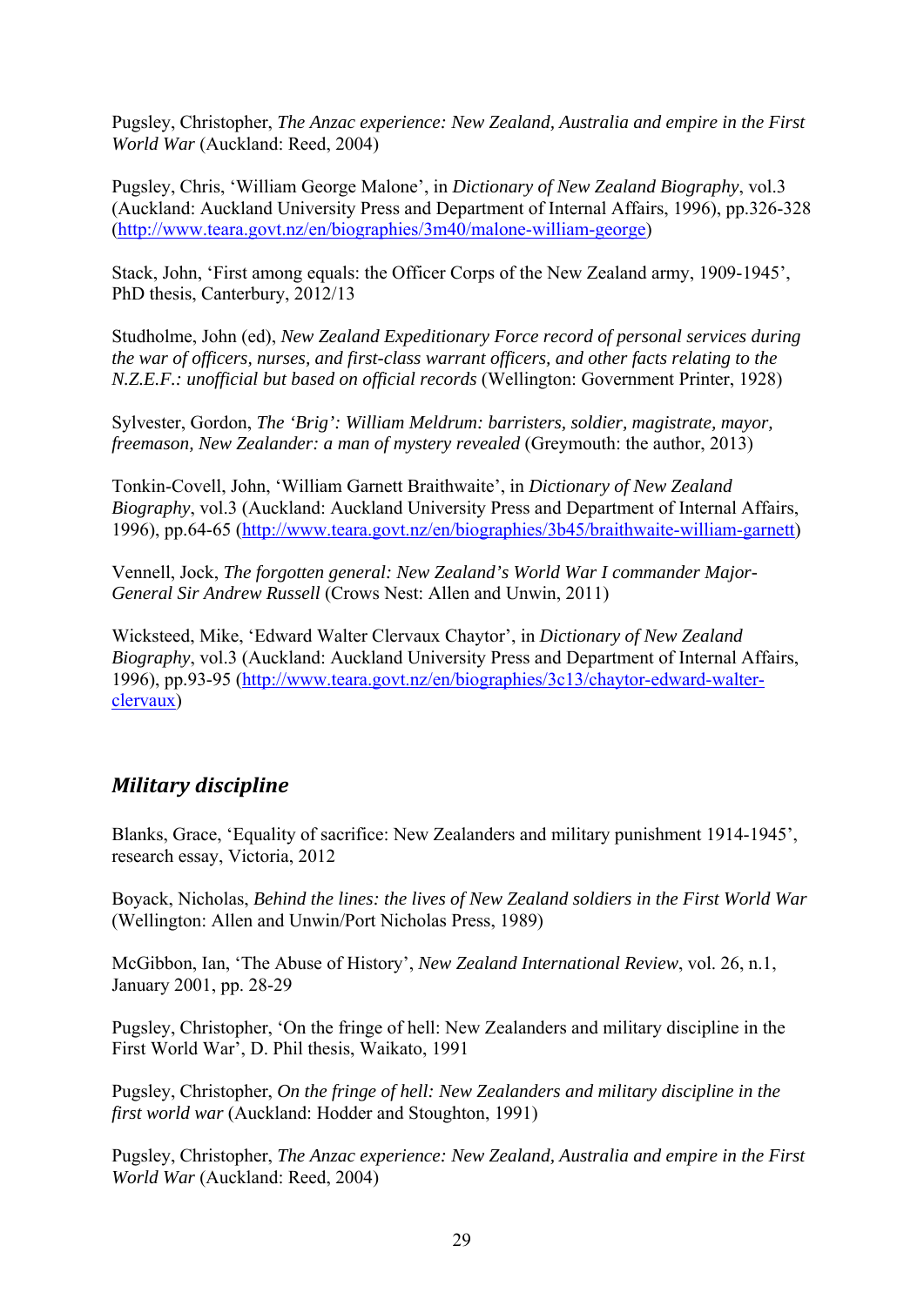Pugsley, Christopher, *The Anzac experience: New Zealand, Australia and empire in the First World War* (Auckland: Reed, 2004)

Pugsley, Chris, 'William George Malone', in *Dictionary of New Zealand Biography*, vol.3 (Auckland: Auckland University Press and Department of Internal Affairs, 1996), pp.326-328 (http://www.teara.govt.nz/en/biographies/3m40/malone-william-george)

Stack, John, 'First among equals: the Officer Corps of the New Zealand army, 1909-1945', PhD thesis, Canterbury, 2012/13

Studholme, John (ed), *New Zealand Expeditionary Force record of personal services during the war of officers, nurses, and first-class warrant officers, and other facts relating to the N.Z.E.F.: unofficial but based on official records* (Wellington: Government Printer, 1928)

Sylvester, Gordon, *The 'Brig': William Meldrum: barristers, soldier, magistrate, mayor, freemason, New Zealander: a man of mystery revealed* (Greymouth: the author, 2013)

Tonkin-Covell, John, 'William Garnett Braithwaite', in *Dictionary of New Zealand Biography*, vol.3 (Auckland: Auckland University Press and Department of Internal Affairs, 1996), pp.64-65 (http://www.teara.govt.nz/en/biographies/3b45/braithwaite-william-garnett)

Vennell, Jock, *The forgotten general: New Zealand's World War I commander Major-General Sir Andrew Russell* (Crows Nest: Allen and Unwin, 2011)

Wicksteed, Mike, 'Edward Walter Clervaux Chaytor', in *Dictionary of New Zealand Biography*, vol.3 (Auckland: Auckland University Press and Department of Internal Affairs, 1996), pp.93-95 (http://www.teara.govt.nz/en/biographies/3c13/chaytor-edward-walter-clervaux)

## *Military discipline*

Blanks, Grace, 'Equality of sacrifice: New Zealanders and military punishment 1914-1945', research essay, Victoria, 2012

Boyack, Nicholas, *Behind the lines: the lives of New Zealand soldiers in the First World War* (Wellington: Allen and Unwin/Port Nicholas Press, 1989)

McGibbon, Ian, 'The Abuse of History', *New Zealand International Review*, vol. 26, n.1, January 2001, pp. 28-29

Pugsley, Christopher, 'On the fringe of hell: New Zealanders and military discipline in the First World War', D. Phil thesis, Waikato, 1991

Pugsley, Christopher, *On the fringe of hell: New Zealanders and military discipline in the first world war* (Auckland: Hodder and Stoughton, 1991)

Pugsley, Christopher, *The Anzac experience: New Zealand, Australia and empire in the First World War* (Auckland: Reed, 2004)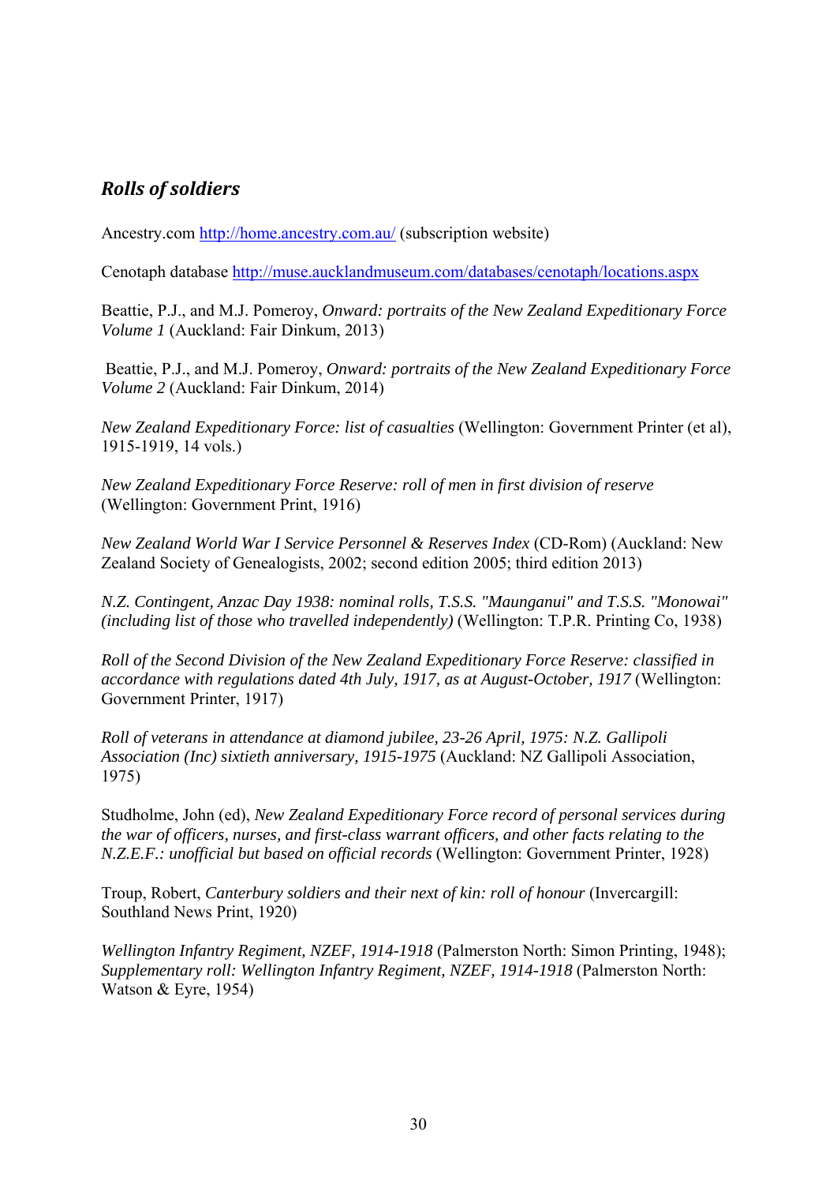## *Rolls of soldiers*

Ancestry.com http://home.ancestry.com.au/ (subscription website)

Cenotaph database http://muse.aucklandmuseum.com/databases/cenotaph/locations.aspx

Beattie, P.J., and M.J. Pomeroy, *Onward: portraits of the New Zealand Expeditionary Force Volume 1* (Auckland: Fair Dinkum, 2013)

Beattie, P.J., and M.J. Pomeroy, *Onward: portraits of the New Zealand Expeditionary Force Volume 2* (Auckland: Fair Dinkum, 2014)

*New Zealand Expeditionary Force: list of casualties* (Wellington: Government Printer (et al), 1915-1919, 14 vols.)

*New Zealand Expeditionary Force Reserve: roll of men in first division of reserve* (Wellington: Government Print, 1916)

*New Zealand World War I Service Personnel & Reserves Index* (CD-Rom) (Auckland: New Zealand Society of Genealogists, 2002; second edition 2005; third edition 2013)

*N.Z. Contingent, Anzac Day 1938: nominal rolls, T.S.S. "Maunganui" and T.S.S. "Monowai" (including list of those who travelled independently)* (Wellington: T.P.R. Printing Co, 1938)

*Roll of the Second Division of the New Zealand Expeditionary Force Reserve: classified in accordance with regulations dated 4th July, 1917, as at August-October, 1917* (Wellington: Government Printer, 1917)

*Roll of veterans in attendance at diamond jubilee, 23-26 April, 1975: N.Z. Gallipoli Association (Inc) sixtieth anniversary, 1915-1975* (Auckland: NZ Gallipoli Association, 1975)

Studholme, John (ed), *New Zealand Expeditionary Force record of personal services during the war of officers, nurses, and first-class warrant officers, and other facts relating to the N.Z.E.F.: unofficial but based on official records* (Wellington: Government Printer, 1928)

Troup, Robert, *Canterbury soldiers and their next of kin: roll of honour* (Invercargill: Southland News Print, 1920)

*Wellington Infantry Regiment, NZEF, 1914-1918* (Palmerston North: Simon Printing, 1948); *Supplementary roll: Wellington Infantry Regiment, NZEF, 1914-1918* (Palmerston North: Watson & Eyre, 1954)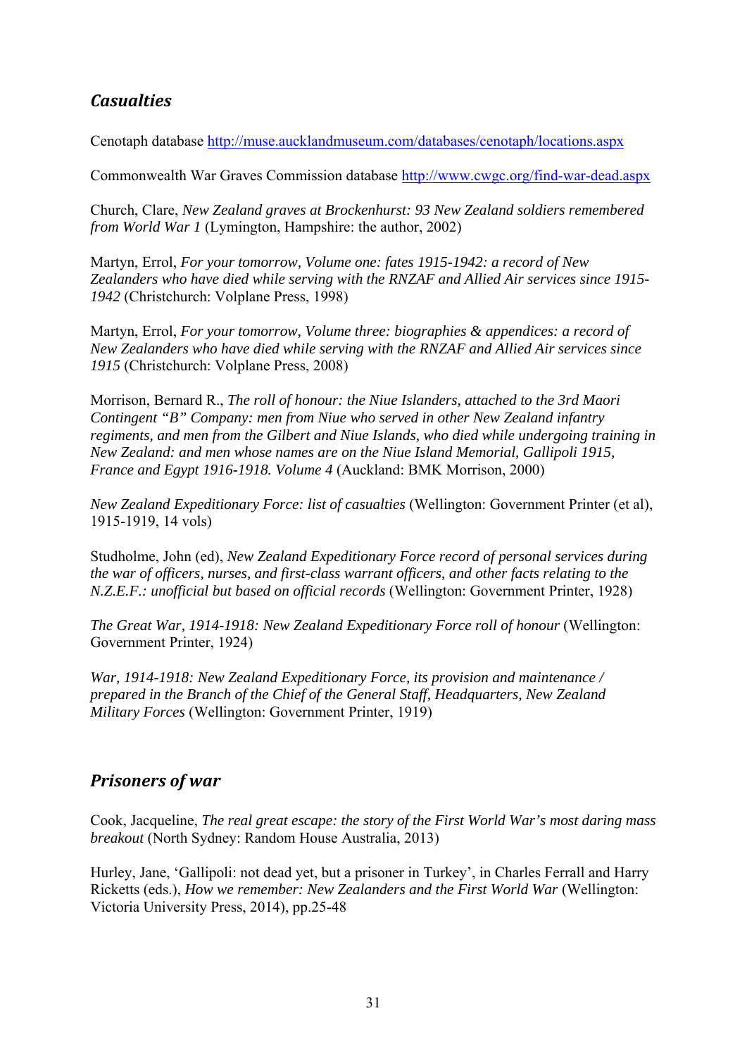## *Casualties*

Cenotaph database http://muse.aucklandmuseum.com/databases/cenotaph/locations.aspx

Commonwealth War Graves Commission database http://www.cwgc.org/find-war-dead.aspx

Church, Clare, *New Zealand graves at Brockenhurst: 93 New Zealand soldiers remembered from World War 1* (Lymington, Hampshire: the author, 2002)

Martyn, Errol, *For your tomorrow, Volume one: fates 1915-1942: a record of New Zealanders who have died while serving with the RNZAF and Allied Air services since 1915-1942* (Christchurch: Volplane Press, 1998)

Martyn, Errol, *For your tomorrow, Volume three: biographies & appendices: a record of New Zealanders who have died while serving with the RNZAF and Allied Air services since 1915* (Christchurch: Volplane Press, 2008)

Morrison, Bernard R., *The roll of honour: the Niue Islanders, attached to the 3rd Maori Contingent "B" Company: men from Niue who served in other New Zealand infantry regiments, and men from the Gilbert and Niue Islands, who died while undergoing training in New Zealand: and men whose names are on the Niue Island Memorial, Gallipoli 1915, France and Egypt 1916-1918. Volume 4* (Auckland: BMK Morrison, 2000)

*New Zealand Expeditionary Force: list of casualties* (Wellington: Government Printer (et al), 1915-1919, 14 vols)

Studholme, John (ed), *New Zealand Expeditionary Force record of personal services during the war of officers, nurses, and first-class warrant officers, and other facts relating to the N.Z.E.F.: unofficial but based on official records* (Wellington: Government Printer, 1928)

*The Great War, 1914-1918: New Zealand Expeditionary Force roll of honour* (Wellington: Government Printer, 1924)

*War, 1914-1918: New Zealand Expeditionary Force, its provision and maintenance / prepared in the Branch of the Chief of the General Staff, Headquarters, New Zealand Military Forces* (Wellington: Government Printer, 1919)

## *Prisoners of war*

Cook, Jacqueline, *The real great escape: the story of the First World War's most daring mass breakout* (North Sydney: Random House Australia, 2013)

Hurley, Jane, 'Gallipoli: not dead yet, but a prisoner in Turkey', in Charles Ferrall and Harry Ricketts (eds.), *How we remember: New Zealanders and the First World War* (Wellington: Victoria University Press, 2014), pp.25-48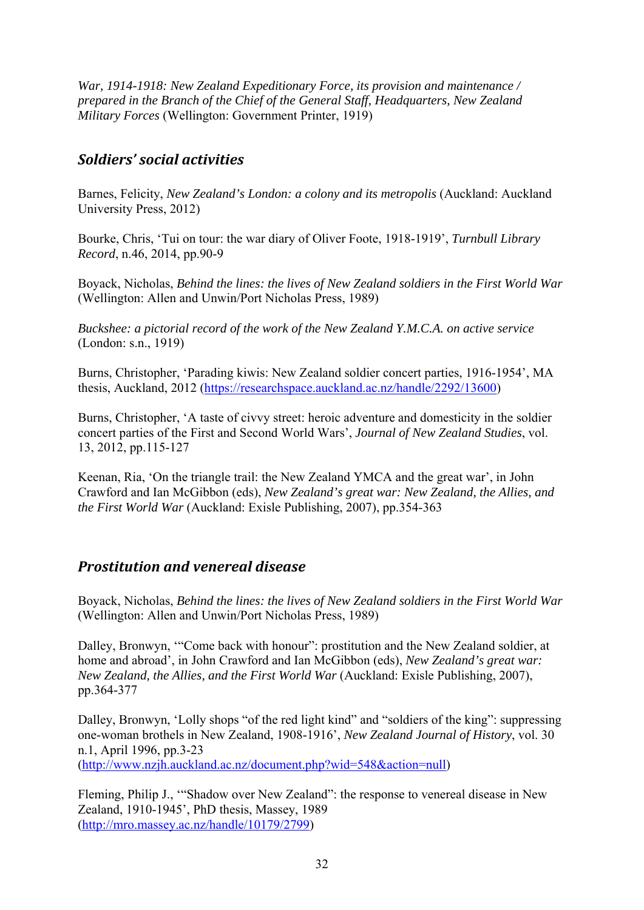*War, 1914-1918: New Zealand Expeditionary Force, its provision and maintenance / prepared in the Branch of the Chief of the General Staff, Headquarters, New Zealand Military Forces* (Wellington: Government Printer, 1919)

## *Soldiers' social activities*

Barnes, Felicity, *New Zealand's London: a colony and its metropolis* (Auckland: Auckland University Press, 2012)

Bourke, Chris, 'Tui on tour: the war diary of Oliver Foote, 1918-1919', *Turnbull Library Record*, n.46, 2014, pp.90-9

Boyack, Nicholas, *Behind the lines: the lives of New Zealand soldiers in the First World War* (Wellington: Allen and Unwin/Port Nicholas Press, 1989)

*Buckshee: a pictorial record of the work of the New Zealand Y.M.C.A. on active service* (London: s.n., 1919)

Burns, Christopher, 'Parading kiwis: New Zealand soldier concert parties, 1916-1954', MA thesis, Auckland, 2012 (https://researchspace.auckland.ac.nz/handle/2292/13600)

Burns, Christopher, 'A taste of civvy street: heroic adventure and domesticity in the soldier concert parties of the First and Second World Wars', *Journal of New Zealand Studies*, vol. 13, 2012, pp.115-127

Keenan, Ria, 'On the triangle trail: the New Zealand YMCA and the great war', in John Crawford and Ian McGibbon (eds), *New Zealand's great war: New Zealand, the Allies, and the First World War* (Auckland: Exisle Publishing, 2007), pp.354-363

## *Prostitution and venereal disease*

Boyack, Nicholas, *Behind the lines: the lives of New Zealand soldiers in the First World War* (Wellington: Allen and Unwin/Port Nicholas Press, 1989)

Dalley, Bronwyn, '"Come back with honour": prostitution and the New Zealand soldier, at home and abroad', in John Crawford and Ian McGibbon (eds), *New Zealand's great war: New Zealand, the Allies, and the First World War* (Auckland: Exisle Publishing, 2007), pp.364-377

Dalley, Bronwyn, 'Lolly shops "of the red light kind" and "soldiers of the king": suppressing one-woman brothels in New Zealand, 1908-1916', *New Zealand Journal of History*, vol. 30 n.1, April 1996, pp.3-23 (http://www.nzjh.auckland.ac.nz/document.php?wid=548&action=null)

Fleming, Philip J., '"Shadow over New Zealand": the response to venereal disease in New Zealand, 1910-1945', PhD thesis, Massey, 1989 (http://mro.massey.ac.nz/handle/10179/2799)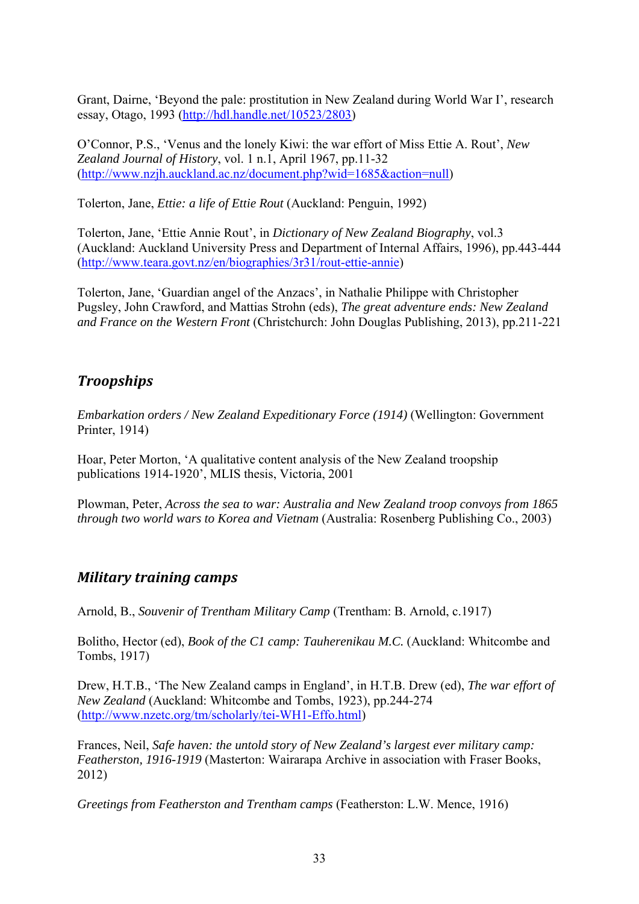Grant, Dairne, 'Beyond the pale: prostitution in New Zealand during World War I', research essay, Otago, 1993 (http://hdl.handle.net/10523/2803)

O'Connor, P.S., 'Venus and the lonely Kiwi: the war effort of Miss Ettie A. Rout', *New Zealand Journal of History*, vol. 1 n.1, April 1967, pp.11-32 (http://www.nzjh.auckland.ac.nz/document.php?wid=1685&action=null)

Tolerton, Jane, *Ettie: a life of Ettie Rout* (Auckland: Penguin, 1992)

Tolerton, Jane, 'Ettie Annie Rout', in *Dictionary of New Zealand Biography*, vol.3 (Auckland: Auckland University Press and Department of Internal Affairs, 1996), pp.443-444 (http://www.teara.govt.nz/en/biographies/3r31/rout-ettie-annie)

Tolerton, Jane, 'Guardian angel of the Anzacs', in Nathalie Philippe with Christopher Pugsley, John Crawford, and Mattias Strohn (eds), *The great adventure ends: New Zealand and France on the Western Front* (Christchurch: John Douglas Publishing, 2013), pp.211-221

## *Troopships*

*Embarkation orders / New Zealand Expeditionary Force (1914)* (Wellington: Government Printer, 1914)

Hoar, Peter Morton, 'A qualitative content analysis of the New Zealand troopship publications 1914-1920', MLIS thesis, Victoria, 2001

Plowman, Peter, *Across the sea to war: Australia and New Zealand troop convoys from 1865 through two world wars to Korea and Vietnam* (Australia: Rosenberg Publishing Co., 2003)

## *Military training camps*

Arnold, B., *Souvenir of Trentham Military Camp* (Trentham: B. Arnold, c.1917)

Bolitho, Hector (ed), *Book of the C1 camp: Tauherenikau M.C.* (Auckland: Whitcombe and Tombs, 1917)

Drew, H.T.B., 'The New Zealand camps in England', in H.T.B. Drew (ed), *The war effort of New Zealand* (Auckland: Whitcombe and Tombs, 1923), pp.244-274 (http://www.nzetc.org/tm/scholarly/tei-WH1-Effo.html)

Frances, Neil, *Safe haven: the untold story of New Zealand's largest ever military camp: Featherston, 1916-1919* (Masterton: Wairarapa Archive in association with Fraser Books, 2012)

*Greetings from Featherston and Trentham camps* (Featherston: L.W. Mence, 1916)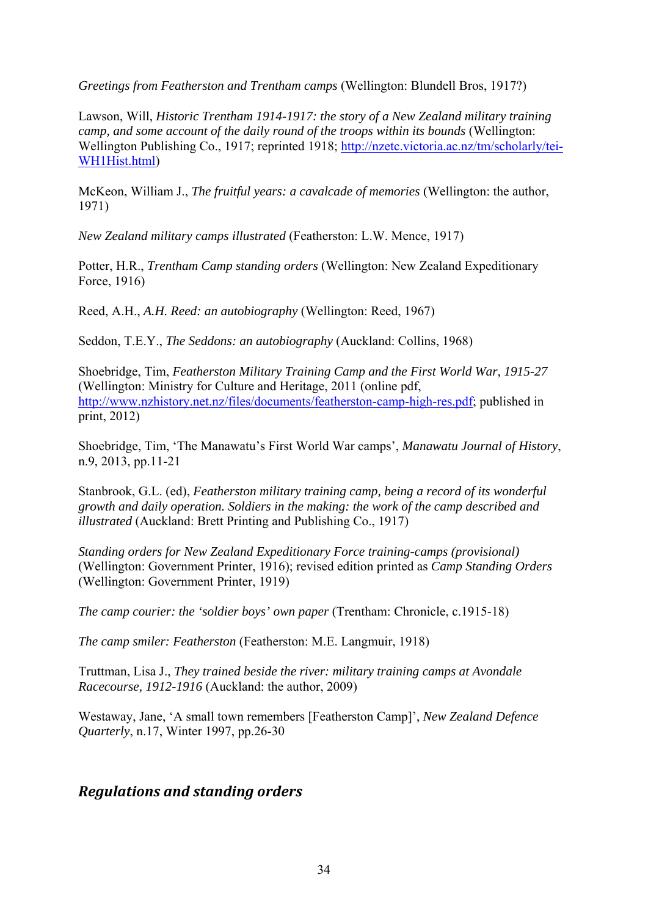*Greetings from Featherston and Trentham camps* (Wellington: Blundell Bros, 1917?)

Lawson, Will, *Historic Trentham 1914-1917: the story of a New Zealand military training camp, and some account of the daily round of the troops within its bounds* (Wellington: Wellington Publishing Co., 1917; reprinted 1918; [http://nzetc.victoria.ac.nz/tm/scholarly/tei-WH1Hist.html](http://nzetc.victoria.ac.nz/tm/scholarly/tei-WH1Hist.html))

McKeon, William J., *The fruitful years: a cavalcade of memories* (Wellington: the author, 1971)

*New Zealand military camps illustrated* (Featherston: L.W. Mence, 1917)

Potter, H.R., *Trentham Camp standing orders* (Wellington: New Zealand Expeditionary Force, 1916)

Reed, A.H., *A.H. Reed: an autobiography* (Wellington: Reed, 1967)

Seddon, T.E.Y., *The Seddons: an autobiography* (Auckland: Collins, 1968)

Shoebridge, Tim, *Featherston Military Training Camp and the First World War, 1915-27* (Wellington: Ministry for Culture and Heritage, 2011 (online pdf, [http://www.nzhistory.net.nz/files/documents/featherston-camp-high-res.pdf](http://www.nzhistory.net.nz/files/documents/featherston-camp-high-res.pdf); published in print, 2012)

Shoebridge, Tim, 'The Manawatu's First World War camps', *Manawatu Journal of History*, n.9, 2013, pp.11-21

Stanbrook, G.L. (ed), *Featherston military training camp, being a record of its wonderful growth and daily operation. Soldiers in the making: the work of the camp described and illustrated* (Auckland: Brett Printing and Publishing Co., 1917)

*Standing orders for New Zealand Expeditionary Force training-camps (provisional)* (Wellington: Government Printer, 1916); revised edition printed as *Camp Standing Orders* (Wellington: Government Printer, 1919)

*The camp courier: the 'soldier boys' own paper* (Trentham: Chronicle, c.1915-18)

*The camp smiler: Featherston* (Featherston: M.E. Langmuir, 1918)

Truttman, Lisa J., *They trained beside the river: military training camps at Avondale Racecourse, 1912-1916* (Auckland: the author, 2009)

Westaway, Jane, 'A small town remembers [Featherston Camp]', *New Zealand Defence Quarterly*, n.17, Winter 1997, pp.26-30

## *Regulations and standing orders*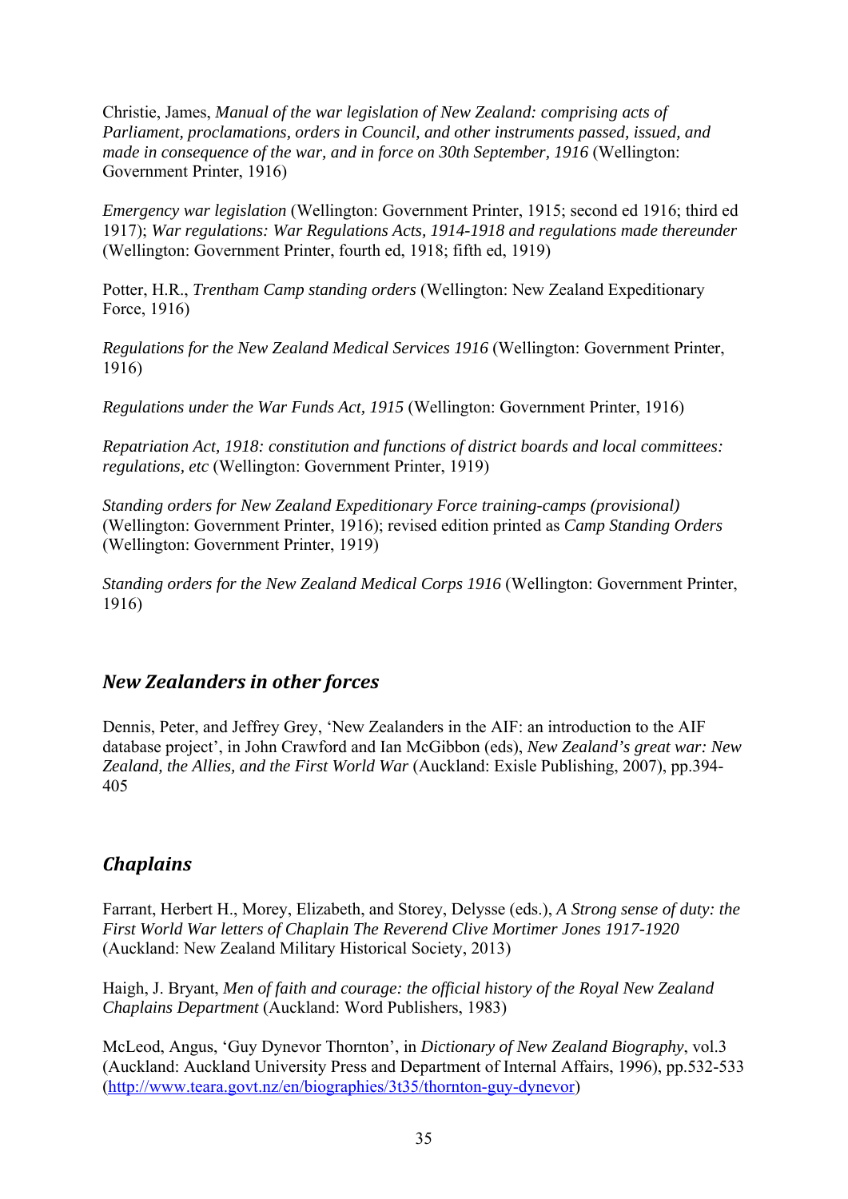Christie, James, *Manual of the war legislation of New Zealand: comprising acts of Parliament, proclamations, orders in Council, and other instruments passed, issued, and made in consequence of the war, and in force on 30th September, 1916* (Wellington: Government Printer, 1916)

*Emergency war legislation* (Wellington: Government Printer, 1915; second ed 1916; third ed 1917); *War regulations: War Regulations Acts, 1914-1918 and regulations made thereunder* (Wellington: Government Printer, fourth ed, 1918; fifth ed, 1919)

Potter, H.R., *Trentham Camp standing orders* (Wellington: New Zealand Expeditionary Force, 1916)

*Regulations for the New Zealand Medical Services 1916* (Wellington: Government Printer, 1916)

*Regulations under the War Funds Act, 1915* (Wellington: Government Printer, 1916)

*Repatriation Act, 1918: constitution and functions of district boards and local committees: regulations, etc* (Wellington: Government Printer, 1919)

*Standing orders for New Zealand Expeditionary Force training-camps (provisional)* (Wellington: Government Printer, 1916); revised edition printed as *Camp Standing Orders* (Wellington: Government Printer, 1919)

*Standing orders for the New Zealand Medical Corps 1916* (Wellington: Government Printer, 1916)

## *New Zealanders in other forces*

Dennis, Peter, and Jeffrey Grey, 'New Zealanders in the AIF: an introduction to the AIF database project', in John Crawford and Ian McGibbon (eds), *New Zealand's great war: New Zealand, the Allies, and the First World War* (Auckland: Exisle Publishing, 2007), pp.394-405

## *Chaplains*

Farrant, Herbert H., Morey, Elizabeth, and Storey, Delysse (eds.), *A Strong sense of duty: the First World War letters of Chaplain The Reverend Clive Mortimer Jones 1917-1920* (Auckland: New Zealand Military Historical Society, 2013)

Haigh, J. Bryant, *Men of faith and courage: the official history of the Royal New Zealand Chaplains Department* (Auckland: Word Publishers, 1983)

McLeod, Angus, 'Guy Dynevor Thornton', in *Dictionary of New Zealand Biography*, vol.3 (Auckland: Auckland University Press and Department of Internal Affairs, 1996), pp.532-533 (http://www.teara.govt.nz/en/biographies/3t35/thornton-guy-dynevor)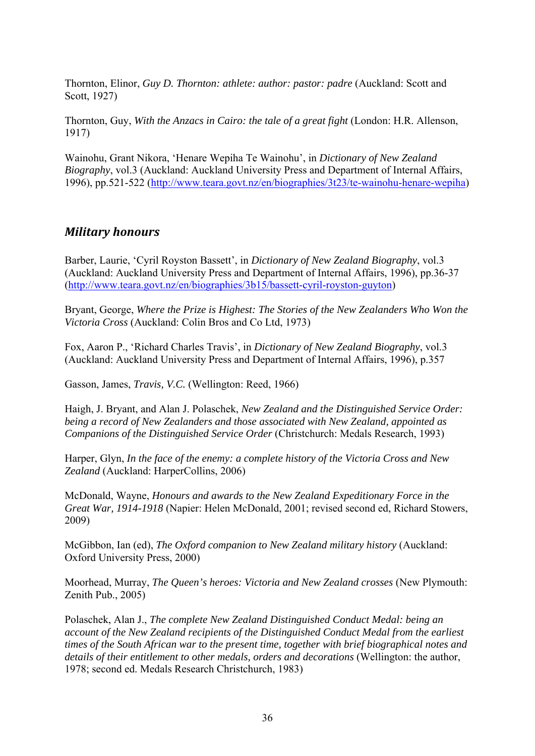Thornton, Elinor, *Guy D. Thornton: athlete: author: pastor: padre* (Auckland: Scott and Scott, 1927)

Thornton, Guy, *With the Anzacs in Cairo: the tale of a great fight* (London: H.R. Allenson, 1917)

Wainohu, Grant Nikora, 'Henare Wepiha Te Wainohu', in *Dictionary of New Zealand Biography*, vol.3 (Auckland: Auckland University Press and Department of Internal Affairs, 1996), pp.521-522 (http://www.teara.govt.nz/en/biographies/3t23/te-wainohu-henare-wepiha)

## *Military honours*

Barber, Laurie, 'Cyril Royston Bassett', in *Dictionary of New Zealand Biography*, vol.3 (Auckland: Auckland University Press and Department of Internal Affairs, 1996), pp.36-37 (http://www.teara.govt.nz/en/biographies/3b15/bassett-cyril-royston-guyton)

Bryant, George, *Where the Prize is Highest: The Stories of the New Zealanders Who Won the Victoria Cross* (Auckland: Colin Bros and Co Ltd, 1973)

Fox, Aaron P., 'Richard Charles Travis', in *Dictionary of New Zealand Biography*, vol.3 (Auckland: Auckland University Press and Department of Internal Affairs, 1996), p.357

Gasson, James, *Travis, V.C.* (Wellington: Reed, 1966)

Haigh, J. Bryant, and Alan J. Polaschek, *New Zealand and the Distinguished Service Order: being a record of New Zealanders and those associated with New Zealand, appointed as Companions of the Distinguished Service Order* (Christchurch: Medals Research, 1993)

Harper, Glyn, *In the face of the enemy: a complete history of the Victoria Cross and New Zealand* (Auckland: HarperCollins, 2006)

McDonald, Wayne, *Honours and awards to the New Zealand Expeditionary Force in the Great War, 1914-1918* (Napier: Helen McDonald, 2001; revised second ed, Richard Stowers, 2009)

McGibbon, Ian (ed), *The Oxford companion to New Zealand military history* (Auckland: Oxford University Press, 2000)

Moorhead, Murray, *The Queen's heroes: Victoria and New Zealand crosses* (New Plymouth: Zenith Pub., 2005)

Polaschek, Alan J., *The complete New Zealand Distinguished Conduct Medal: being an account of the New Zealand recipients of the Distinguished Conduct Medal from the earliest times of the South African war to the present time, together with brief biographical notes and details of their entitlement to other medals, orders and decorations* (Wellington: the author, 1978; second ed. Medals Research Christchurch, 1983)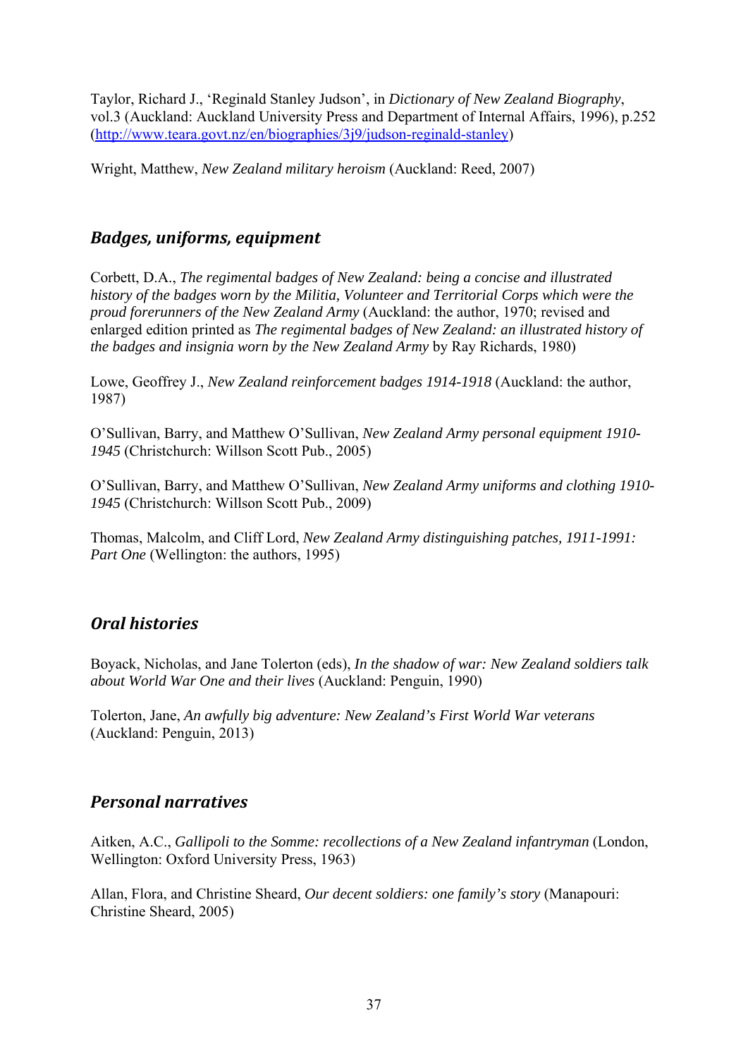Taylor, Richard J., 'Reginald Stanley Judson', in *Dictionary of New Zealand Biography*, vol.3 (Auckland: Auckland University Press and Department of Internal Affairs, 1996), p.252 (http://www.teara.govt.nz/en/biographies/3j9/judson-reginald-stanley)

Wright, Matthew, *New Zealand military heroism* (Auckland: Reed, 2007)

## *Badges, uniforms, equipment*

Corbett, D.A., *The regimental badges of New Zealand: being a concise and illustrated history of the badges worn by the Militia, Volunteer and Territorial Corps which were the proud forerunners of the New Zealand Army* (Auckland: the author, 1970; revised and enlarged edition printed as *The regimental badges of New Zealand: an illustrated history of the badges and insignia worn by the New Zealand Army* by Ray Richards, 1980)

Lowe, Geoffrey J., *New Zealand reinforcement badges 1914-1918* (Auckland: the author, 1987)

O'Sullivan, Barry, and Matthew O'Sullivan, *New Zealand Army personal equipment 1910-1945* (Christchurch: Willson Scott Pub., 2005)

O'Sullivan, Barry, and Matthew O'Sullivan, *New Zealand Army uniforms and clothing 1910-1945* (Christchurch: Willson Scott Pub., 2009)

Thomas, Malcolm, and Cliff Lord, *New Zealand Army distinguishing patches, 1911-1991: Part One* (Wellington: the authors, 1995)

## *Oral histories*

Boyack, Nicholas, and Jane Tolerton (eds), *In the shadow of war: New Zealand soldiers talk about World War One and their lives* (Auckland: Penguin, 1990)

Tolerton, Jane, *An awfully big adventure: New Zealand's First World War veterans* (Auckland: Penguin, 2013)

## *Personal narratives*

Aitken, A.C., *Gallipoli to the Somme: recollections of a New Zealand infantryman* (London, Wellington: Oxford University Press, 1963)

Allan, Flora, and Christine Sheard, *Our decent soldiers: one family's story* (Manapouri: Christine Sheard, 2005)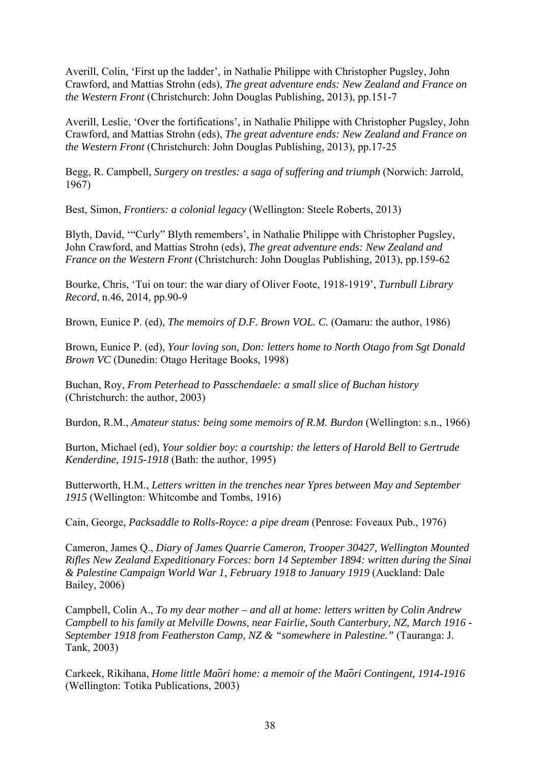Averill, Colin, 'First up the ladder', in Nathalie Philippe with Christopher Pugsley, John Crawford, and Mattias Strohn (eds), *The great adventure ends: New Zealand and France on the Western Front* (Christchurch: John Douglas Publishing, 2013), pp.151-7

Averill, Leslie, 'Over the fortifications', in Nathalie Philippe with Christopher Pugsley, John Crawford, and Mattias Strohn (eds), *The great adventure ends: New Zealand and France on the Western Front* (Christchurch: John Douglas Publishing, 2013), pp.17-25

Begg, R. Campbell, *Surgery on trestles: a saga of suffering and triumph* (Norwich: Jarrold, 1967)

Best, Simon, *Frontiers: a colonial legacy* (Wellington: Steele Roberts, 2013)

Blyth, David, '"Curly" Blyth remembers', in Nathalie Philippe with Christopher Pugsley, John Crawford, and Mattias Strohn (eds), *The great adventure ends: New Zealand and France on the Western Front* (Christchurch: John Douglas Publishing, 2013), pp.159-62

Bourke, Chris, 'Tui on tour: the war diary of Oliver Foote, 1918-1919', *Turnbull Library Record*, n.46, 2014, pp.90-9

Brown, Eunice P. (ed), *The memoirs of D.F. Brown VOL. C.* (Oamaru: the author, 1986)

Brown, Eunice P. (ed), *Your loving son, Don: letters home to North Otago from Sgt Donald Brown VC* (Dunedin: Otago Heritage Books, 1998)

Buchan, Roy, *From Peterhead to Passchendaele: a small slice of Buchan history* (Christchurch: the author, 2003)

Burdon, R.M., *Amateur status: being some memoirs of R.M. Burdon* (Wellington: s.n., 1966)

Burton, Michael (ed), *Your soldier boy: a courtship: the letters of Harold Bell to Gertrude Kenderdine, 1915-1918* (Bath: the author, 1995)

Butterworth, H.M., *Letters written in the trenches near Ypres between May and September 1915* (Wellington: Whitcombe and Tombs, 1916)

Cain, George, *Packsaddle to Rolls-Royce: a pipe dream* (Penrose: Foveaux Pub., 1976)

Cameron, James Q., *Diary of James Quarrie Cameron, Trooper 30427, Wellington Mounted Rifles New Zealand Expeditionary Forces: born 14 September 1894: written during the Sinai & Palestine Campaign World War 1, February 1918 to January 1919* (Auckland: Dale Bailey, 2006)

Campbell, Colin A., *To my dear mother – and all at home: letters written by Colin Andrew Campbell to his family at Melville Downs, near Fairlie, South Canterbury, NZ, March 1916 - September 1918 from Featherston Camp, NZ & "somewhere in Palestine."* (Tauranga: J. Tank, 2003)

Carkeek, Rikihana, *Home little Maōri home: a memoir of the Maōri Contingent, 1914-1916* (Wellington: Totika Publications, 2003)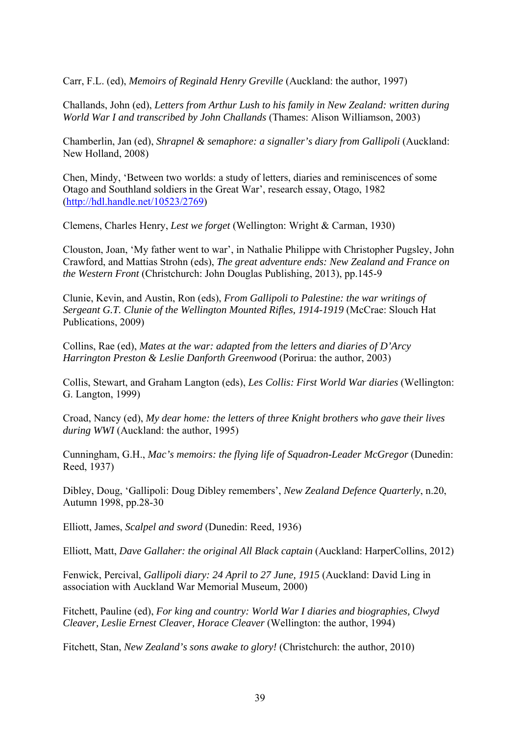Carr, F.L. (ed), *Memoirs of Reginald Henry Greville* (Auckland: the author, 1997)

Challands, John (ed), *Letters from Arthur Lush to his family in New Zealand: written during World War I and transcribed by John Challands* (Thames: Alison Williamson, 2003)

Chamberlin, Jan (ed), *Shrapnel & semaphore: a signaller's diary from Gallipoli* (Auckland: New Holland, 2008)

Chen, Mindy, 'Between two worlds: a study of letters, diaries and reminiscences of some Otago and Southland soldiers in the Great War', research essay, Otago, 1982 (http://hdl.handle.net/10523/2769)

Clemens, Charles Henry, *Lest we forget* (Wellington: Wright & Carman, 1930)

Clouston, Joan, 'My father went to war', in Nathalie Philippe with Christopher Pugsley, John Crawford, and Mattias Strohn (eds), *The great adventure ends: New Zealand and France on the Western Front* (Christchurch: John Douglas Publishing, 2013), pp.145-9

Clunie, Kevin, and Austin, Ron (eds), *From Gallipoli to Palestine: the war writings of Sergeant G.T. Clunie of the Wellington Mounted Rifles, 1914-1919* (McCrae: Slouch Hat Publications, 2009)

Collins, Rae (ed), *Mates at the war: adapted from the letters and diaries of D'Arcy Harrington Preston & Leslie Danforth Greenwood* (Porirua: the author, 2003)

Collis, Stewart, and Graham Langton (eds), *Les Collis: First World War diaries* (Wellington: G. Langton, 1999)

Croad, Nancy (ed), *My dear home: the letters of three Knight brothers who gave their lives during WWI* (Auckland: the author, 1995)

Cunningham, G.H., *Mac's memoirs: the flying life of Squadron-Leader McGregor* (Dunedin: Reed, 1937)

Dibley, Doug, 'Gallipoli: Doug Dibley remembers', *New Zealand Defence Quarterly*, n.20, Autumn 1998, pp.28-30

Elliott, James, *Scalpel and sword* (Dunedin: Reed, 1936)

Elliott, Matt, *Dave Gallaher: the original All Black captain* (Auckland: HarperCollins, 2012)

Fenwick, Percival, *Gallipoli diary: 24 April to 27 June, 1915* (Auckland: David Ling in association with Auckland War Memorial Museum, 2000)

Fitchett, Pauline (ed), *For king and country: World War I diaries and biographies, Clwyd Cleaver, Leslie Ernest Cleaver, Horace Cleaver* (Wellington: the author, 1994)

Fitchett, Stan, *New Zealand's sons awake to glory!* (Christchurch: the author, 2010)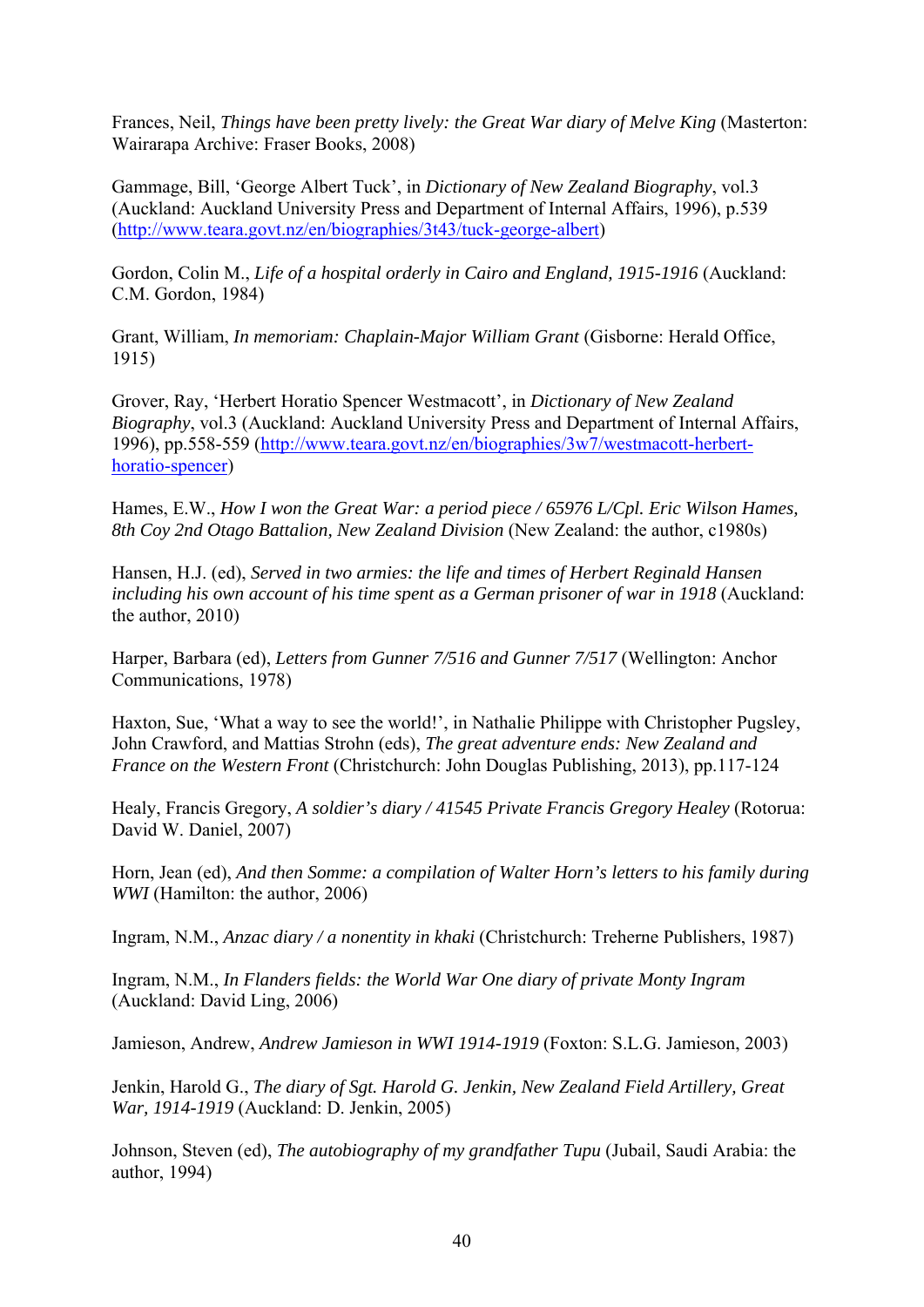Frances, Neil, *Things have been pretty lively: the Great War diary of Melve King* (Masterton: Wairarapa Archive: Fraser Books, 2008)

Gammage, Bill, 'George Albert Tuck', in *Dictionary of New Zealand Biography*, vol.3 (Auckland: Auckland University Press and Department of Internal Affairs, 1996), p.539 (http://www.teara.govt.nz/en/biographies/3t43/tuck-george-albert)

Gordon, Colin M., *Life of a hospital orderly in Cairo and England, 1915-1916* (Auckland: C.M. Gordon, 1984)

Grant, William, *In memoriam: Chaplain-Major William Grant* (Gisborne: Herald Office, 1915)

Grover, Ray, 'Herbert Horatio Spencer Westmacott', in *Dictionary of New Zealand Biography*, vol.3 (Auckland: Auckland University Press and Department of Internal Affairs, 1996), pp.558-559 (http://www.teara.govt.nz/en/biographies/3w7/westmacott-herbert-horatio-spencer)

Hames, E.W., *How I won the Great War: a period piece / 65976 L/Cpl. Eric Wilson Hames, 8th Coy 2nd Otago Battalion, New Zealand Division* (New Zealand: the author, c1980s)

Hansen, H.J. (ed), *Served in two armies: the life and times of Herbert Reginald Hansen including his own account of his time spent as a German prisoner of war in 1918* (Auckland: the author, 2010)

Harper, Barbara (ed), *Letters from Gunner 7/516 and Gunner 7/517* (Wellington: Anchor Communications, 1978)

Haxton, Sue, 'What a way to see the world!', in Nathalie Philippe with Christopher Pugsley, John Crawford, and Mattias Strohn (eds), *The great adventure ends: New Zealand and France on the Western Front* (Christchurch: John Douglas Publishing, 2013), pp.117-124

Healy, Francis Gregory, *A soldier's diary / 41545 Private Francis Gregory Healey* (Rotorua: David W. Daniel, 2007)

Horn, Jean (ed), *And then Somme: a compilation of Walter Horn's letters to his family during WWI* (Hamilton: the author, 2006)

Ingram, N.M., *Anzac diary / a nonentity in khaki* (Christchurch: Treherne Publishers, 1987)

Ingram, N.M., *In Flanders fields: the World War One diary of private Monty Ingram* (Auckland: David Ling, 2006)

Jamieson, Andrew, *Andrew Jamieson in WWI 1914-1919* (Foxton: S.L.G. Jamieson, 2003)

Jenkin, Harold G., *The diary of Sgt. Harold G. Jenkin, New Zealand Field Artillery, Great War, 1914-1919* (Auckland: D. Jenkin, 2005)

Johnson, Steven (ed), *The autobiography of my grandfather Tupu* (Jubail, Saudi Arabia: the author, 1994)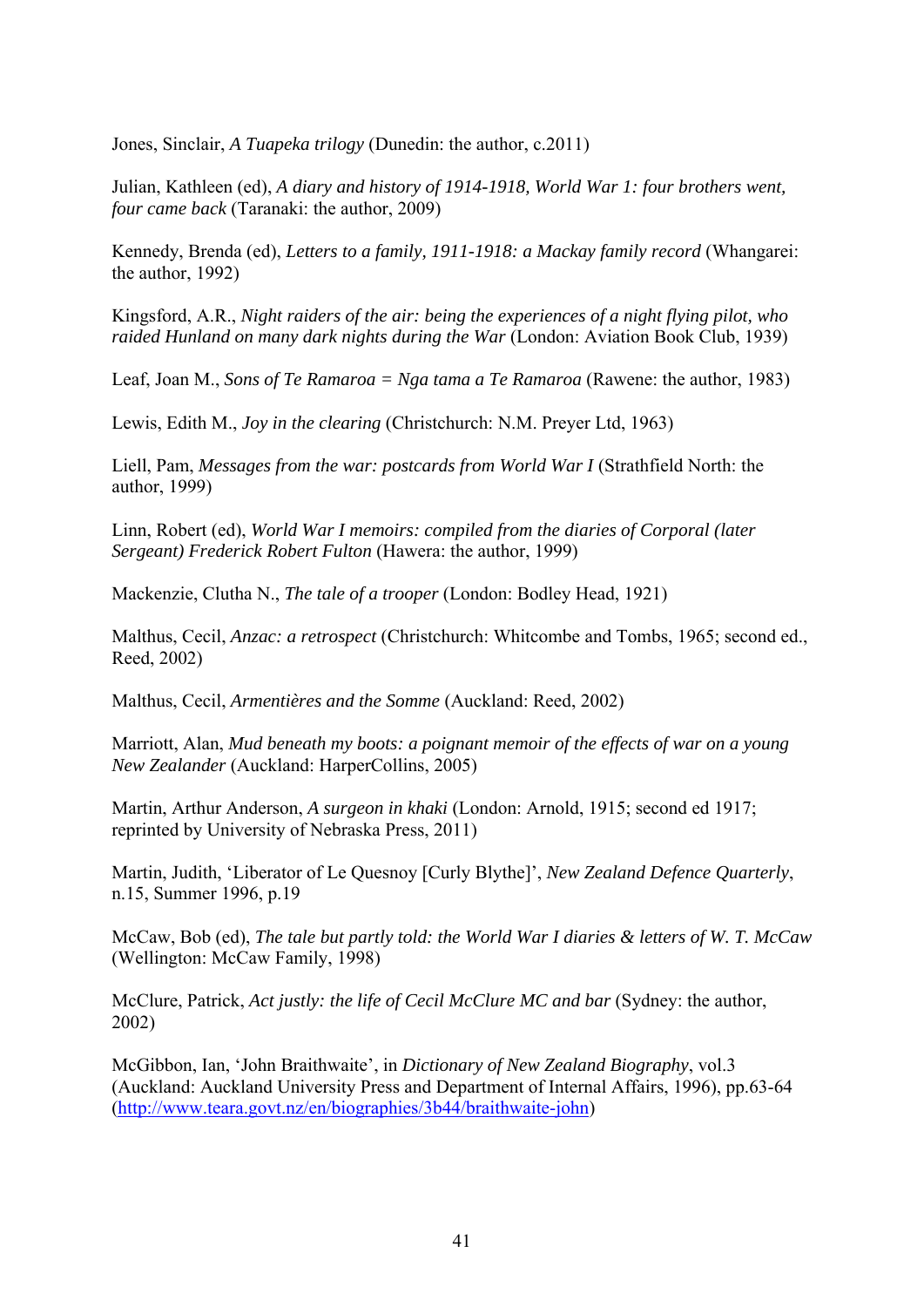Jones, Sinclair, *A Tuapeka trilogy* (Dunedin: the author, c.2011)

Julian, Kathleen (ed), *A diary and history of 1914-1918, World War 1: four brothers went, four came back* (Taranaki: the author, 2009)

Kennedy, Brenda (ed), *Letters to a family, 1911-1918: a Mackay family record* (Whangarei: the author, 1992)

Kingsford, A.R., *Night raiders of the air: being the experiences of a night flying pilot, who raided Hunland on many dark nights during the War* (London: Aviation Book Club, 1939)

Leaf, Joan M., *Sons of Te Ramaroa = Nga tama a Te Ramaroa* (Rawene: the author, 1983)

Lewis, Edith M., *Joy in the clearing* (Christchurch: N.M. Preyer Ltd, 1963)

Liell, Pam, *Messages from the war: postcards from World War I* (Strathfield North: the author, 1999)

Linn, Robert (ed), *World War I memoirs: compiled from the diaries of Corporal (later Sergeant) Frederick Robert Fulton* (Hawera: the author, 1999)

Mackenzie, Clutha N., *The tale of a trooper* (London: Bodley Head, 1921)

Malthus, Cecil, *Anzac: a retrospect* (Christchurch: Whitcombe and Tombs, 1965; second ed., Reed, 2002)

Malthus, Cecil, *Armentières and the Somme* (Auckland: Reed, 2002)

Marriott, Alan, *Mud beneath my boots: a poignant memoir of the effects of war on a young New Zealander* (Auckland: HarperCollins, 2005)

Martin, Arthur Anderson, *A surgeon in khaki* (London: Arnold, 1915; second ed 1917; reprinted by University of Nebraska Press, 2011)

Martin, Judith, 'Liberator of Le Quesnoy [Curly Blythe]', *New Zealand Defence Quarterly*, n.15, Summer 1996, p.19

McCaw, Bob (ed), *The tale but partly told: the World War I diaries & letters of W. T. McCaw* (Wellington: McCaw Family, 1998)

McClure, Patrick, *Act justly: the life of Cecil McClure MC and bar* (Sydney: the author, 2002)

McGibbon, Ian, 'John Braithwaite', in *Dictionary of New Zealand Biography*, vol.3 (Auckland: Auckland University Press and Department of Internal Affairs, 1996), pp.63-64 (http://www.teara.govt.nz/en/biographies/3b44/braithwaite-john)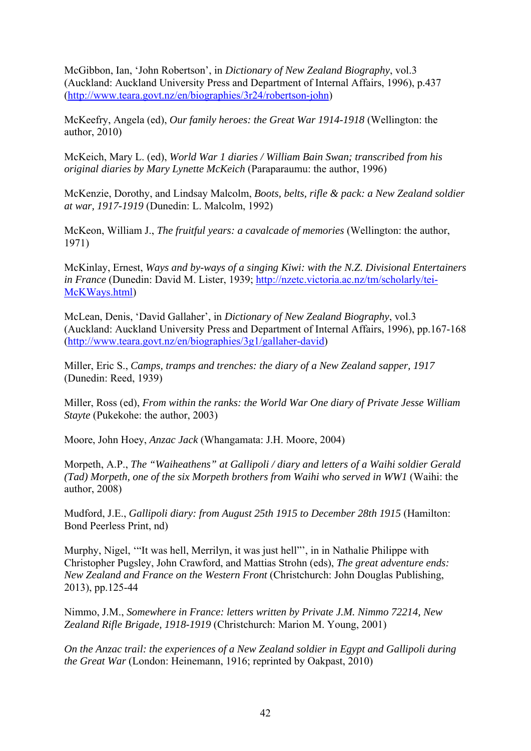McGibbon, Ian, ‘John Robertson’, in *Dictionary of New Zealand Biography*, vol.3 (Auckland: Auckland University Press and Department of Internal Affairs, 1996), p.437 (http://www.teara.govt.nz/en/biographies/3r24/robertson-john)

McKeefry, Angela (ed), *Our family heroes: the Great War 1914-1918* (Wellington: the author, 2010)

McKeich, Mary L. (ed), *World War 1 diaries / William Bain Swan; transcribed from his original diaries by Mary Lynette McKeich* (Paraparaumu: the author, 1996)

McKenzie, Dorothy, and Lindsay Malcolm, *Boots, belts, rifle & pack: a New Zealand soldier at war, 1917-1919* (Dunedin: L. Malcolm, 1992)

McKeon, William J., *The fruitful years: a cavalcade of memories* (Wellington: the author, 1971)

McKinlay, Ernest, *Ways and by-ways of a singing Kiwi: with the N.Z. Divisional Entertainers in France* (Dunedin: David M. Lister, 1939; http://nzetc.victoria.ac.nz/tm/scholarly/tei-McKWays.html)

McLean, Denis, ‘David Gallaher’, in *Dictionary of New Zealand Biography*, vol.3 (Auckland: Auckland University Press and Department of Internal Affairs, 1996), pp.167-168 (http://www.teara.govt.nz/en/biographies/3g1/gallaher-david)

Miller, Eric S., *Camps, tramps and trenches: the diary of a New Zealand sapper, 1917* (Dunedin: Reed, 1939)

Miller, Ross (ed), *From within the ranks: the World War One diary of Private Jesse William Stayte* (Pukekohe: the author, 2003)

Moore, John Hoey, *Anzac Jack* (Whangamata: J.H. Moore, 2004)

Morpeth, A.P., *The “Waiheathens” at Gallipoli / diary and letters of a Waihi soldier Gerald (Tad) Morpeth, one of the six Morpeth brothers from Waihi who served in WW1* (Waihi: the author, 2008)

Mudford, J.E., *Gallipoli diary: from August 25th 1915 to December 28th 1915* (Hamilton: Bond Peerless Print, nd)

Murphy, Nigel, ‘“It was hell, Merrilyn, it was just hell”’, in in Nathalie Philippe with Christopher Pugsley, John Crawford, and Mattias Strohn (eds), *The great adventure ends: New Zealand and France on the Western Front* (Christchurch: John Douglas Publishing, 2013), pp.125-44

Nimmo, J.M., *Somewhere in France: letters written by Private J.M. Nimmo 72214, New Zealand Rifle Brigade, 1918-1919* (Christchurch: Marion M. Young, 2001)

*On the Anzac trail: the experiences of a New Zealand soldier in Egypt and Gallipoli during the Great War* (London: Heinemann, 1916; reprinted by Oakpast, 2010)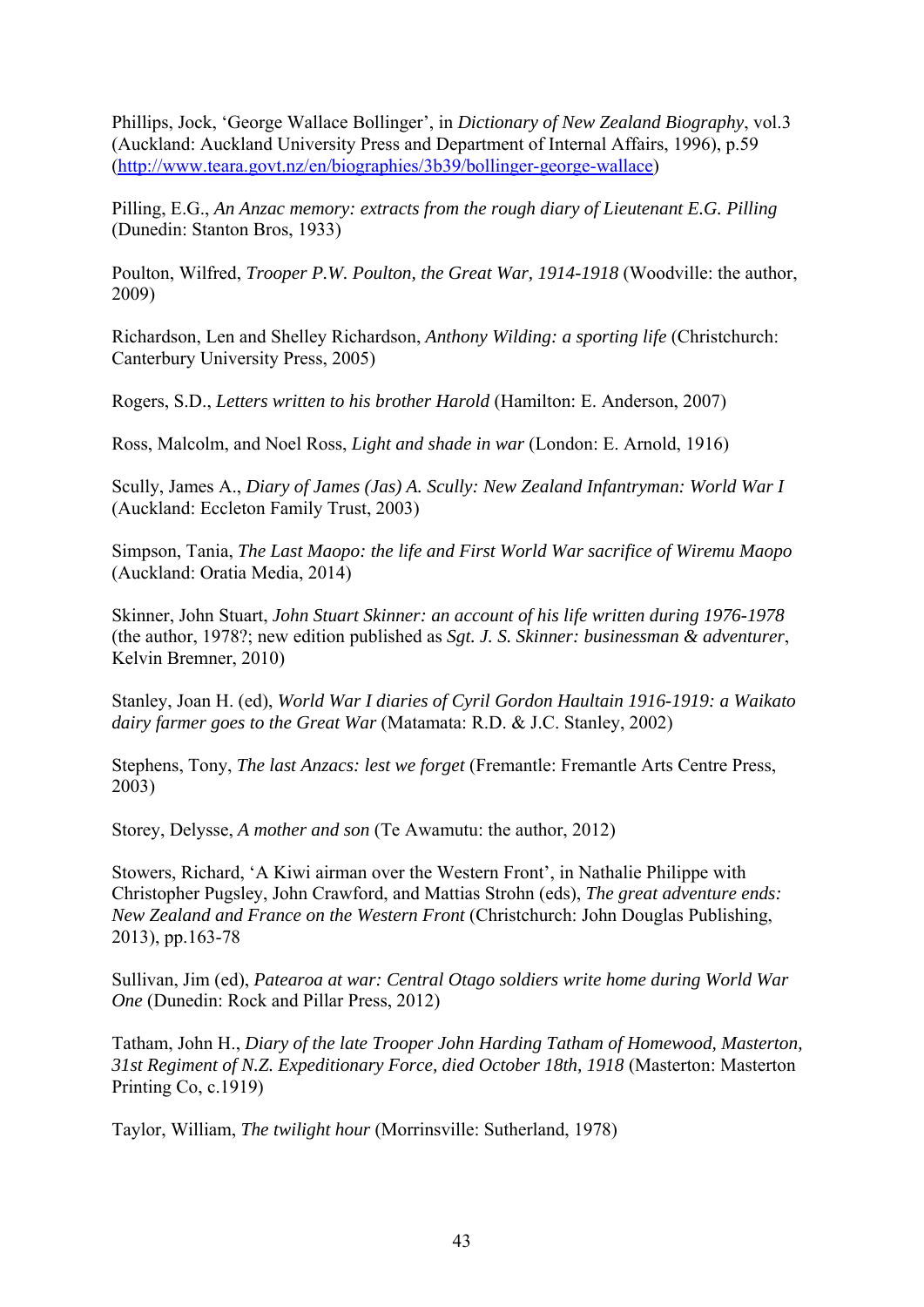Phillips, Jock, 'George Wallace Bollinger', in *Dictionary of New Zealand Biography*, vol.3 (Auckland: Auckland University Press and Department of Internal Affairs, 1996), p.59 (http://www.teara.govt.nz/en/biographies/3b39/bollinger-george-wallace)

Pilling, E.G., *An Anzac memory: extracts from the rough diary of Lieutenant E.G. Pilling* (Dunedin: Stanton Bros, 1933)

Poulton, Wilfred, *Trooper P.W. Poulton, the Great War, 1914-1918* (Woodville: the author, 2009)

Richardson, Len and Shelley Richardson, *Anthony Wilding: a sporting life* (Christchurch: Canterbury University Press, 2005)

Rogers, S.D., *Letters written to his brother Harold* (Hamilton: E. Anderson, 2007)

Ross, Malcolm, and Noel Ross, *Light and shade in war* (London: E. Arnold, 1916)

Scully, James A., *Diary of James (Jas) A. Scully: New Zealand Infantryman: World War I* (Auckland: Eccleton Family Trust, 2003)

Simpson, Tania, *The Last Maopo: the life and First World War sacrifice of Wiremu Maopo* (Auckland: Oratia Media, 2014)

Skinner, John Stuart, *John Stuart Skinner: an account of his life written during 1976-1978* (the author, 1978?; new edition published as *Sgt. J. S. Skinner: businessman & adventurer*, Kelvin Bremner, 2010)

Stanley, Joan H. (ed), *World War I diaries of Cyril Gordon Haultain 1916-1919: a Waikato dairy farmer goes to the Great War* (Matamata: R.D. & J.C. Stanley, 2002)

Stephens, Tony, *The last Anzacs: lest we forget* (Fremantle: Fremantle Arts Centre Press, 2003)

Storey, Delysse, *A mother and son* (Te Awamutu: the author, 2012)

Stowers, Richard, 'A Kiwi airman over the Western Front', in Nathalie Philippe with Christopher Pugsley, John Crawford, and Mattias Strohn (eds), *The great adventure ends: New Zealand and France on the Western Front* (Christchurch: John Douglas Publishing, 2013), pp.163-78

Sullivan, Jim (ed), *Patearoa at war: Central Otago soldiers write home during World War One* (Dunedin: Rock and Pillar Press, 2012)

Tatham, John H., *Diary of the late Trooper John Harding Tatham of Homewood, Masterton, 31st Regiment of N.Z. Expeditionary Force, died October 18th, 1918* (Masterton: Masterton Printing Co, c.1919)

Taylor, William, *The twilight hour* (Morrinsville: Sutherland, 1978)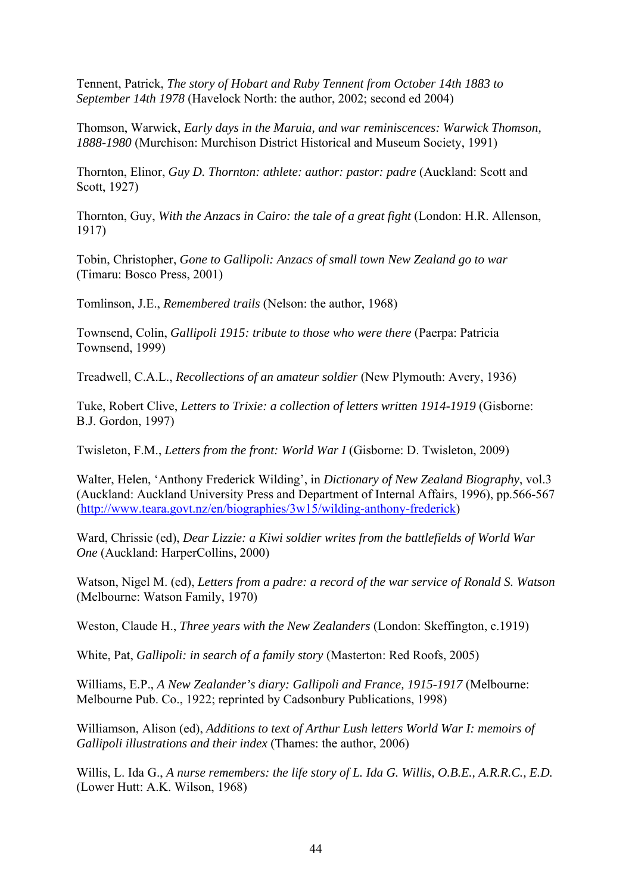Tennent, Patrick, *The story of Hobart and Ruby Tennent from October 14th 1883 to September 14th 1978* (Havelock North: the author, 2002; second ed 2004)

Thomson, Warwick, *Early days in the Maruia, and war reminiscences: Warwick Thomson, 1888-1980* (Murchison: Murchison District Historical and Museum Society, 1991)

Thornton, Elinor, *Guy D. Thornton: athlete: author: pastor: padre* (Auckland: Scott and Scott, 1927)

Thornton, Guy, *With the Anzacs in Cairo: the tale of a great fight* (London: H.R. Allenson, 1917)

Tobin, Christopher, *Gone to Gallipoli: Anzacs of small town New Zealand go to war* (Timaru: Bosco Press, 2001)

Tomlinson, J.E., *Remembered trails* (Nelson: the author, 1968)

Townsend, Colin, *Gallipoli 1915: tribute to those who were there* (Paerpa: Patricia Townsend, 1999)

Treadwell, C.A.L., *Recollections of an amateur soldier* (New Plymouth: Avery, 1936)

Tuke, Robert Clive, *Letters to Trixie: a collection of letters written 1914-1919* (Gisborne: B.J. Gordon, 1997)

Twisleton, F.M., *Letters from the front: World War I* (Gisborne: D. Twisleton, 2009)

Walter, Helen, 'Anthony Frederick Wilding', in *Dictionary of New Zealand Biography*, vol.3 (Auckland: Auckland University Press and Department of Internal Affairs, 1996), pp.566-567 (http://www.teara.govt.nz/en/biographies/3w15/wilding-anthony-frederick)

Ward, Chrissie (ed), *Dear Lizzie: a Kiwi soldier writes from the battlefields of World War One* (Auckland: HarperCollins, 2000)

Watson, Nigel M. (ed), *Letters from a padre: a record of the war service of Ronald S. Watson* (Melbourne: Watson Family, 1970)

Weston, Claude H., *Three years with the New Zealanders* (London: Skeffington, c.1919)

White, Pat, *Gallipoli: in search of a family story* (Masterton: Red Roofs, 2005)

Williams, E.P., *A New Zealander's diary: Gallipoli and France, 1915-1917* (Melbourne: Melbourne Pub. Co., 1922; reprinted by Cadsonbury Publications, 1998)

Williamson, Alison (ed), *Additions to text of Arthur Lush letters World War I: memoirs of Gallipoli illustrations and their index* (Thames: the author, 2006)

Willis, L. Ida G., *A nurse remembers: the life story of L. Ida G. Willis, O.B.E., A.R.R.C., E.D.* (Lower Hutt: A.K. Wilson, 1968)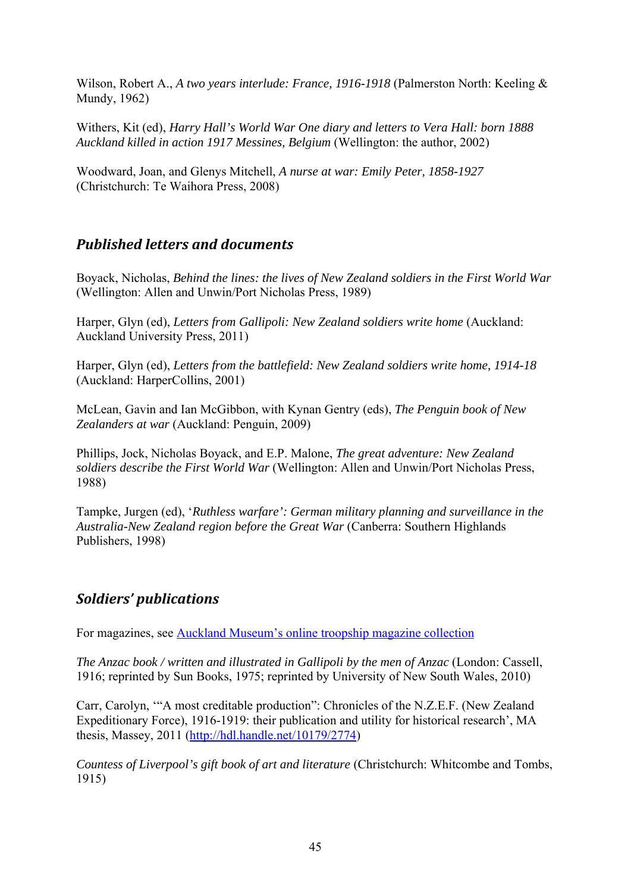Wilson, Robert A., *A two years interlude: France, 1916-1918* (Palmerston North: Keeling & Mundy, 1962)

Withers, Kit (ed), *Harry Hall's World War One diary and letters to Vera Hall: born 1888 Auckland killed in action 1917 Messines, Belgium* (Wellington: the author, 2002)

Woodward, Joan, and Glenys Mitchell, *A nurse at war: Emily Peter, 1858-1927* (Christchurch: Te Waihora Press, 2008)

## *Published letters and documents*

Boyack, Nicholas, *Behind the lines: the lives of New Zealand soldiers in the First World War* (Wellington: Allen and Unwin/Port Nicholas Press, 1989)

Harper, Glyn (ed), *Letters from Gallipoli: New Zealand soldiers write home* (Auckland: Auckland University Press, 2011)

Harper, Glyn (ed), *Letters from the battlefield: New Zealand soldiers write home, 1914-18* (Auckland: HarperCollins, 2001)

McLean, Gavin and Ian McGibbon, with Kynan Gentry (eds), *The Penguin book of New Zealanders at war* (Auckland: Penguin, 2009)

Phillips, Jock, Nicholas Boyack, and E.P. Malone, *The great adventure: New Zealand soldiers describe the First World War* (Wellington: Allen and Unwin/Port Nicholas Press, 1988)

Tampke, Jurgen (ed), '*Ruthless warfare': German military planning and surveillance in the Australia-New Zealand region before the Great War* (Canberra: Southern Highlands Publishers, 1998)

## *Soldiers' publications*

For magazines, see Auckland Museum's online troopship magazine collection

*The Anzac book / written and illustrated in Gallipoli by the men of Anzac* (London: Cassell, 1916; reprinted by Sun Books, 1975; reprinted by University of New South Wales, 2010)

Carr, Carolyn, '"A most creditable production": Chronicles of the N.Z.E.F. (New Zealand Expeditionary Force), 1916-1919: their publication and utility for historical research', MA thesis, Massey, 2011 (http://hdl.handle.net/10179/2774)

*Countess of Liverpool's gift book of art and literature* (Christchurch: Whitcombe and Tombs, 1915)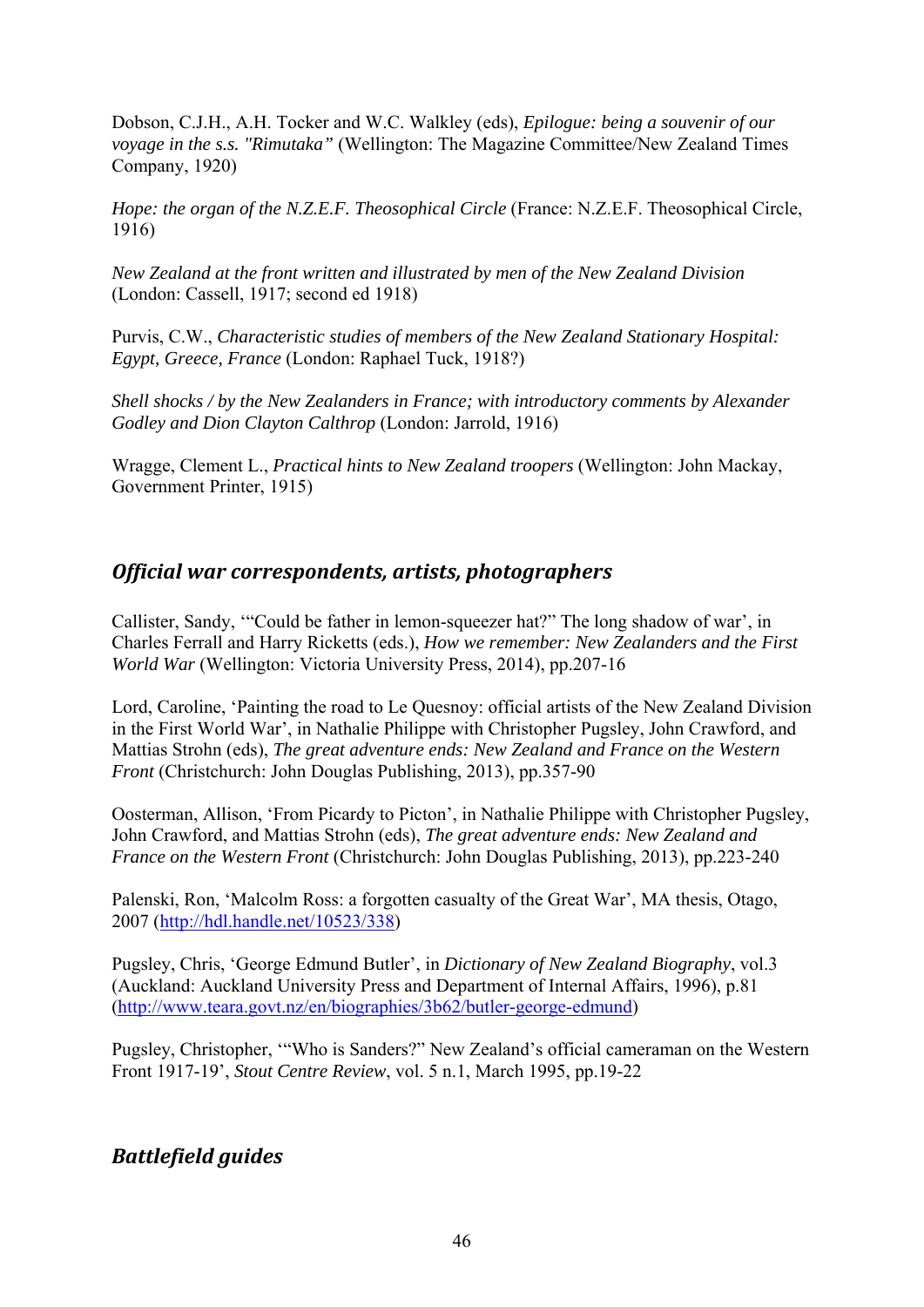Dobson, C.J.H., A.H. Tocker and W.C. Walkley (eds), *Epilogue: being a souvenir of our voyage in the s.s. "Rimutaka"* (Wellington: The Magazine Committee/New Zealand Times Company, 1920)

*Hope: the organ of the N.Z.E.F. Theosophical Circle* (France: N.Z.E.F. Theosophical Circle, 1916)

*New Zealand at the front written and illustrated by men of the New Zealand Division* (London: Cassell, 1917; second ed 1918)

Purvis, C.W., *Characteristic studies of members of the New Zealand Stationary Hospital: Egypt, Greece, France* (London: Raphael Tuck, 1918?)

*Shell shocks / by the New Zealanders in France; with introductory comments by Alexander Godley and Dion Clayton Calthrop* (London: Jarrold, 1916)

Wragge, Clement L., *Practical hints to New Zealand troopers* (Wellington: John Mackay, Government Printer, 1915)

## *Official war correspondents, artists, photographers*

Callister, Sandy, '"Could be father in lemon-squeezer hat?" The long shadow of war', in Charles Ferrall and Harry Ricketts (eds.), *How we remember: New Zealanders and the First World War* (Wellington: Victoria University Press, 2014), pp.207-16

Lord, Caroline, 'Painting the road to Le Quesnoy: official artists of the New Zealand Division in the First World War', in Nathalie Philippe with Christopher Pugsley, John Crawford, and Mattias Strohn (eds), *The great adventure ends: New Zealand and France on the Western Front* (Christchurch: John Douglas Publishing, 2013), pp.357-90

Oosterman, Allison, 'From Picardy to Picton', in Nathalie Philippe with Christopher Pugsley, John Crawford, and Mattias Strohn (eds), *The great adventure ends: New Zealand and France on the Western Front* (Christchurch: John Douglas Publishing, 2013), pp.223-240

Palenski, Ron, 'Malcolm Ross: a forgotten casualty of the Great War', MA thesis, Otago, 2007 (http://hdl.handle.net/10523/338)

Pugsley, Chris, 'George Edmund Butler', in *Dictionary of New Zealand Biography*, vol.3 (Auckland: Auckland University Press and Department of Internal Affairs, 1996), p.81 (http://www.teara.govt.nz/en/biographies/3b62/butler-george-edmund)

Pugsley, Christopher, '"Who is Sanders?" New Zealand's official cameraman on the Western Front 1917-19', *Stout Centre Review*, vol. 5 n.1, March 1995, pp.19-22

## *Battlefield guides*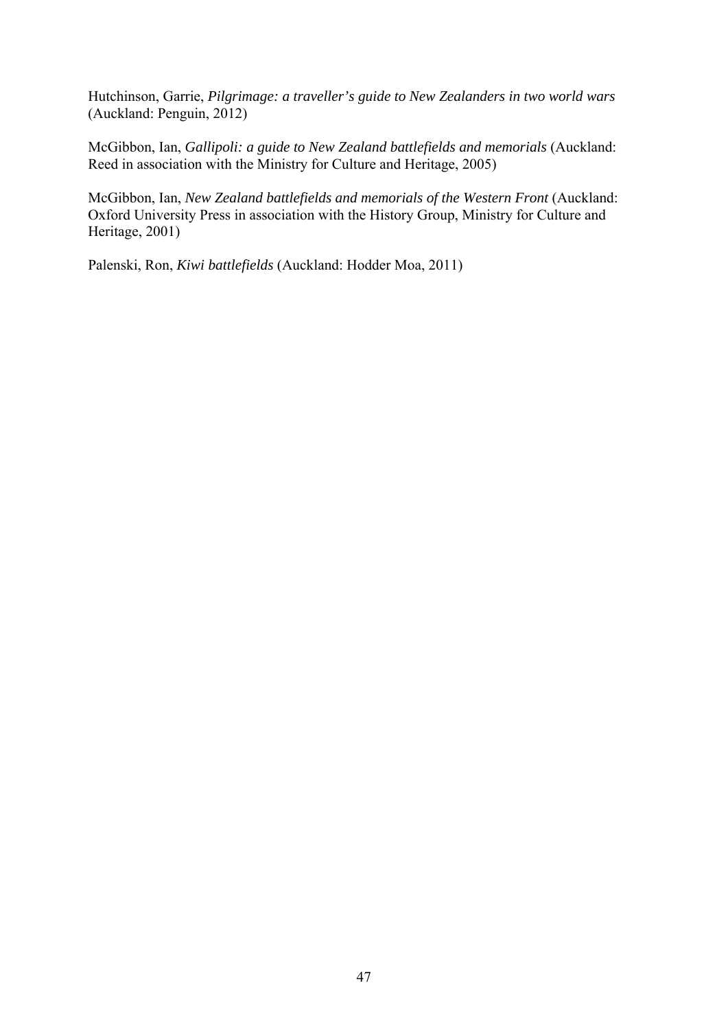Hutchinson, Garrie, *Pilgrimage: a traveller's guide to New Zealanders in two world wars* (Auckland: Penguin, 2012)

McGibbon, Ian, *Gallipoli: a guide to New Zealand battlefields and memorials* (Auckland: Reed in association with the Ministry for Culture and Heritage, 2005)

McGibbon, Ian, *New Zealand battlefields and memorials of the Western Front* (Auckland: Oxford University Press in association with the History Group, Ministry for Culture and Heritage, 2001)

Palenski, Ron, *Kiwi battlefields* (Auckland: Hodder Moa, 2011)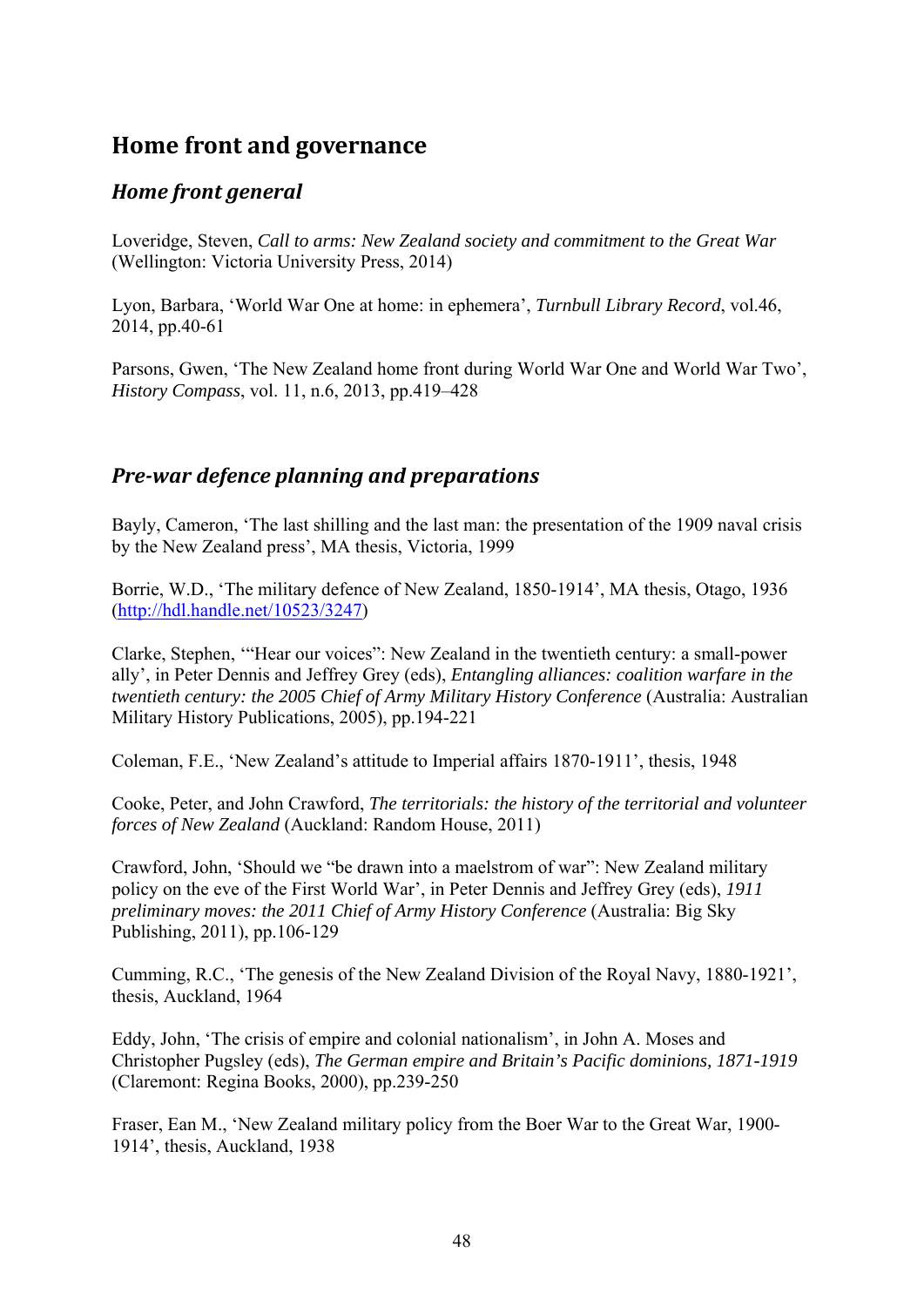# Home front and governance

## *Home front general*

Loveridge, Steven, *Call to arms: New Zealand society and commitment to the Great War* (Wellington: Victoria University Press, 2014)

Lyon, Barbara, 'World War One at home: in ephemera', *Turnbull Library Record*, vol.46, 2014, pp.40-61

Parsons, Gwen, 'The New Zealand home front during World War One and World War Two', *History Compass*, vol. 11, n.6, 2013, pp.419–428

## *Pre-war defence planning and preparations*

Bayly, Cameron, 'The last shilling and the last man: the presentation of the 1909 naval crisis by the New Zealand press', MA thesis, Victoria, 1999

Borrie, W.D., 'The military defence of New Zealand, 1850-1914', MA thesis, Otago, 1936 (http://hdl.handle.net/10523/3247)

Clarke, Stephen, '"Hear our voices": New Zealand in the twentieth century: a small-power ally', in Peter Dennis and Jeffrey Grey (eds), *Entangling alliances: coalition warfare in the twentieth century: the 2005 Chief of Army Military History Conference* (Australia: Australian Military History Publications, 2005), pp.194-221

Coleman, F.E., 'New Zealand's attitude to Imperial affairs 1870-1911', thesis, 1948

Cooke, Peter, and John Crawford, *The territorials: the history of the territorial and volunteer forces of New Zealand* (Auckland: Random House, 2011)

Crawford, John, 'Should we "be drawn into a maelstrom of war": New Zealand military policy on the eve of the First World War', in Peter Dennis and Jeffrey Grey (eds), *1911 preliminary moves: the 2011 Chief of Army History Conference* (Australia: Big Sky Publishing, 2011), pp.106-129

Cumming, R.C., 'The genesis of the New Zealand Division of the Royal Navy, 1880-1921', thesis, Auckland, 1964

Eddy, John, 'The crisis of empire and colonial nationalism', in John A. Moses and Christopher Pugsley (eds), *The German empire and Britain's Pacific dominions, 1871-1919* (Claremont: Regina Books, 2000), pp.239-250

Fraser, Ean M., 'New Zealand military policy from the Boer War to the Great War, 1900-1914', thesis, Auckland, 1938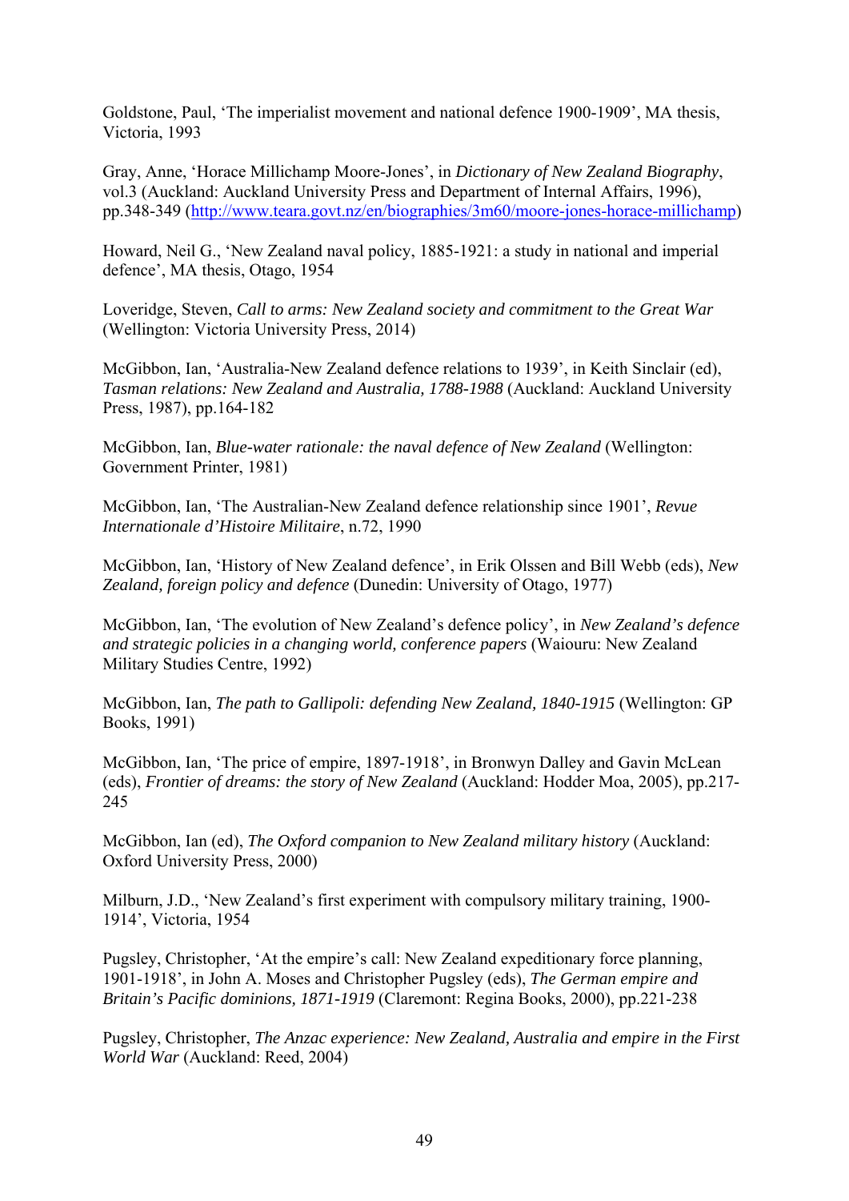Goldstone, Paul, ‘The imperialist movement and national defence 1900-1909’, MA thesis, Victoria, 1993

Gray, Anne, ‘Horace Millichamp Moore-Jones’, in *Dictionary of New Zealand Biography*, vol.3 (Auckland: Auckland University Press and Department of Internal Affairs, 1996), pp.348-349 (http://www.teara.govt.nz/en/biographies/3m60/moore-jones-horace-millichamp)

Howard, Neil G., ‘New Zealand naval policy, 1885-1921: a study in national and imperial defence’, MA thesis, Otago, 1954

Loveridge, Steven, *Call to arms: New Zealand society and commitment to the Great War* (Wellington: Victoria University Press, 2014)

McGibbon, Ian, ‘Australia-New Zealand defence relations to 1939’, in Keith Sinclair (ed), *Tasman relations: New Zealand and Australia, 1788-1988* (Auckland: Auckland University Press, 1987), pp.164-182

McGibbon, Ian, *Blue-water rationale: the naval defence of New Zealand* (Wellington: Government Printer, 1981)

McGibbon, Ian, ‘The Australian-New Zealand defence relationship since 1901’, *Revue Internationale d’Histoire Militaire*, n.72, 1990

McGibbon, Ian, ‘History of New Zealand defence’, in Erik Olssen and Bill Webb (eds), *New Zealand, foreign policy and defence* (Dunedin: University of Otago, 1977)

McGibbon, Ian, ‘The evolution of New Zealand’s defence policy’, in *New Zealand’s defence and strategic policies in a changing world, conference papers* (Waiouru: New Zealand Military Studies Centre, 1992)

McGibbon, Ian, *The path to Gallipoli: defending New Zealand, 1840-1915* (Wellington: GP Books, 1991)

McGibbon, Ian, ‘The price of empire, 1897-1918’, in Bronwyn Dalley and Gavin McLean (eds), *Frontier of dreams: the story of New Zealand* (Auckland: Hodder Moa, 2005), pp.217-245

McGibbon, Ian (ed), *The Oxford companion to New Zealand military history* (Auckland: Oxford University Press, 2000)

Milburn, J.D., ‘New Zealand’s first experiment with compulsory military training, 1900-1914’, Victoria, 1954

Pugsley, Christopher, ‘At the empire’s call: New Zealand expeditionary force planning, 1901-1918’, in John A. Moses and Christopher Pugsley (eds), *The German empire and Britain’s Pacific dominions, 1871-1919* (Claremont: Regina Books, 2000), pp.221-238

Pugsley, Christopher, *The Anzac experience: New Zealand, Australia and empire in the First World War* (Auckland: Reed, 2004)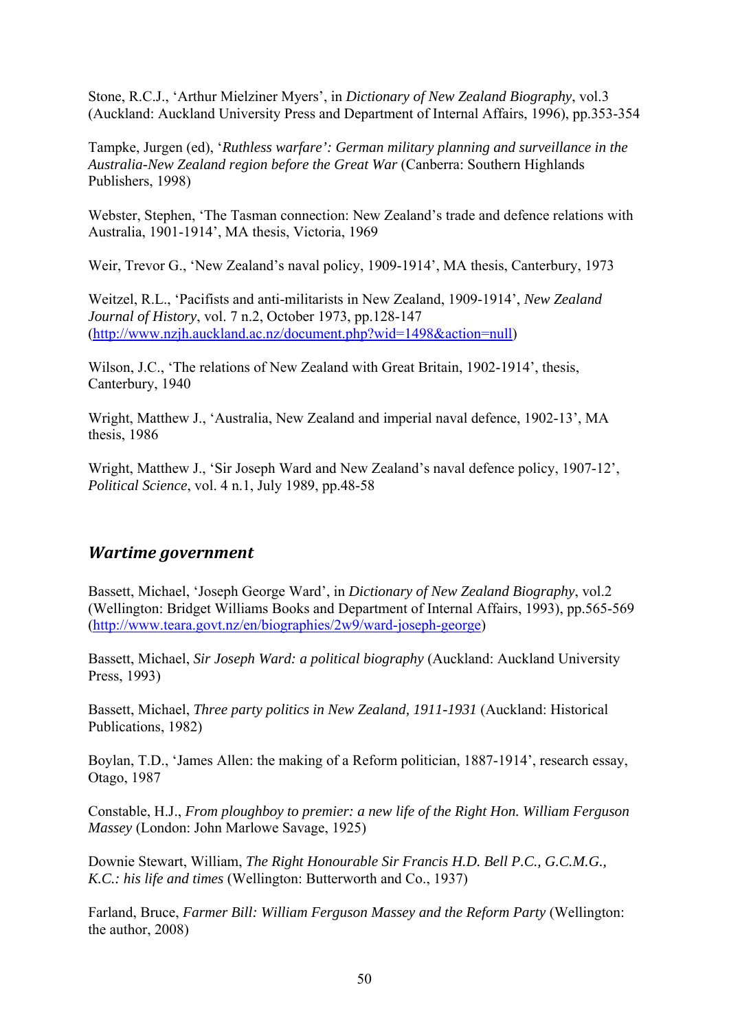Stone, R.C.J., 'Arthur Mielziner Myers', in *Dictionary of New Zealand Biography*, vol.3 (Auckland: Auckland University Press and Department of Internal Affairs, 1996), pp.353-354

Tampke, Jurgen (ed), '*Ruthless warfare': German military planning and surveillance in the Australia-New Zealand region before the Great War* (Canberra: Southern Highlands Publishers, 1998)

Webster, Stephen, 'The Tasman connection: New Zealand's trade and defence relations with Australia, 1901-1914', MA thesis, Victoria, 1969

Weir, Trevor G., 'New Zealand's naval policy, 1909-1914', MA thesis, Canterbury, 1973

Weitzel, R.L., 'Pacifists and anti-militarists in New Zealand, 1909-1914', *New Zealand Journal of History*, vol. 7 n.2, October 1973, pp.128-147 (http://www.nzjh.auckland.ac.nz/document.php?wid=1498&action=null)

Wilson, J.C., 'The relations of New Zealand with Great Britain, 1902-1914', thesis, Canterbury, 1940

Wright, Matthew J., 'Australia, New Zealand and imperial naval defence, 1902-13', MA thesis, 1986

Wright, Matthew J., 'Sir Joseph Ward and New Zealand's naval defence policy, 1907-12', *Political Science*, vol. 4 n.1, July 1989, pp.48-58

## *Wartime government*

Bassett, Michael, 'Joseph George Ward', in *Dictionary of New Zealand Biography*, vol.2 (Wellington: Bridget Williams Books and Department of Internal Affairs, 1993), pp.565-569 (http://www.teara.govt.nz/en/biographies/2w9/ward-joseph-george)

Bassett, Michael, *Sir Joseph Ward: a political biography* (Auckland: Auckland University Press, 1993)

Bassett, Michael, *Three party politics in New Zealand, 1911-1931* (Auckland: Historical Publications, 1982)

Boylan, T.D., 'James Allen: the making of a Reform politician, 1887-1914', research essay, Otago, 1987

Constable, H.J., *From ploughboy to premier: a new life of the Right Hon. William Ferguson Massey* (London: John Marlowe Savage, 1925)

Downie Stewart, William, *The Right Honourable Sir Francis H.D. Bell P.C., G.C.M.G., K.C.: his life and times* (Wellington: Butterworth and Co., 1937)

Farland, Bruce, *Farmer Bill: William Ferguson Massey and the Reform Party* (Wellington: the author, 2008)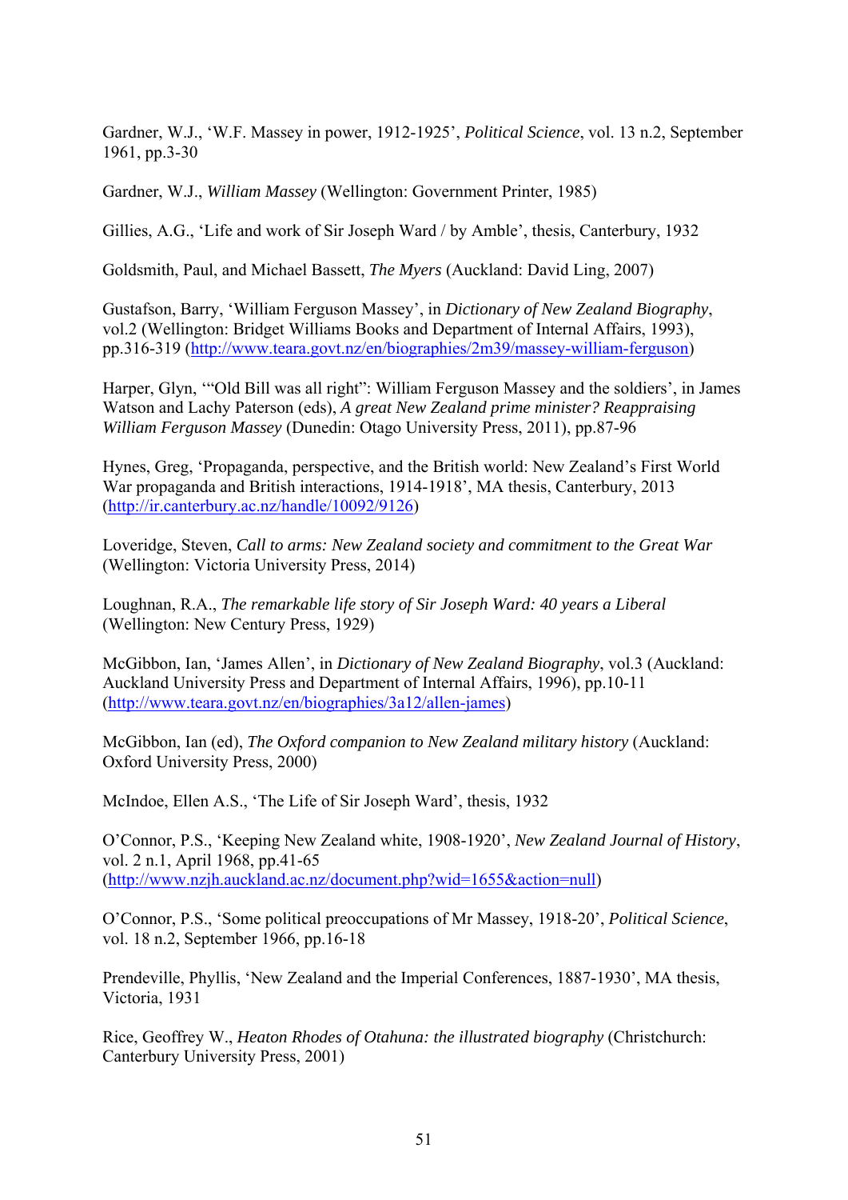Gardner, W.J., ‘W.F. Massey in power, 1912-1925’, *Political Science*, vol. 13 n.2, September 1961, pp.3-30

Gardner, W.J., *William Massey* (Wellington: Government Printer, 1985)

Gillies, A.G., ‘Life and work of Sir Joseph Ward / by Amble’, thesis, Canterbury, 1932

Goldsmith, Paul, and Michael Bassett, *The Myers* (Auckland: David Ling, 2007)

Gustafson, Barry, ‘William Ferguson Massey’, in *Dictionary of New Zealand Biography*, vol.2 (Wellington: Bridget Williams Books and Department of Internal Affairs, 1993), pp.316-319 (http://www.teara.govt.nz/en/biographies/2m39/massey-william-ferguson)

Harper, Glyn, ‘“Old Bill was all right”: William Ferguson Massey and the soldiers’, in James Watson and Lachy Paterson (eds), *A great New Zealand prime minister? Reappraising William Ferguson Massey* (Dunedin: Otago University Press, 2011), pp.87-96

Hynes, Greg, ‘Propaganda, perspective, and the British world: New Zealand’s First World War propaganda and British interactions, 1914-1918’, MA thesis, Canterbury, 2013 (http://ir.canterbury.ac.nz/handle/10092/9126)

Loveridge, Steven, *Call to arms: New Zealand society and commitment to the Great War* (Wellington: Victoria University Press, 2014)

Loughnan, R.A., *The remarkable life story of Sir Joseph Ward: 40 years a Liberal* (Wellington: New Century Press, 1929)

McGibbon, Ian, ‘James Allen’, in *Dictionary of New Zealand Biography*, vol.3 (Auckland: Auckland University Press and Department of Internal Affairs, 1996), pp.10-11 (http://www.teara.govt.nz/en/biographies/3a12/allen-james)

McGibbon, Ian (ed), *The Oxford companion to New Zealand military history* (Auckland: Oxford University Press, 2000)

McIndoe, Ellen A.S., ‘The Life of Sir Joseph Ward’, thesis, 1932

O’Connor, P.S., ‘Keeping New Zealand white, 1908-1920’, *New Zealand Journal of History*, vol. 2 n.1, April 1968, pp.41-65 (http://www.nzjh.auckland.ac.nz/document.php?wid=1655&action=null)

O’Connor, P.S., ‘Some political preoccupations of Mr Massey, 1918-20’, *Political Science*, vol. 18 n.2, September 1966, pp.16-18

Prendeville, Phyllis, ‘New Zealand and the Imperial Conferences, 1887-1930’, MA thesis, Victoria, 1931

Rice, Geoffrey W., *Heaton Rhodes of Otahuna: the illustrated biography* (Christchurch: Canterbury University Press, 2001)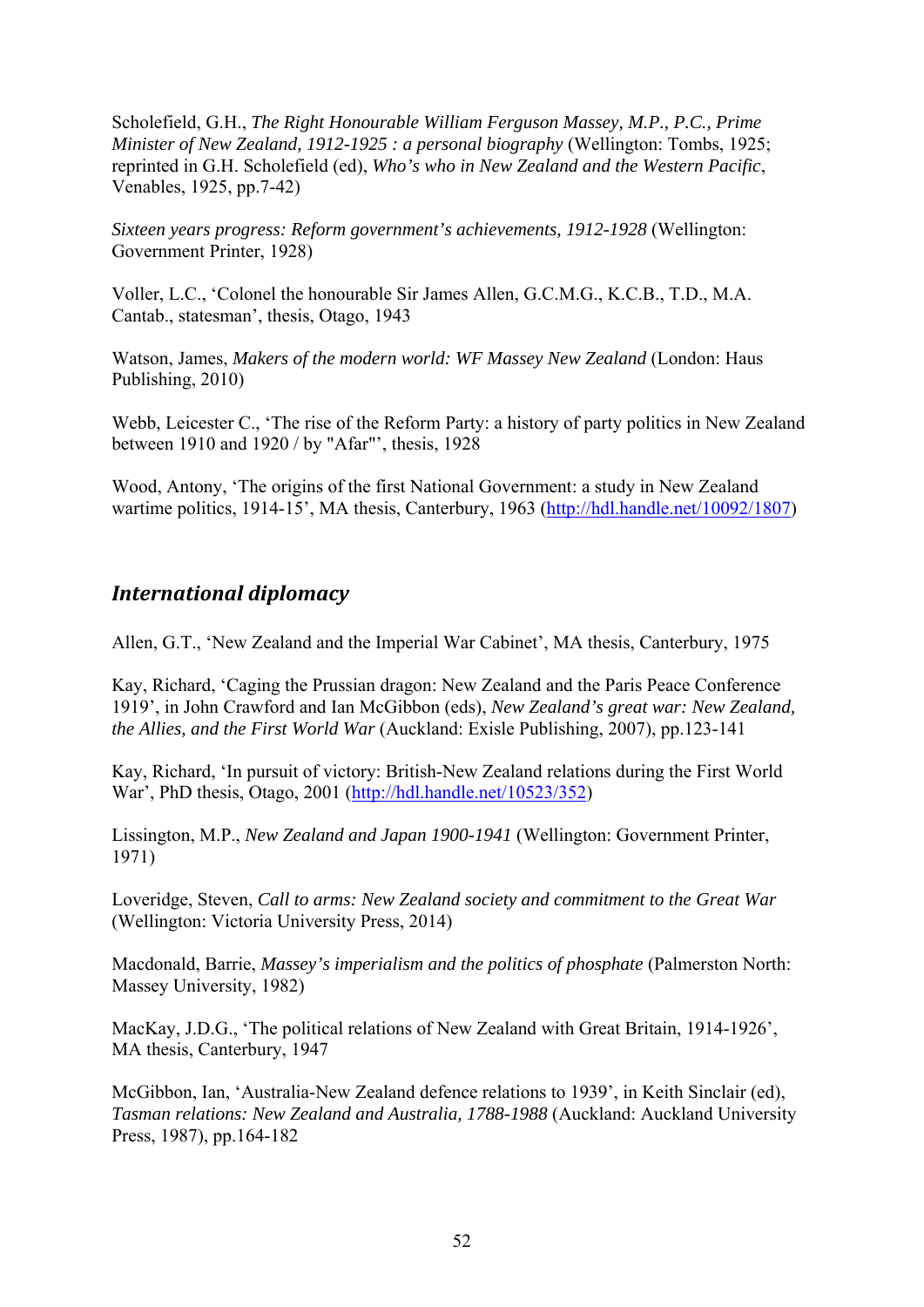Scholefield, G.H., *The Right Honourable William Ferguson Massey, M.P., P.C., Prime Minister of New Zealand, 1912-1925 : a personal biography* (Wellington: Tombs, 1925; reprinted in G.H. Scholefield (ed), *Who's who in New Zealand and the Western Pacific*, Venables, 1925, pp.7-42)

*Sixteen years progress: Reform government's achievements, 1912-1928* (Wellington: Government Printer, 1928)

Voller, L.C., 'Colonel the honourable Sir James Allen, G.C.M.G., K.C.B., T.D., M.A. Cantab., statesman', thesis, Otago, 1943

Watson, James, *Makers of the modern world: WF Massey New Zealand* (London: Haus Publishing, 2010)

Webb, Leicester C., 'The rise of the Reform Party: a history of party politics in New Zealand between 1910 and 1920 / by "Afar"', thesis, 1928

Wood, Antony, 'The origins of the first National Government: a study in New Zealand wartime politics, 1914-15', MA thesis, Canterbury, 1963 (http://hdl.handle.net/10092/1807)

## *International diplomacy*

Allen, G.T., 'New Zealand and the Imperial War Cabinet', MA thesis, Canterbury, 1975

Kay, Richard, 'Caging the Prussian dragon: New Zealand and the Paris Peace Conference 1919', in John Crawford and Ian McGibbon (eds), *New Zealand's great war: New Zealand, the Allies, and the First World War* (Auckland: Exisle Publishing, 2007), pp.123-141

Kay, Richard, 'In pursuit of victory: British-New Zealand relations during the First World War', PhD thesis, Otago, 2001 (http://hdl.handle.net/10523/352)

Lissington, M.P., *New Zealand and Japan 1900-1941* (Wellington: Government Printer, 1971)

Loveridge, Steven, *Call to arms: New Zealand society and commitment to the Great War* (Wellington: Victoria University Press, 2014)

Macdonald, Barrie, *Massey's imperialism and the politics of phosphate* (Palmerston North: Massey University, 1982)

MacKay, J.D.G., 'The political relations of New Zealand with Great Britain, 1914-1926', MA thesis, Canterbury, 1947

McGibbon, Ian, 'Australia-New Zealand defence relations to 1939', in Keith Sinclair (ed), *Tasman relations: New Zealand and Australia, 1788-1988* (Auckland: Auckland University Press, 1987), pp.164-182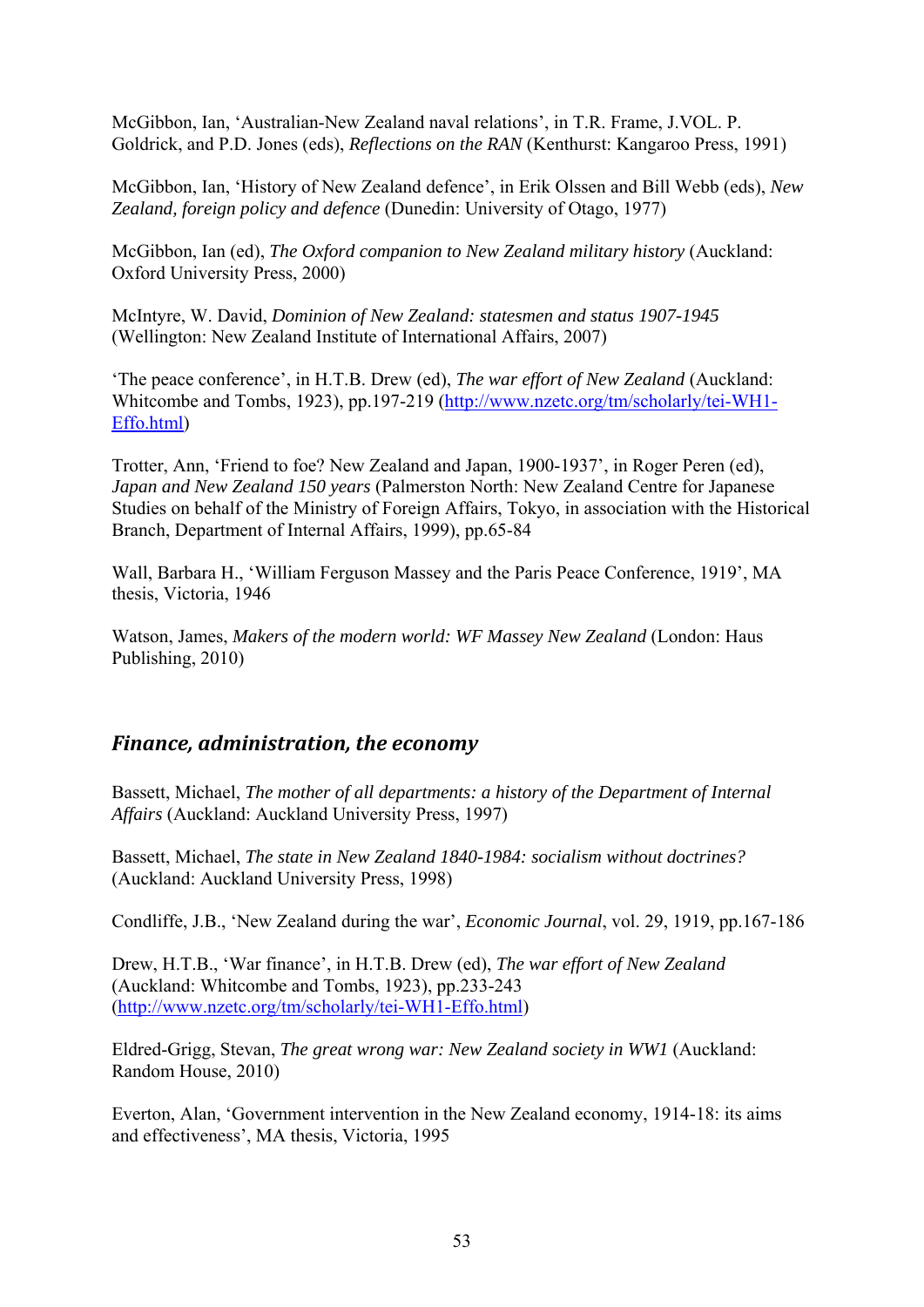McGibbon, Ian, 'Australian-New Zealand naval relations', in T.R. Frame, J.VOL. P. Goldrick, and P.D. Jones (eds), *Reflections on the RAN* (Kenthurst: Kangaroo Press, 1991)

McGibbon, Ian, 'History of New Zealand defence', in Erik Olssen and Bill Webb (eds), *New Zealand, foreign policy and defence* (Dunedin: University of Otago, 1977)

McGibbon, Ian (ed), *The Oxford companion to New Zealand military history* (Auckland: Oxford University Press, 2000)

McIntyre, W. David, *Dominion of New Zealand: statesmen and status 1907-1945* (Wellington: New Zealand Institute of International Affairs, 2007)

'The peace conference', in H.T.B. Drew (ed), *The war effort of New Zealand* (Auckland: Whitcombe and Tombs, 1923), pp.197-219 ([http://www.nzetc.org/tm/scholarly/tei-WH1-Effo.html](http://www.nzetc.org/tm/scholarly/tei-WH1-Effo.html))

Trotter, Ann, 'Friend to foe? New Zealand and Japan, 1900-1937', in Roger Peren (ed), *Japan and New Zealand 150 years* (Palmerston North: New Zealand Centre for Japanese Studies on behalf of the Ministry of Foreign Affairs, Tokyo, in association with the Historical Branch, Department of Internal Affairs, 1999), pp.65-84

Wall, Barbara H., 'William Ferguson Massey and the Paris Peace Conference, 1919', MA thesis, Victoria, 1946

Watson, James, *Makers of the modern world: WF Massey New Zealand* (London: Haus Publishing, 2010)

## *Finance, administration, the economy*

Bassett, Michael, *The mother of all departments: a history of the Department of Internal Affairs* (Auckland: Auckland University Press, 1997)

Bassett, Michael, *The state in New Zealand 1840-1984: socialism without doctrines?* (Auckland: Auckland University Press, 1998)

Condliffe, J.B., 'New Zealand during the war', *Economic Journal*, vol. 29, 1919, pp.167-186

Drew, H.T.B., 'War finance', in H.T.B. Drew (ed), *The war effort of New Zealand* (Auckland: Whitcombe and Tombs, 1923), pp.233-243 ([http://www.nzetc.org/tm/scholarly/tei-WH1-Effo.html](http://www.nzetc.org/tm/scholarly/tei-WH1-Effo.html))

Eldred-Grigg, Stevan, *The great wrong war: New Zealand society in WW1* (Auckland: Random House, 2010)

Everton, Alan, 'Government intervention in the New Zealand economy, 1914-18: its aims and effectiveness', MA thesis, Victoria, 1995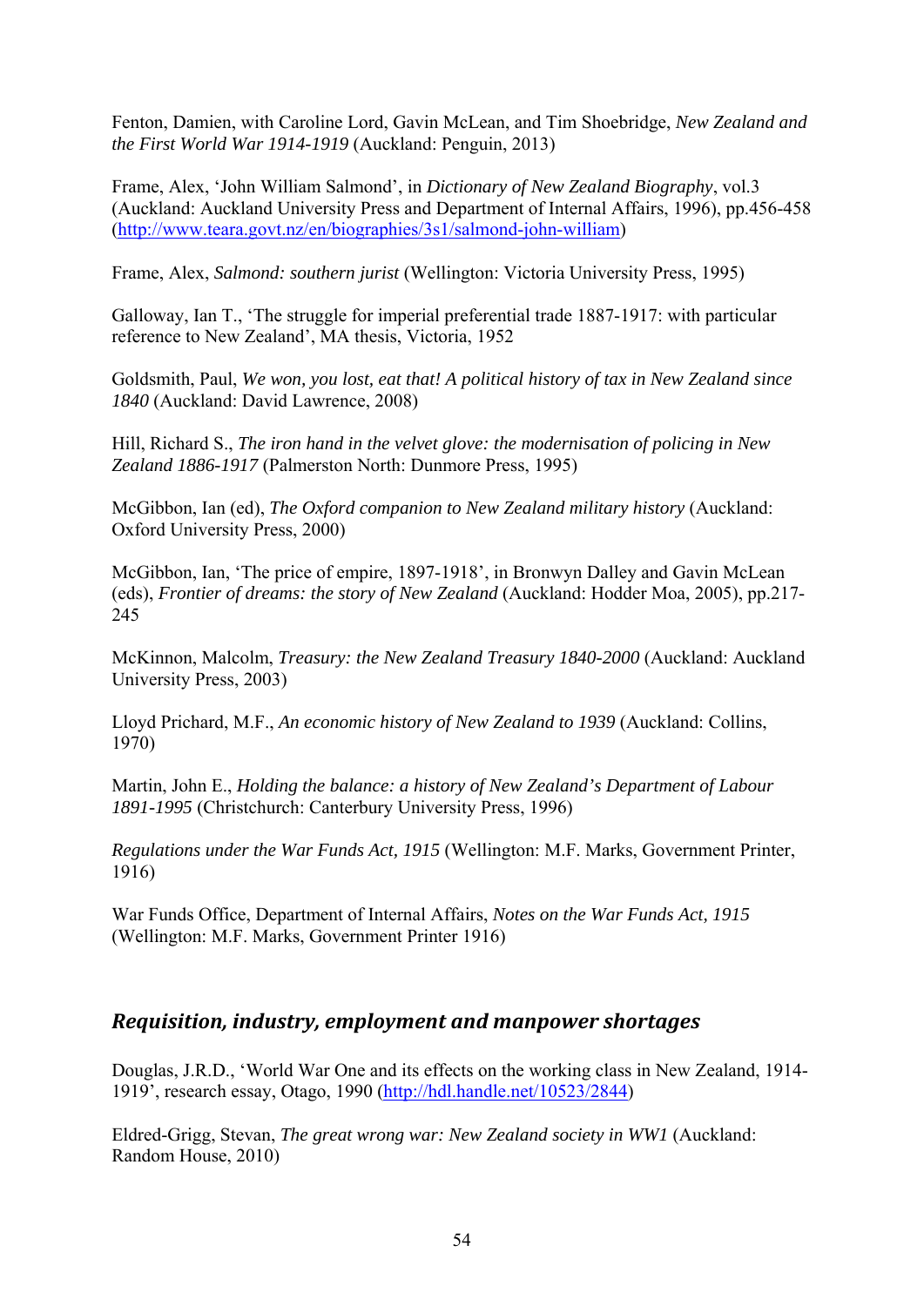Fenton, Damien, with Caroline Lord, Gavin McLean, and Tim Shoebridge, *New Zealand and the First World War 1914-1919* (Auckland: Penguin, 2013)

Frame, Alex, 'John William Salmond', in *Dictionary of New Zealand Biography*, vol.3 (Auckland: Auckland University Press and Department of Internal Affairs, 1996), pp.456-458 (http://www.teara.govt.nz/en/biographies/3s1/salmond-john-william)

Frame, Alex, *Salmond: southern jurist* (Wellington: Victoria University Press, 1995)

Galloway, Ian T., 'The struggle for imperial preferential trade 1887-1917: with particular reference to New Zealand', MA thesis, Victoria, 1952

Goldsmith, Paul, *We won, you lost, eat that! A political history of tax in New Zealand since 1840* (Auckland: David Lawrence, 2008)

Hill, Richard S., *The iron hand in the velvet glove: the modernisation of policing in New Zealand 1886-1917* (Palmerston North: Dunmore Press, 1995)

McGibbon, Ian (ed), *The Oxford companion to New Zealand military history* (Auckland: Oxford University Press, 2000)

McGibbon, Ian, 'The price of empire, 1897-1918', in Bronwyn Dalley and Gavin McLean (eds), *Frontier of dreams: the story of New Zealand* (Auckland: Hodder Moa, 2005), pp.217-245

McKinnon, Malcolm, *Treasury: the New Zealand Treasury 1840-2000* (Auckland: Auckland University Press, 2003)

Lloyd Prichard, M.F., *An economic history of New Zealand to 1939* (Auckland: Collins, 1970)

Martin, John E., *Holding the balance: a history of New Zealand's Department of Labour 1891-1995* (Christchurch: Canterbury University Press, 1996)

*Regulations under the War Funds Act, 1915* (Wellington: M.F. Marks, Government Printer, 1916)

War Funds Office, Department of Internal Affairs, *Notes on the War Funds Act, 1915* (Wellington: M.F. Marks, Government Printer 1916)

## *Requisition, industry, employment and manpower shortages*

Douglas, J.R.D., 'World War One and its effects on the working class in New Zealand, 1914-1919', research essay, Otago, 1990 (http://hdl.handle.net/10523/2844)

Eldred-Grigg, Stevan, *The great wrong war: New Zealand society in WW1* (Auckland: Random House, 2010)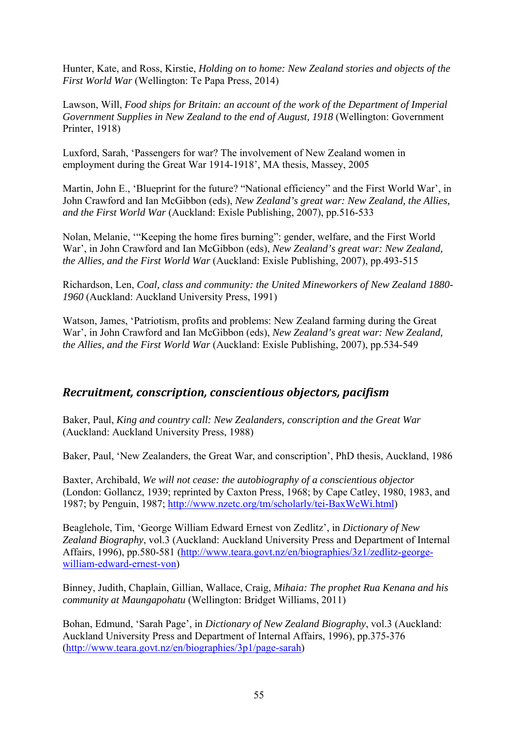Hunter, Kate, and Ross, Kirstie, *Holding on to home: New Zealand stories and objects of the First World War* (Wellington: Te Papa Press, 2014)

Lawson, Will, *Food ships for Britain: an account of the work of the Department of Imperial Government Supplies in New Zealand to the end of August, 1918* (Wellington: Government Printer, 1918)

Luxford, Sarah, 'Passengers for war? The involvement of New Zealand women in employment during the Great War 1914-1918', MA thesis, Massey, 2005

Martin, John E., 'Blueprint for the future? "National efficiency" and the First World War', in John Crawford and Ian McGibbon (eds), *New Zealand's great war: New Zealand, the Allies, and the First World War* (Auckland: Exisle Publishing, 2007), pp.516-533

Nolan, Melanie, '"Keeping the home fires burning": gender, welfare, and the First World War', in John Crawford and Ian McGibbon (eds), *New Zealand's great war: New Zealand, the Allies, and the First World War* (Auckland: Exisle Publishing, 2007), pp.493-515

Richardson, Len, *Coal, class and community: the United Mineworkers of New Zealand 1880-1960* (Auckland: Auckland University Press, 1991)

Watson, James, 'Patriotism, profits and problems: New Zealand farming during the Great War', in John Crawford and Ian McGibbon (eds), *New Zealand's great war: New Zealand, the Allies, and the First World War* (Auckland: Exisle Publishing, 2007), pp.534-549

## *Recruitment, conscription, conscientious objectors, pacifism*

Baker, Paul, *King and country call: New Zealanders, conscription and the Great War* (Auckland: Auckland University Press, 1988)

Baker, Paul, 'New Zealanders, the Great War, and conscription', PhD thesis, Auckland, 1986

Baxter, Archibald, *We will not cease: the autobiography of a conscientious objector* (London: Gollancz, 1939; reprinted by Caxton Press, 1968; by Cape Catley, 1980, 1983, and 1987; by Penguin, 1987; http://www.nzetc.org/tm/scholarly/tei-BaxWeWi.html)

Beaglehole, Tim, 'George William Edward Ernest von Zedlitz', in *Dictionary of New Zealand Biography*, vol.3 (Auckland: Auckland University Press and Department of Internal Affairs, 1996), pp.580-581 (http://www.teara.govt.nz/en/biographies/3z1/zedlitz-george-william-edward-ernest-von)

Binney, Judith, Chaplain, Gillian, Wallace, Craig, *Mihaia: The prophet Rua Kenana and his community at Maungapohatu* (Wellington: Bridget Williams, 2011)

Bohan, Edmund, 'Sarah Page', in *Dictionary of New Zealand Biography*, vol.3 (Auckland: Auckland University Press and Department of Internal Affairs, 1996), pp.375-376 (http://www.teara.govt.nz/en/biographies/3p1/page-sarah)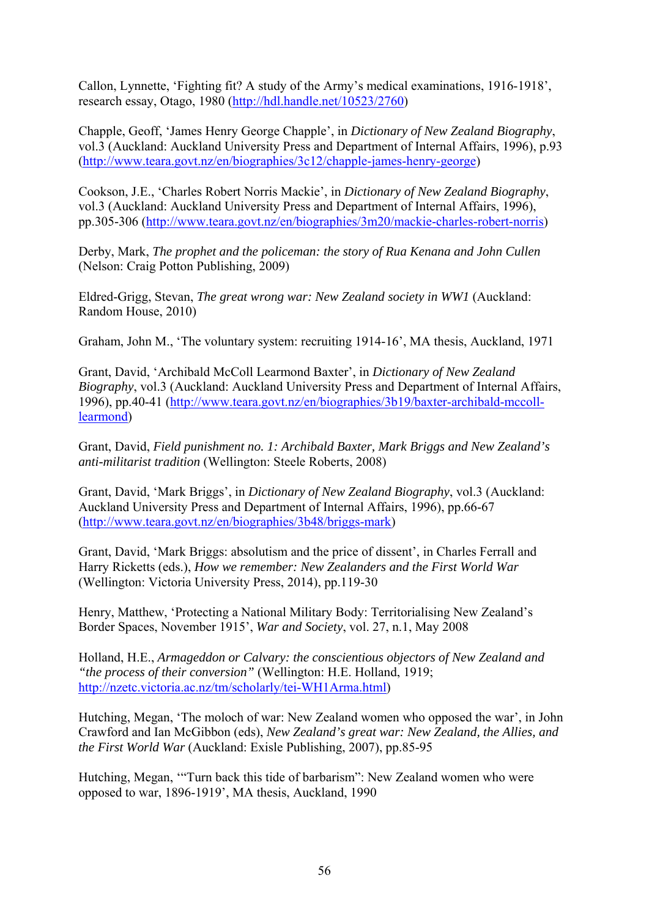Callon, Lynnette, ‘Fighting fit? A study of the Army’s medical examinations, 1916-1918’, research essay, Otago, 1980 (http://hdl.handle.net/10523/2760)

Chapple, Geoff, ‘James Henry George Chapple’, in *Dictionary of New Zealand Biography*, vol.3 (Auckland: Auckland University Press and Department of Internal Affairs, 1996), p.93 (http://www.teara.govt.nz/en/biographies/3c12/chapple-james-henry-george)

Cookson, J.E., ‘Charles Robert Norris Mackie’, in *Dictionary of New Zealand Biography*, vol.3 (Auckland: Auckland University Press and Department of Internal Affairs, 1996), pp.305-306 (http://www.teara.govt.nz/en/biographies/3m20/mackie-charles-robert-norris)

Derby, Mark, *The prophet and the policeman: the story of Rua Kenana and John Cullen* (Nelson: Craig Potton Publishing, 2009)

Eldred-Grigg, Stevan, *The great wrong war: New Zealand society in WW1* (Auckland: Random House, 2010)

Graham, John M., ‘The voluntary system: recruiting 1914-16’, MA thesis, Auckland, 1971

Grant, David, ‘Archibald McColl Learmond Baxter’, in *Dictionary of New Zealand Biography*, vol.3 (Auckland: Auckland University Press and Department of Internal Affairs, 1996), pp.40-41 (http://www.teara.govt.nz/en/biographies/3b19/baxter-archibald-mccoll-learmond)

Grant, David, *Field punishment no. 1: Archibald Baxter, Mark Briggs and New Zealand’s anti-militarist tradition* (Wellington: Steele Roberts, 2008)

Grant, David, ‘Mark Briggs’, in *Dictionary of New Zealand Biography*, vol.3 (Auckland: Auckland University Press and Department of Internal Affairs, 1996), pp.66-67 (http://www.teara.govt.nz/en/biographies/3b48/briggs-mark)

Grant, David, ‘Mark Briggs: absolutism and the price of dissent’, in Charles Ferrall and Harry Ricketts (eds.), *How we remember: New Zealanders and the First World War* (Wellington: Victoria University Press, 2014), pp.119-30

Henry, Matthew, ‘Protecting a National Military Body: Territorialising New Zealand’s Border Spaces, November 1915’, *War and Society*, vol. 27, n.1, May 2008

Holland, H.E., *Armageddon or Calvary: the conscientious objectors of New Zealand and “the process of their conversion”* (Wellington: H.E. Holland, 1919; http://nzetc.victoria.ac.nz/tm/scholarly/tei-WH1Arma.html)

Hutching, Megan, ‘The moloch of war: New Zealand women who opposed the war’, in John Crawford and Ian McGibbon (eds), *New Zealand’s great war: New Zealand, the Allies, and the First World War* (Auckland: Exisle Publishing, 2007), pp.85-95

Hutching, Megan, ‘“Turn back this tide of barbarism”: New Zealand women who were opposed to war, 1896-1919’, MA thesis, Auckland, 1990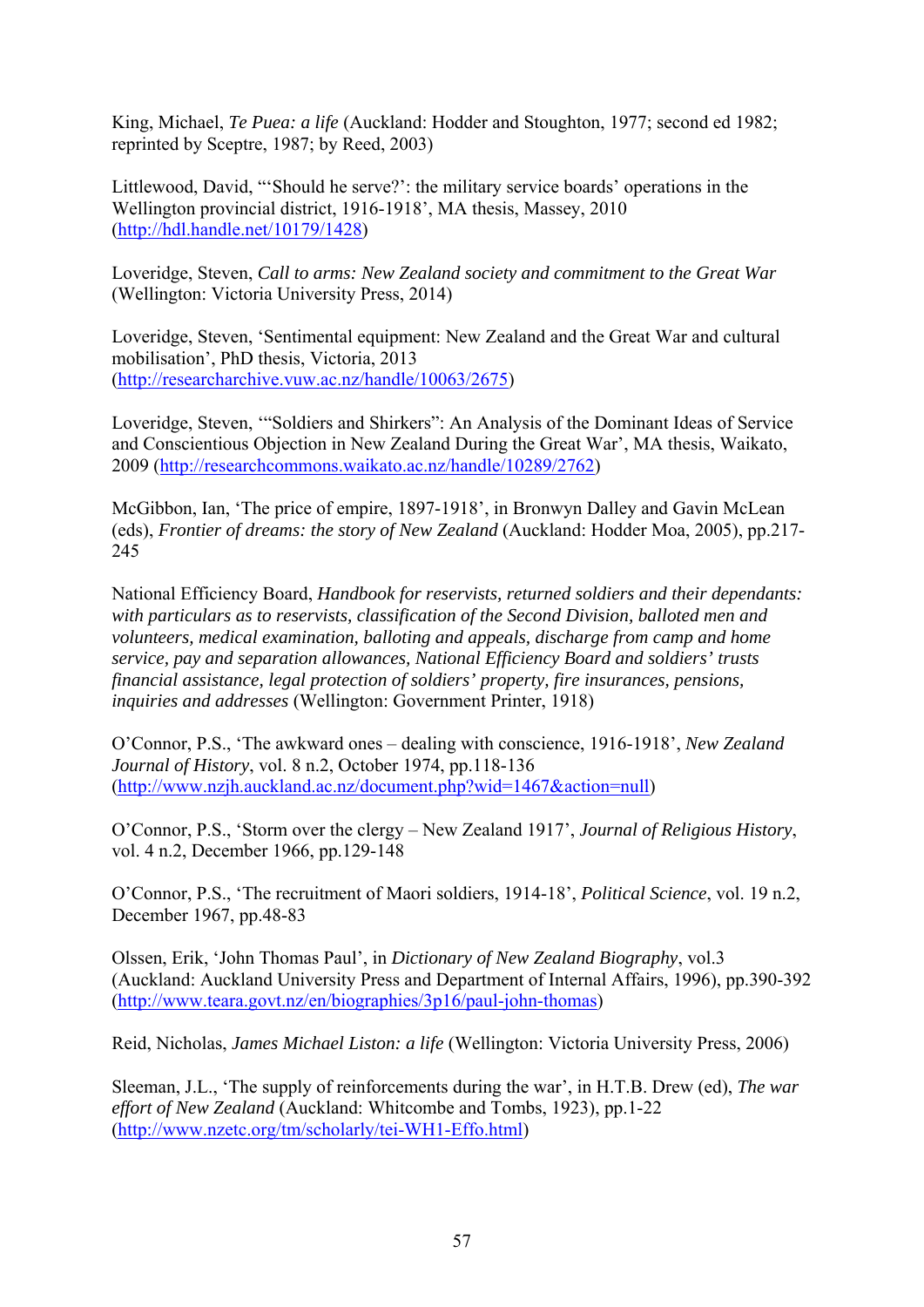King, Michael, *Te Puea: a life* (Auckland: Hodder and Stoughton, 1977; second ed 1982; reprinted by Sceptre, 1987; by Reed, 2003)

Littlewood, David, "'Should he serve?': the military service boards' operations in the Wellington provincial district, 1916-1918', MA thesis, Massey, 2010 (http://hdl.handle.net/10179/1428)

Loveridge, Steven, *Call to arms: New Zealand society and commitment to the Great War* (Wellington: Victoria University Press, 2014)

Loveridge, Steven, 'Sentimental equipment: New Zealand and the Great War and cultural mobilisation', PhD thesis, Victoria, 2013 (http://researcharchive.vuw.ac.nz/handle/10063/2675)

Loveridge, Steven, '"Soldiers and Shirkers": An Analysis of the Dominant Ideas of Service and Conscientious Objection in New Zealand During the Great War', MA thesis, Waikato, 2009 (http://researchcommons.waikato.ac.nz/handle/10289/2762)

McGibbon, Ian, 'The price of empire, 1897-1918', in Bronwyn Dalley and Gavin McLean (eds), *Frontier of dreams: the story of New Zealand* (Auckland: Hodder Moa, 2005), pp.217-245

National Efficiency Board, *Handbook for reservists, returned soldiers and their dependants: with particulars as to reservists, classification of the Second Division, balloted men and volunteers, medical examination, balloting and appeals, discharge from camp and home service, pay and separation allowances, National Efficiency Board and soldiers' trusts financial assistance, legal protection of soldiers' property, fire insurances, pensions, inquiries and addresses* (Wellington: Government Printer, 1918)

O'Connor, P.S., 'The awkward ones – dealing with conscience, 1916-1918', *New Zealand Journal of History*, vol. 8 n.2, October 1974, pp.118-136 (http://www.nzjh.auckland.ac.nz/document.php?wid=1467&action=null)

O'Connor, P.S., 'Storm over the clergy – New Zealand 1917', *Journal of Religious History*, vol. 4 n.2, December 1966, pp.129-148

O'Connor, P.S., 'The recruitment of Maori soldiers, 1914-18', *Political Science*, vol. 19 n.2, December 1967, pp.48-83

Olssen, Erik, 'John Thomas Paul', in *Dictionary of New Zealand Biography*, vol.3 (Auckland: Auckland University Press and Department of Internal Affairs, 1996), pp.390-392 (http://www.teara.govt.nz/en/biographies/3p16/paul-john-thomas)

Reid, Nicholas, *James Michael Liston: a life* (Wellington: Victoria University Press, 2006)

Sleeman, J.L., 'The supply of reinforcements during the war', in H.T.B. Drew (ed), *The war effort of New Zealand* (Auckland: Whitcombe and Tombs, 1923), pp.1-22 (http://www.nzetc.org/tm/scholarly/tei-WH1-Effo.html)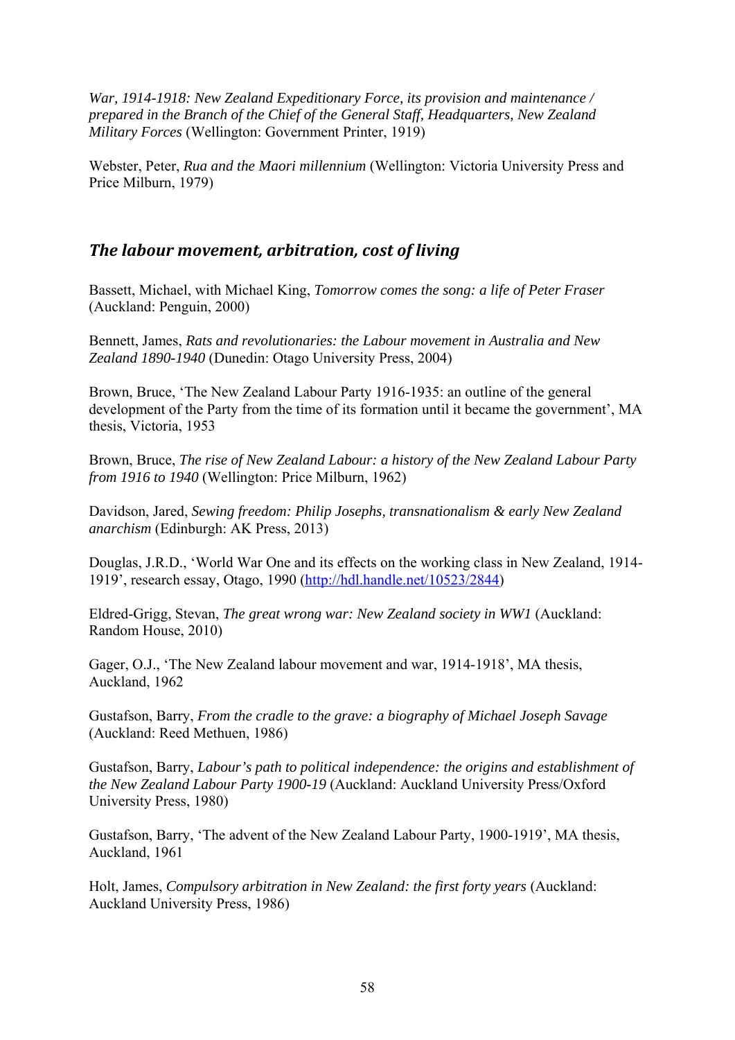*War, 1914-1918: New Zealand Expeditionary Force, its provision and maintenance / prepared in the Branch of the Chief of the General Staff, Headquarters, New Zealand Military Forces* (Wellington: Government Printer, 1919)

Webster, Peter, *Rua and the Maori millennium* (Wellington: Victoria University Press and Price Milburn, 1979)

## *The labour movement, arbitration, cost of living*

Bassett, Michael, with Michael King, *Tomorrow comes the song: a life of Peter Fraser* (Auckland: Penguin, 2000)

Bennett, James, *Rats and revolutionaries: the Labour movement in Australia and New Zealand 1890-1940* (Dunedin: Otago University Press, 2004)

Brown, Bruce, 'The New Zealand Labour Party 1916-1935: an outline of the general development of the Party from the time of its formation until it became the government', MA thesis, Victoria, 1953

Brown, Bruce, *The rise of New Zealand Labour: a history of the New Zealand Labour Party from 1916 to 1940* (Wellington: Price Milburn, 1962)

Davidson, Jared, *Sewing freedom: Philip Josephs, transnationalism & early New Zealand anarchism* (Edinburgh: AK Press, 2013)

Douglas, J.R.D., 'World War One and its effects on the working class in New Zealand, 1914-1919', research essay, Otago, 1990 (http://hdl.handle.net/10523/2844)

Eldred-Grigg, Stevan, *The great wrong war: New Zealand society in WW1* (Auckland: Random House, 2010)

Gager, O.J., 'The New Zealand labour movement and war, 1914-1918', MA thesis, Auckland, 1962

Gustafson, Barry, *From the cradle to the grave: a biography of Michael Joseph Savage* (Auckland: Reed Methuen, 1986)

Gustafson, Barry, *Labour's path to political independence: the origins and establishment of the New Zealand Labour Party 1900-19* (Auckland: Auckland University Press/Oxford University Press, 1980)

Gustafson, Barry, 'The advent of the New Zealand Labour Party, 1900-1919', MA thesis, Auckland, 1961

Holt, James, *Compulsory arbitration in New Zealand: the first forty years* (Auckland: Auckland University Press, 1986)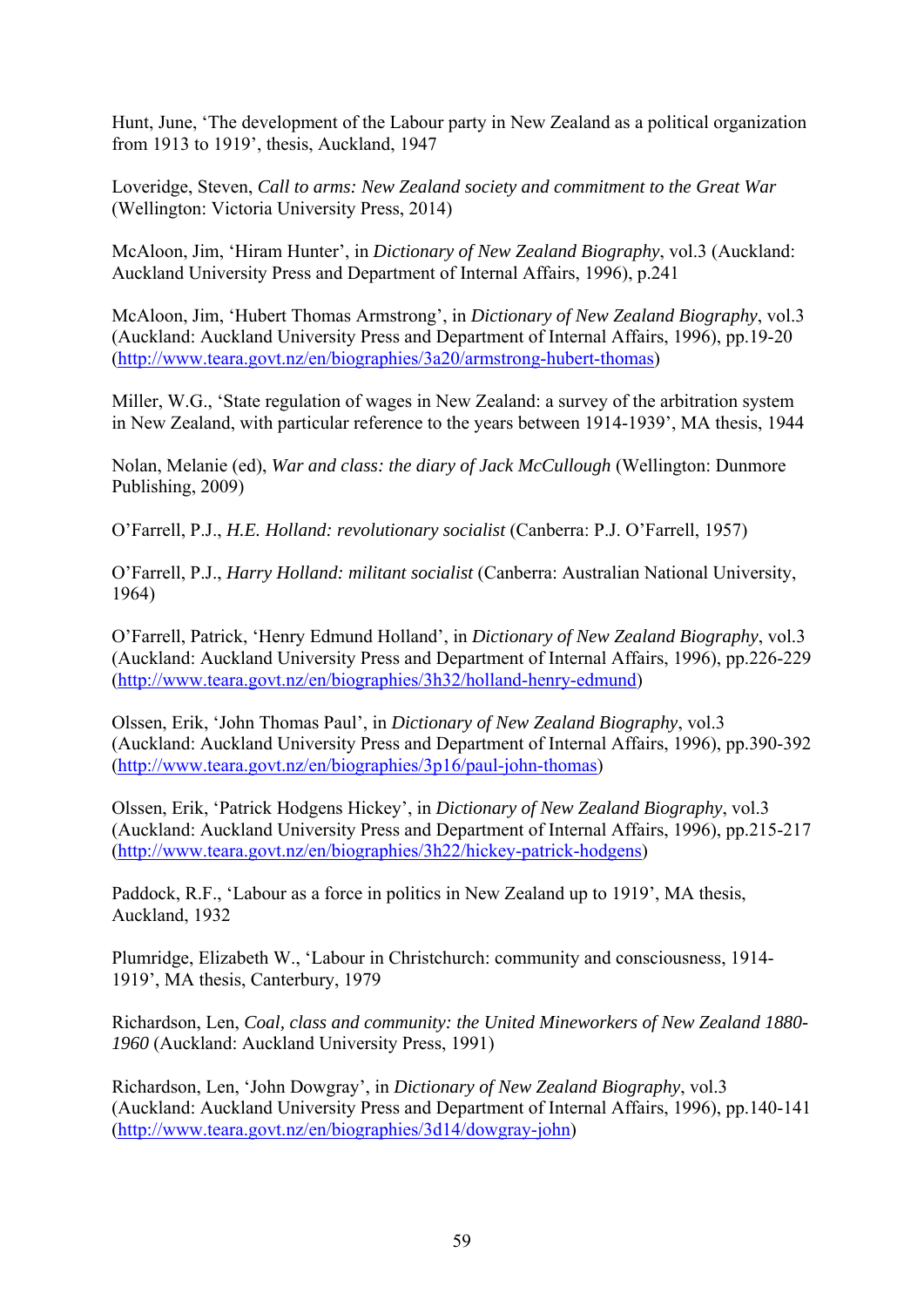Hunt, June, 'The development of the Labour party in New Zealand as a political organization from 1913 to 1919', thesis, Auckland, 1947

Loveridge, Steven, *Call to arms: New Zealand society and commitment to the Great War* (Wellington: Victoria University Press, 2014)

McAloon, Jim, 'Hiram Hunter', in *Dictionary of New Zealand Biography*, vol.3 (Auckland: Auckland University Press and Department of Internal Affairs, 1996), p.241

McAloon, Jim, 'Hubert Thomas Armstrong', in *Dictionary of New Zealand Biography*, vol.3 (Auckland: Auckland University Press and Department of Internal Affairs, 1996), pp.19-20 (http://www.teara.govt.nz/en/biographies/3a20/armstrong-hubert-thomas)

Miller, W.G., 'State regulation of wages in New Zealand: a survey of the arbitration system in New Zealand, with particular reference to the years between 1914-1939', MA thesis, 1944

Nolan, Melanie (ed), *War and class: the diary of Jack McCullough* (Wellington: Dunmore Publishing, 2009)

O'Farrell, P.J., *H.E. Holland: revolutionary socialist* (Canberra: P.J. O'Farrell, 1957)

O'Farrell, P.J., *Harry Holland: militant socialist* (Canberra: Australian National University, 1964)

O'Farrell, Patrick, 'Henry Edmund Holland', in *Dictionary of New Zealand Biography*, vol.3 (Auckland: Auckland University Press and Department of Internal Affairs, 1996), pp.226-229 (http://www.teara.govt.nz/en/biographies/3h32/holland-henry-edmund)

Olssen, Erik, 'John Thomas Paul', in *Dictionary of New Zealand Biography*, vol.3 (Auckland: Auckland University Press and Department of Internal Affairs, 1996), pp.390-392 (http://www.teara.govt.nz/en/biographies/3p16/paul-john-thomas)

Olssen, Erik, 'Patrick Hodgens Hickey', in *Dictionary of New Zealand Biography*, vol.3 (Auckland: Auckland University Press and Department of Internal Affairs, 1996), pp.215-217 (http://www.teara.govt.nz/en/biographies/3h22/hickey-patrick-hodgens)

Paddock, R.F., 'Labour as a force in politics in New Zealand up to 1919', MA thesis, Auckland, 1932

Plumridge, Elizabeth W., 'Labour in Christchurch: community and consciousness, 1914-1919', MA thesis, Canterbury, 1979

Richardson, Len, *Coal, class and community: the United Mineworkers of New Zealand 1880-1960* (Auckland: Auckland University Press, 1991)

Richardson, Len, 'John Dowgray', in *Dictionary of New Zealand Biography*, vol.3 (Auckland: Auckland University Press and Department of Internal Affairs, 1996), pp.140-141 (http://www.teara.govt.nz/en/biographies/3d14/dowgray-john)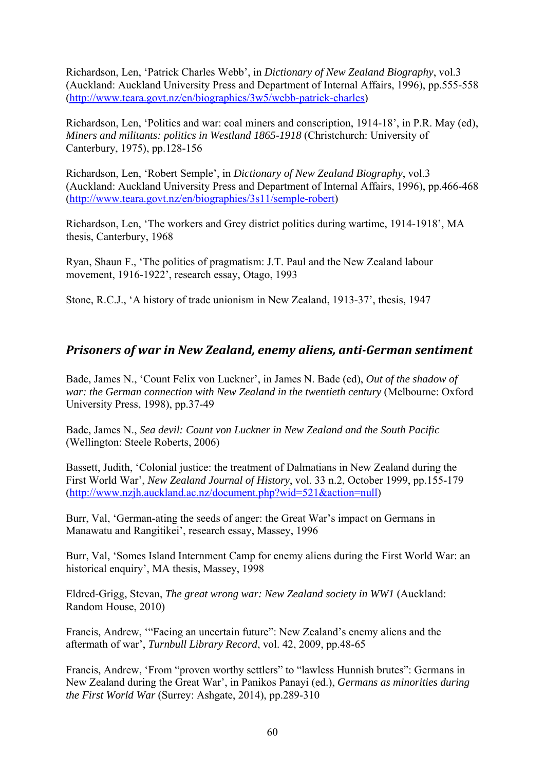Richardson, Len, ‘Patrick Charles Webb’, in *Dictionary of New Zealand Biography*, vol.3 (Auckland: Auckland University Press and Department of Internal Affairs, 1996), pp.555-558 (http://www.teara.govt.nz/en/biographies/3w5/webb-patrick-charles)

Richardson, Len, ‘Politics and war: coal miners and conscription, 1914-18’, in P.R. May (ed), *Miners and militants: politics in Westland 1865-1918* (Christchurch: University of Canterbury, 1975), pp.128-156

Richardson, Len, ‘Robert Semple’, in *Dictionary of New Zealand Biography*, vol.3 (Auckland: Auckland University Press and Department of Internal Affairs, 1996), pp.466-468 (http://www.teara.govt.nz/en/biographies/3s11/semple-robert)

Richardson, Len, ‘The workers and Grey district politics during wartime, 1914-1918’, MA thesis, Canterbury, 1968

Ryan, Shaun F., ‘The politics of pragmatism: J.T. Paul and the New Zealand labour movement, 1916-1922’, research essay, Otago, 1993

Stone, R.C.J., ‘A history of trade unionism in New Zealand, 1913-37’, thesis, 1947

## *Prisoners of war in New Zealand, enemy aliens, anti-German sentiment*

Bade, James N., ‘Count Felix von Luckner’, in James N. Bade (ed), *Out of the shadow of war: the German connection with New Zealand in the twentieth century* (Melbourne: Oxford University Press, 1998), pp.37-49

Bade, James N., *Sea devil: Count von Luckner in New Zealand and the South Pacific* (Wellington: Steele Roberts, 2006)

Bassett, Judith, ‘Colonial justice: the treatment of Dalmatians in New Zealand during the First World War’, *New Zealand Journal of History*, vol. 33 n.2, October 1999, pp.155-179 (http://www.nzjh.auckland.ac.nz/document.php?wid=521&action=null)

Burr, Val, ‘German-ating the seeds of anger: the Great War’s impact on Germans in Manawatu and Rangitikei’, research essay, Massey, 1996

Burr, Val, ‘Somes Island Internment Camp for enemy aliens during the First World War: an historical enquiry’, MA thesis, Massey, 1998

Eldred-Grigg, Stevan, *The great wrong war: New Zealand society in WW1* (Auckland: Random House, 2010)

Francis, Andrew, ‘“Facing an uncertain future”: New Zealand’s enemy aliens and the aftermath of war’, *Turnbull Library Record*, vol. 42, 2009, pp.48-65

Francis, Andrew, ‘From “proven worthy settlers” to “lawless Hunnish brutes”: Germans in New Zealand during the Great War’, in Panikos Panayi (ed.), *Germans as minorities during the First World War* (Surrey: Ashgate, 2014), pp.289-310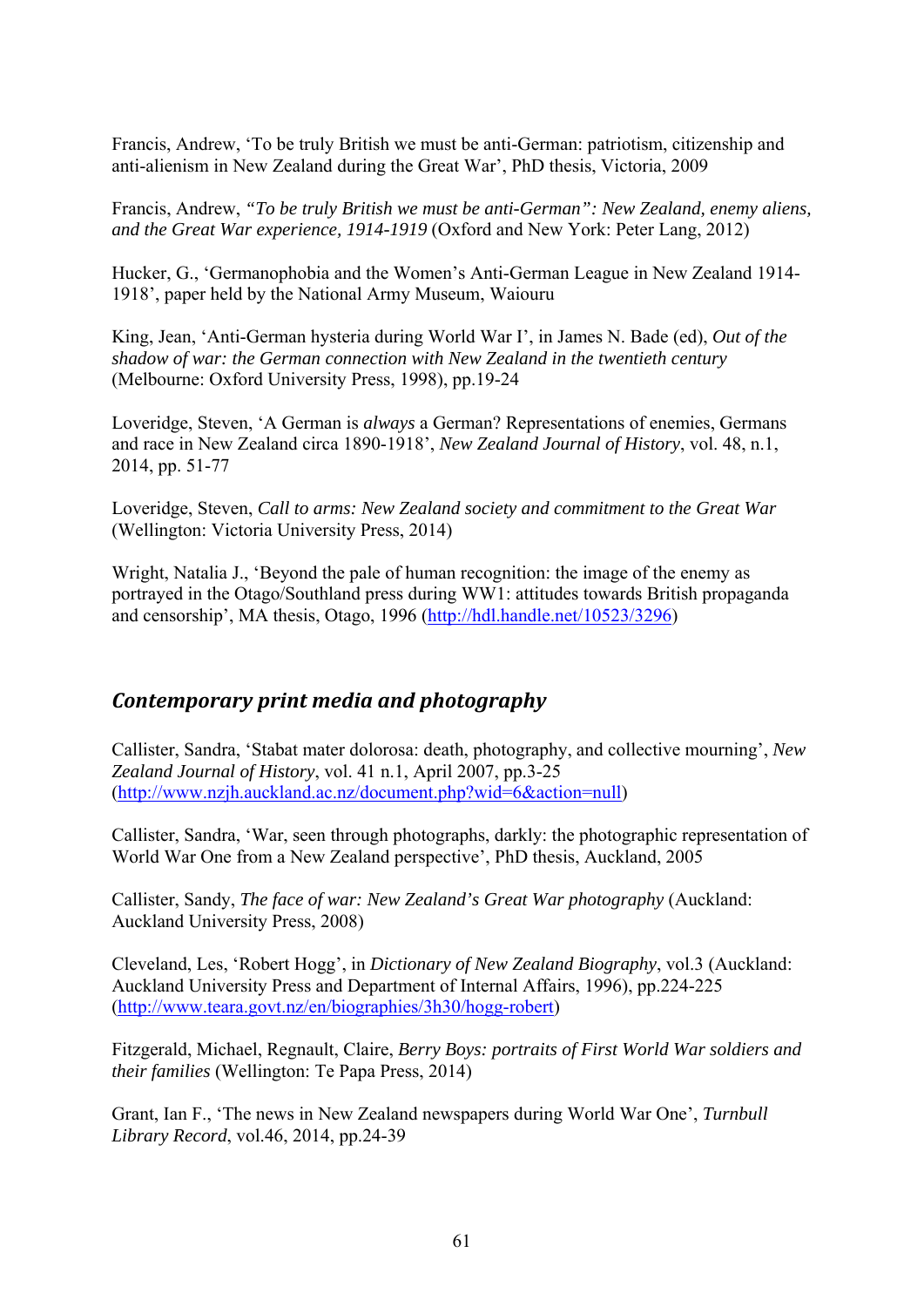Francis, Andrew, ‘To be truly British we must be anti-German: patriotism, citizenship and anti-alienism in New Zealand during the Great War’, PhD thesis, Victoria, 2009

Francis, Andrew, *“To be truly British we must be anti-German”: New Zealand, enemy aliens, and the Great War experience, 1914-1919* (Oxford and New York: Peter Lang, 2012)

Hucker, G., ‘Germanophobia and the Women’s Anti-German League in New Zealand 1914-1918’, paper held by the National Army Museum, Waiouru

King, Jean, ‘Anti-German hysteria during World War I’, in James N. Bade (ed), *Out of the shadow of war: the German connection with New Zealand in the twentieth century* (Melbourne: Oxford University Press, 1998), pp.19-24

Loveridge, Steven, ‘A German is *always* a German? Representations of enemies, Germans and race in New Zealand circa 1890-1918’, *New Zealand Journal of History*, vol. 48, n.1, 2014, pp. 51-77

Loveridge, Steven, *Call to arms: New Zealand society and commitment to the Great War* (Wellington: Victoria University Press, 2014)

Wright, Natalia J., ‘Beyond the pale of human recognition: the image of the enemy as portrayed in the Otago/Southland press during WW1: attitudes towards British propaganda and censorship’, MA thesis, Otago, 1996 (http://hdl.handle.net/10523/3296)

## *Contemporary print media and photography*

Callister, Sandra, ‘Stabat mater dolorosa: death, photography, and collective mourning’, *New Zealand Journal of History*, vol. 41 n.1, April 2007, pp.3-25 (http://www.nzjh.auckland.ac.nz/document.php?wid=6&action=null)

Callister, Sandra, ‘War, seen through photographs, darkly: the photographic representation of World War One from a New Zealand perspective’, PhD thesis, Auckland, 2005

Callister, Sandy, *The face of war: New Zealand’s Great War photography* (Auckland: Auckland University Press, 2008)

Cleveland, Les, ‘Robert Hogg’, in *Dictionary of New Zealand Biography*, vol.3 (Auckland: Auckland University Press and Department of Internal Affairs, 1996), pp.224-225 (http://www.teara.govt.nz/en/biographies/3h30/hogg-robert)

Fitzgerald, Michael, Regnault, Claire, *Berry Boys: portraits of First World War soldiers and their families* (Wellington: Te Papa Press, 2014)

Grant, Ian F., ‘The news in New Zealand newspapers during World War One’, *Turnbull Library Record*, vol.46, 2014, pp.24-39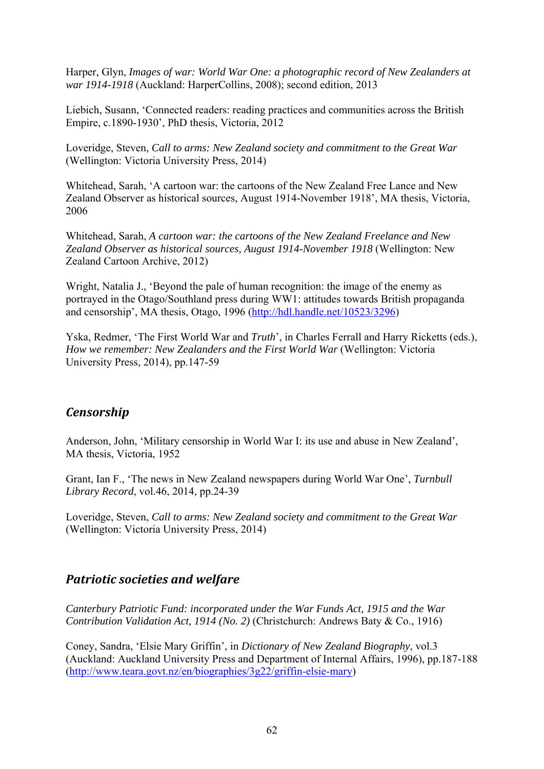Harper, Glyn, *Images of war: World War One: a photographic record of New Zealanders at war 1914-1918* (Auckland: HarperCollins, 2008); second edition, 2013

Liebich, Susann, 'Connected readers: reading practices and communities across the British Empire, c.1890-1930', PhD thesis, Victoria, 2012

Loveridge, Steven, *Call to arms: New Zealand society and commitment to the Great War* (Wellington: Victoria University Press, 2014)

Whitehead, Sarah, 'A cartoon war: the cartoons of the New Zealand Free Lance and New Zealand Observer as historical sources, August 1914-November 1918', MA thesis, Victoria, 2006

Whitehead, Sarah, *A cartoon war: the cartoons of the New Zealand Freelance and New Zealand Observer as historical sources, August 1914-November 1918* (Wellington: New Zealand Cartoon Archive, 2012)

Wright, Natalia J., 'Beyond the pale of human recognition: the image of the enemy as portrayed in the Otago/Southland press during WW1: attitudes towards British propaganda and censorship', MA thesis, Otago, 1996 (http://hdl.handle.net/10523/3296)

Yska, Redmer, 'The First World War and *Truth*', in Charles Ferrall and Harry Ricketts (eds.), *How we remember: New Zealanders and the First World War* (Wellington: Victoria University Press, 2014), pp.147-59

## *Censorship*

Anderson, John, 'Military censorship in World War I: its use and abuse in New Zealand', MA thesis, Victoria, 1952

Grant, Ian F., 'The news in New Zealand newspapers during World War One', *Turnbull Library Record*, vol.46, 2014, pp.24-39

Loveridge, Steven, *Call to arms: New Zealand society and commitment to the Great War* (Wellington: Victoria University Press, 2014)

## *Patriotic societies and welfare*

*Canterbury Patriotic Fund: incorporated under the War Funds Act, 1915 and the War Contribution Validation Act, 1914 (No. 2)* (Christchurch: Andrews Baty & Co., 1916)

Coney, Sandra, 'Elsie Mary Griffin', in *Dictionary of New Zealand Biography*, vol.3 (Auckland: Auckland University Press and Department of Internal Affairs, 1996), pp.187-188 (http://www.teara.govt.nz/en/biographies/3g22/griffin-elsie-mary)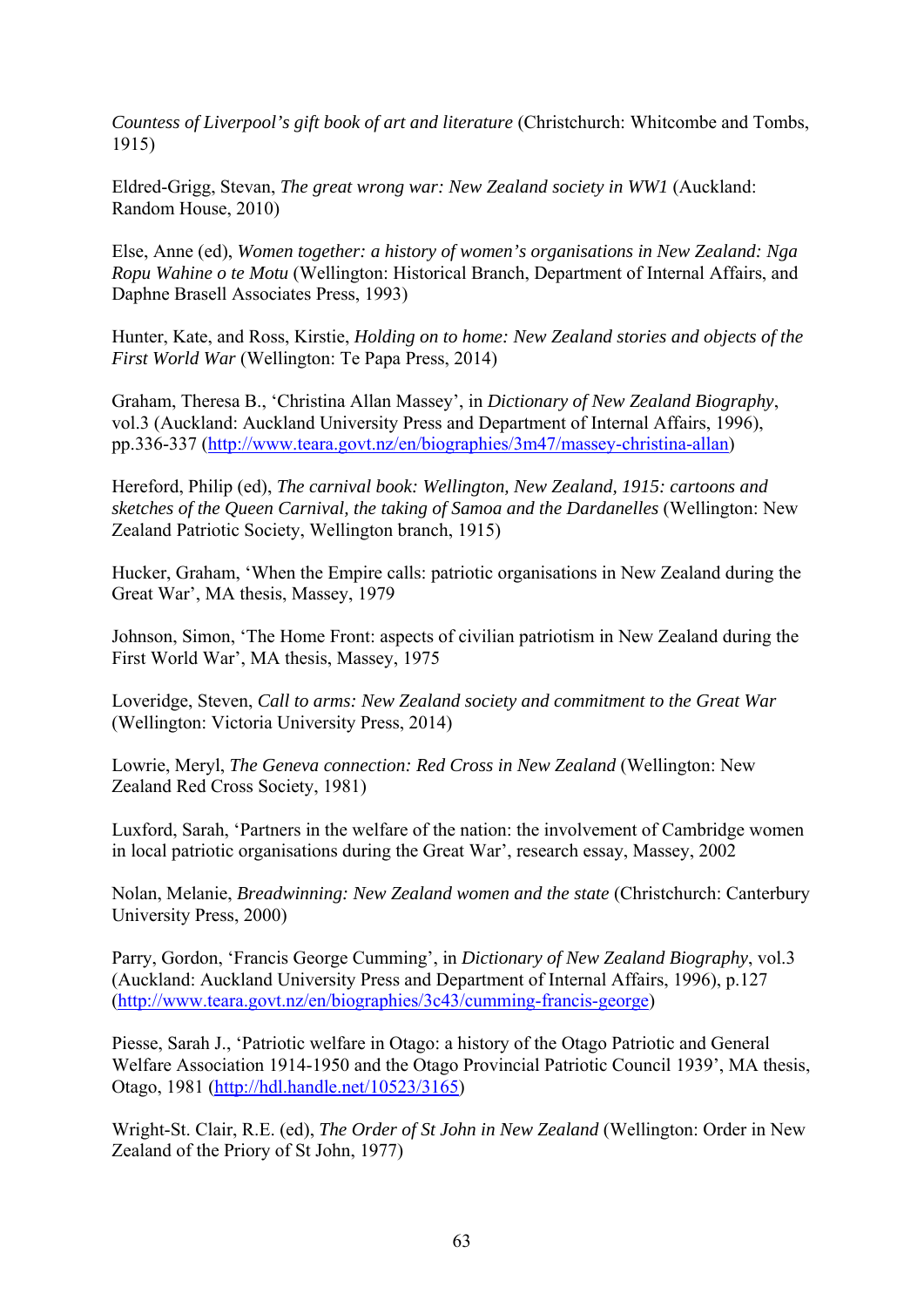*Countess of Liverpool's gift book of art and literature* (Christchurch: Whitcombe and Tombs, 1915)

Eldred-Grigg, Stevan, *The great wrong war: New Zealand society in WW1* (Auckland: Random House, 2010)

Else, Anne (ed), *Women together: a history of women's organisations in New Zealand: Nga Ropu Wahine o te Motu* (Wellington: Historical Branch, Department of Internal Affairs, and Daphne Brasell Associates Press, 1993)

Hunter, Kate, and Ross, Kirstie, *Holding on to home: New Zealand stories and objects of the First World War* (Wellington: Te Papa Press, 2014)

Graham, Theresa B., 'Christina Allan Massey', in *Dictionary of New Zealand Biography*, vol.3 (Auckland: Auckland University Press and Department of Internal Affairs, 1996), pp.336-337 (http://www.teara.govt.nz/en/biographies/3m47/massey-christina-allan)

Hereford, Philip (ed), *The carnival book: Wellington, New Zealand, 1915: cartoons and sketches of the Queen Carnival, the taking of Samoa and the Dardanelles* (Wellington: New Zealand Patriotic Society, Wellington branch, 1915)

Hucker, Graham, 'When the Empire calls: patriotic organisations in New Zealand during the Great War', MA thesis, Massey, 1979

Johnson, Simon, 'The Home Front: aspects of civilian patriotism in New Zealand during the First World War', MA thesis, Massey, 1975

Loveridge, Steven, *Call to arms: New Zealand society and commitment to the Great War* (Wellington: Victoria University Press, 2014)

Lowrie, Meryl, *The Geneva connection: Red Cross in New Zealand* (Wellington: New Zealand Red Cross Society, 1981)

Luxford, Sarah, 'Partners in the welfare of the nation: the involvement of Cambridge women in local patriotic organisations during the Great War', research essay, Massey, 2002

Nolan, Melanie, *Breadwinning: New Zealand women and the state* (Christchurch: Canterbury University Press, 2000)

Parry, Gordon, 'Francis George Cumming', in *Dictionary of New Zealand Biography*, vol.3 (Auckland: Auckland University Press and Department of Internal Affairs, 1996), p.127 (http://www.teara.govt.nz/en/biographies/3c43/cumming-francis-george)

Piesse, Sarah J., 'Patriotic welfare in Otago: a history of the Otago Patriotic and General Welfare Association 1914-1950 and the Otago Provincial Patriotic Council 1939', MA thesis, Otago, 1981 (http://hdl.handle.net/10523/3165)

Wright-St. Clair, R.E. (ed), *The Order of St John in New Zealand* (Wellington: Order in New Zealand of the Priory of St John, 1977)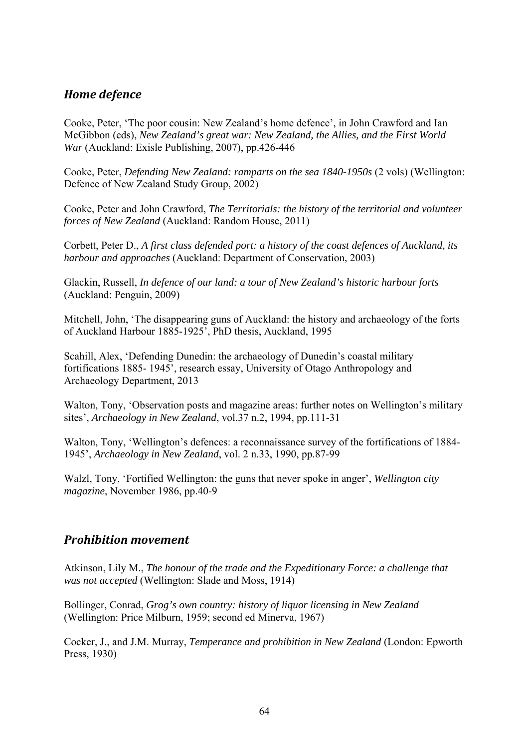## *Home defence*

Cooke, Peter, 'The poor cousin: New Zealand's home defence', in John Crawford and Ian McGibbon (eds), *New Zealand's great war: New Zealand, the Allies, and the First World War* (Auckland: Exisle Publishing, 2007), pp.426-446

Cooke, Peter, *Defending New Zealand: ramparts on the sea 1840-1950s* (2 vols) (Wellington: Defence of New Zealand Study Group, 2002)

Cooke, Peter and John Crawford, *The Territorials: the history of the territorial and volunteer forces of New Zealand* (Auckland: Random House, 2011)

Corbett, Peter D., *A first class defended port: a history of the coast defences of Auckland, its harbour and approaches* (Auckland: Department of Conservation, 2003)

Glackin, Russell, *In defence of our land: a tour of New Zealand's historic harbour forts* (Auckland: Penguin, 2009)

Mitchell, John, 'The disappearing guns of Auckland: the history and archaeology of the forts of Auckland Harbour 1885-1925', PhD thesis, Auckland, 1995

Scahill, Alex, 'Defending Dunedin: the archaeology of Dunedin's coastal military fortifications 1885- 1945', research essay, University of Otago Anthropology and Archaeology Department, 2013

Walton, Tony, 'Observation posts and magazine areas: further notes on Wellington's military sites', *Archaeology in New Zealand*, vol.37 n.2, 1994, pp.111-31

Walton, Tony, 'Wellington's defences: a reconnaissance survey of the fortifications of 1884-1945', *Archaeology in New Zealand*, vol. 2 n.33, 1990, pp.87-99

Walzl, Tony, 'Fortified Wellington: the guns that never spoke in anger', *Wellington city magazine*, November 1986, pp.40-9

## *Prohibition movement*

Atkinson, Lily M., *The honour of the trade and the Expeditionary Force: a challenge that was not accepted* (Wellington: Slade and Moss, 1914)

Bollinger, Conrad, *Grog's own country: history of liquor licensing in New Zealand* (Wellington: Price Milburn, 1959; second ed Minerva, 1967)

Cocker, J., and J.M. Murray, *Temperance and prohibition in New Zealand* (London: Epworth Press, 1930)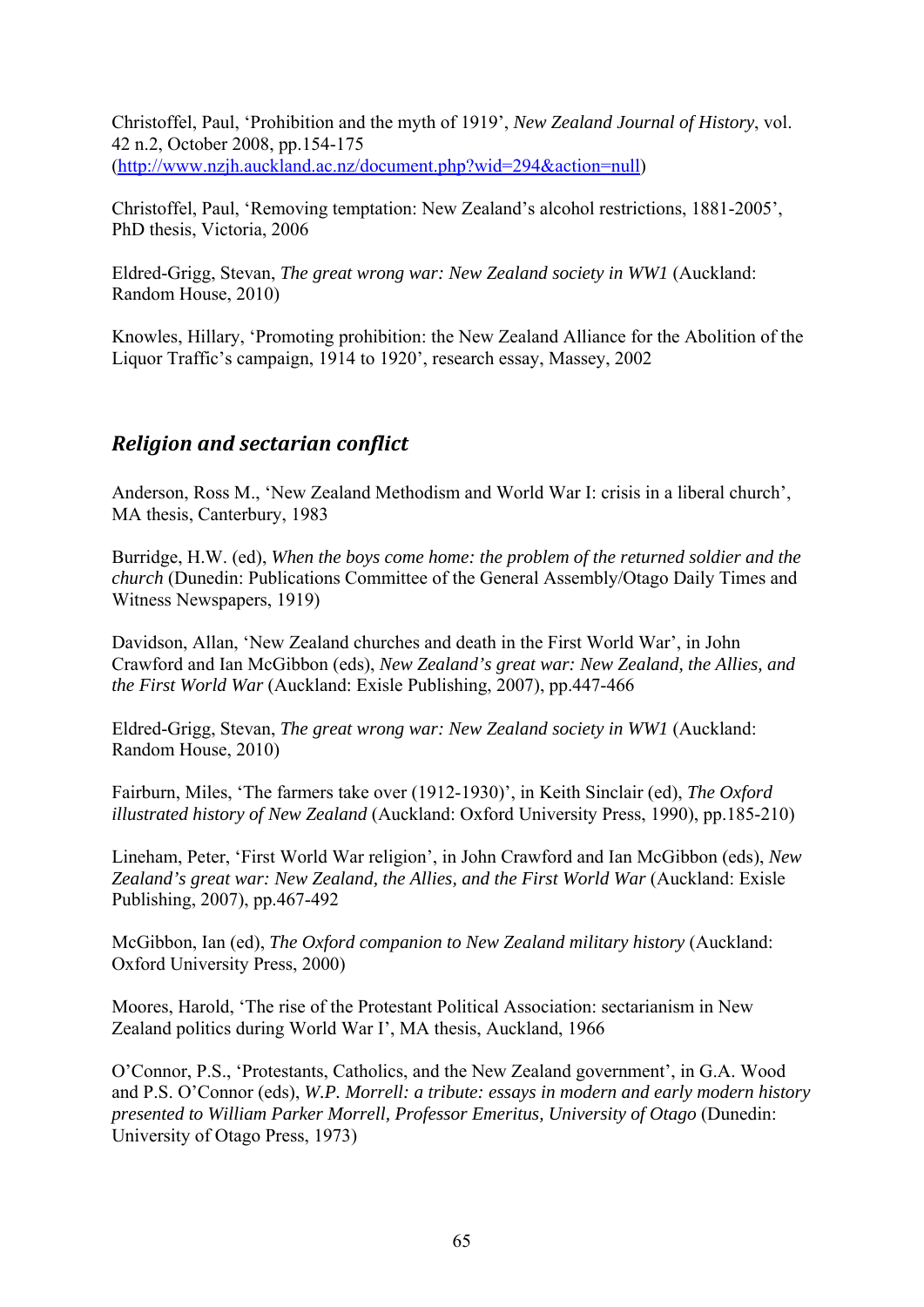Christoffel, Paul, 'Prohibition and the myth of 1919', *New Zealand Journal of History*, vol. 42 n.2, October 2008, pp.154-175 (http://www.nzjh.auckland.ac.nz/document.php?wid=294&action=null)

Christoffel, Paul, 'Removing temptation: New Zealand's alcohol restrictions, 1881-2005', PhD thesis, Victoria, 2006

Eldred-Grigg, Stevan, *The great wrong war: New Zealand society in WW1* (Auckland: Random House, 2010)

Knowles, Hillary, 'Promoting prohibition: the New Zealand Alliance for the Abolition of the Liquor Traffic's campaign, 1914 to 1920', research essay, Massey, 2002

## *Religion and sectarian conflict*

Anderson, Ross M., 'New Zealand Methodism and World War I: crisis in a liberal church', MA thesis, Canterbury, 1983

Burridge, H.W. (ed), *When the boys come home: the problem of the returned soldier and the church* (Dunedin: Publications Committee of the General Assembly/Otago Daily Times and Witness Newspapers, 1919)

Davidson, Allan, 'New Zealand churches and death in the First World War', in John Crawford and Ian McGibbon (eds), *New Zealand's great war: New Zealand, the Allies, and the First World War* (Auckland: Exisle Publishing, 2007), pp.447-466

Eldred-Grigg, Stevan, *The great wrong war: New Zealand society in WW1* (Auckland: Random House, 2010)

Fairburn, Miles, 'The farmers take over (1912-1930)', in Keith Sinclair (ed), *The Oxford illustrated history of New Zealand* (Auckland: Oxford University Press, 1990), pp.185-210)

Lineham, Peter, 'First World War religion', in John Crawford and Ian McGibbon (eds), *New Zealand's great war: New Zealand, the Allies, and the First World War* (Auckland: Exisle Publishing, 2007), pp.467-492

McGibbon, Ian (ed), *The Oxford companion to New Zealand military history* (Auckland: Oxford University Press, 2000)

Moores, Harold, 'The rise of the Protestant Political Association: sectarianism in New Zealand politics during World War I', MA thesis, Auckland, 1966

O'Connor, P.S., 'Protestants, Catholics, and the New Zealand government', in G.A. Wood and P.S. O'Connor (eds), *W.P. Morrell: a tribute: essays in modern and early modern history presented to William Parker Morrell, Professor Emeritus, University of Otago* (Dunedin: University of Otago Press, 1973)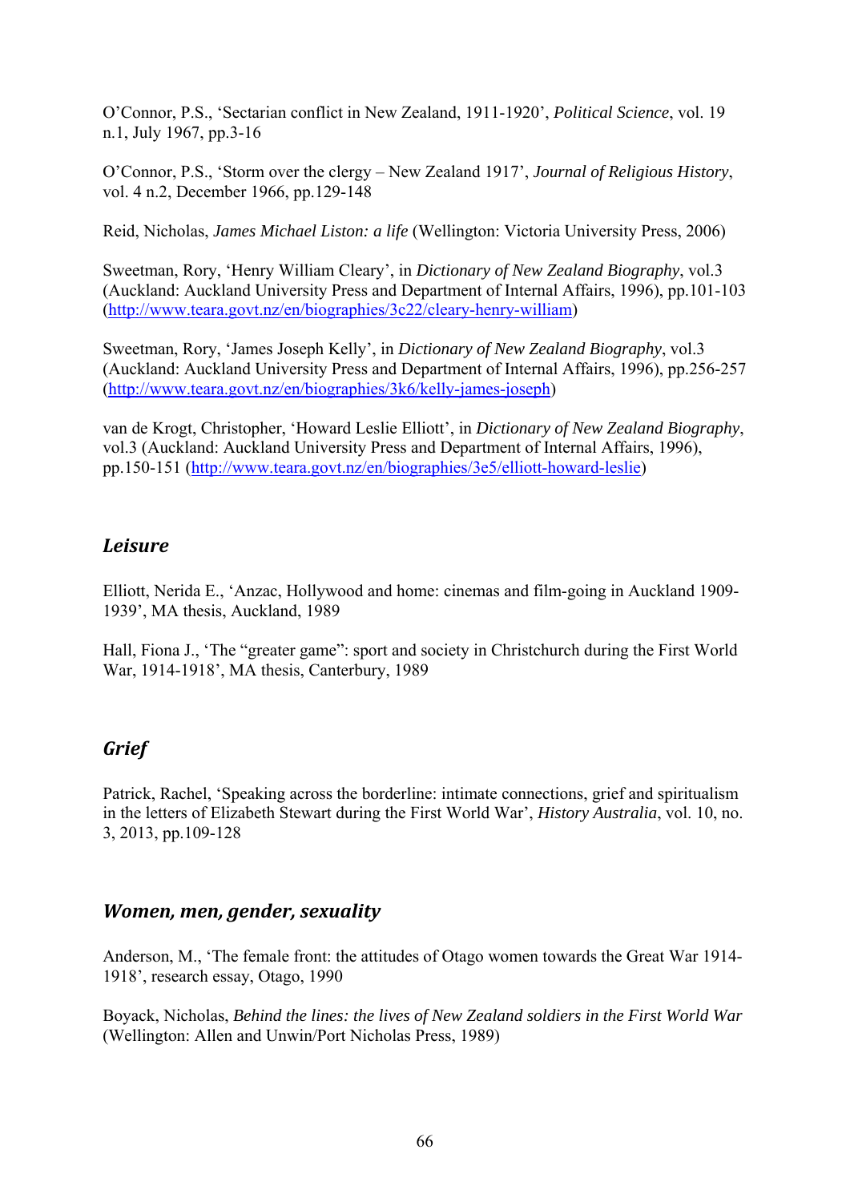O'Connor, P.S., 'Sectarian conflict in New Zealand, 1911-1920', *Political Science*, vol. 19 n.1, July 1967, pp.3-16

O'Connor, P.S., 'Storm over the clergy – New Zealand 1917', *Journal of Religious History*, vol. 4 n.2, December 1966, pp.129-148

Reid, Nicholas, *James Michael Liston: a life* (Wellington: Victoria University Press, 2006)

Sweetman, Rory, 'Henry William Cleary', in *Dictionary of New Zealand Biography*, vol.3 (Auckland: Auckland University Press and Department of Internal Affairs, 1996), pp.101-103 (http://www.teara.govt.nz/en/biographies/3c22/cleary-henry-william)

Sweetman, Rory, 'James Joseph Kelly', in *Dictionary of New Zealand Biography*, vol.3 (Auckland: Auckland University Press and Department of Internal Affairs, 1996), pp.256-257 (http://www.teara.govt.nz/en/biographies/3k6/kelly-james-joseph)

van de Krogt, Christopher, 'Howard Leslie Elliott', in *Dictionary of New Zealand Biography*, vol.3 (Auckland: Auckland University Press and Department of Internal Affairs, 1996), pp.150-151 (http://www.teara.govt.nz/en/biographies/3e5/elliott-howard-leslie)

### *Leisure*

Elliott, Nerida E., 'Anzac, Hollywood and home: cinemas and film-going in Auckland 1909-1939', MA thesis, Auckland, 1989

Hall, Fiona J., 'The "greater game": sport and society in Christchurch during the First World War, 1914-1918', MA thesis, Canterbury, 1989

### *Grief*

Patrick, Rachel, 'Speaking across the borderline: intimate connections, grief and spiritualism in the letters of Elizabeth Stewart during the First World War', *History Australia*, vol. 10, no. 3, 2013, pp.109-128

### *Women, men, gender, sexuality*

Anderson, M., 'The female front: the attitudes of Otago women towards the Great War 1914-1918', research essay, Otago, 1990

Boyack, Nicholas, *Behind the lines: the lives of New Zealand soldiers in the First World War* (Wellington: Allen and Unwin/Port Nicholas Press, 1989)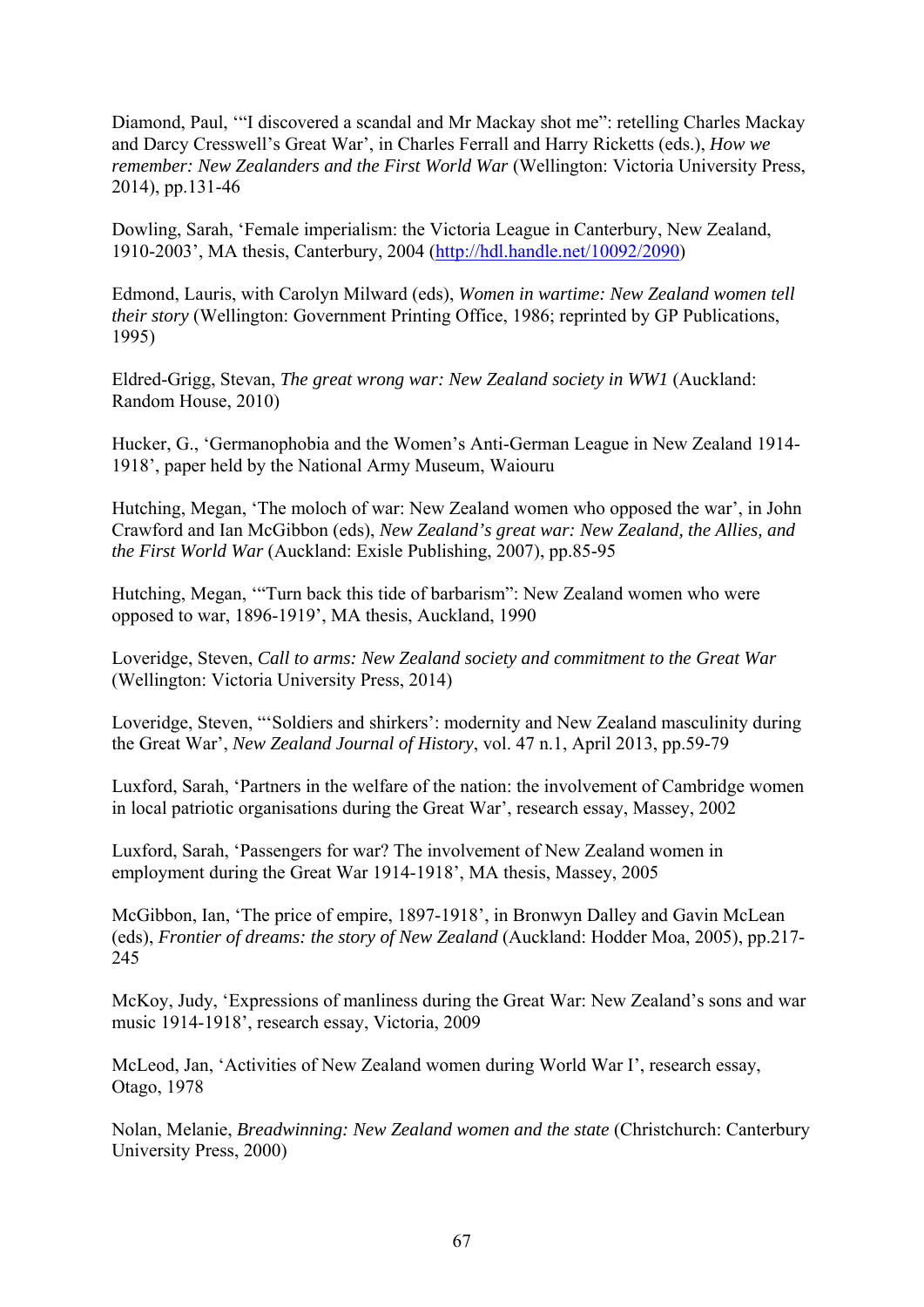Diamond, Paul, '"I discovered a scandal and Mr Mackay shot me": retelling Charles Mackay and Darcy Cresswell's Great War', in Charles Ferrall and Harry Ricketts (eds.), *How we remember: New Zealanders and the First World War* (Wellington: Victoria University Press, 2014), pp.131-46

Dowling, Sarah, 'Female imperialism: the Victoria League in Canterbury, New Zealand, 1910-2003', MA thesis, Canterbury, 2004 (http://hdl.handle.net/10092/2090)

Edmond, Lauris, with Carolyn Milward (eds), *Women in wartime: New Zealand women tell their story* (Wellington: Government Printing Office, 1986; reprinted by GP Publications, 1995)

Eldred-Grigg, Stevan, *The great wrong war: New Zealand society in WW1* (Auckland: Random House, 2010)

Hucker, G., 'Germanophobia and the Women's Anti-German League in New Zealand 1914-1918', paper held by the National Army Museum, Waiouru

Hutching, Megan, 'The moloch of war: New Zealand women who opposed the war', in John Crawford and Ian McGibbon (eds), *New Zealand's great war: New Zealand, the Allies, and the First World War* (Auckland: Exisle Publishing, 2007), pp.85-95

Hutching, Megan, '"Turn back this tide of barbarism": New Zealand women who were opposed to war, 1896-1919', MA thesis, Auckland, 1990

Loveridge, Steven, *Call to arms: New Zealand society and commitment to the Great War* (Wellington: Victoria University Press, 2014)

Loveridge, Steven, "'Soldiers and shirkers': modernity and New Zealand masculinity during the Great War', *New Zealand Journal of History*, vol. 47 n.1, April 2013, pp.59-79

Luxford, Sarah, 'Partners in the welfare of the nation: the involvement of Cambridge women in local patriotic organisations during the Great War', research essay, Massey, 2002

Luxford, Sarah, 'Passengers for war? The involvement of New Zealand women in employment during the Great War 1914-1918', MA thesis, Massey, 2005

McGibbon, Ian, 'The price of empire, 1897-1918', in Bronwyn Dalley and Gavin McLean (eds), *Frontier of dreams: the story of New Zealand* (Auckland: Hodder Moa, 2005), pp.217-245

McKoy, Judy, 'Expressions of manliness during the Great War: New Zealand's sons and war music 1914-1918', research essay, Victoria, 2009

McLeod, Jan, 'Activities of New Zealand women during World War I', research essay, Otago, 1978

Nolan, Melanie, *Breadwinning: New Zealand women and the state* (Christchurch: Canterbury University Press, 2000)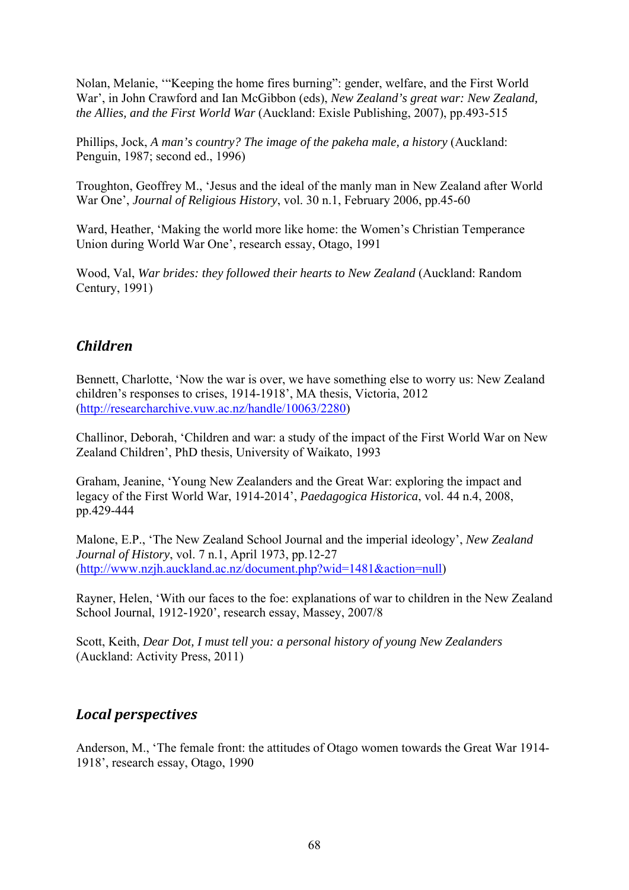Nolan, Melanie, '"Keeping the home fires burning": gender, welfare, and the First World War', in John Crawford and Ian McGibbon (eds), *New Zealand's great war: New Zealand, the Allies, and the First World War* (Auckland: Exisle Publishing, 2007), pp.493-515

Phillips, Jock, *A man's country? The image of the pakeha male, a history* (Auckland: Penguin, 1987; second ed., 1996)

Troughton, Geoffrey M., 'Jesus and the ideal of the manly man in New Zealand after World War One', *Journal of Religious History*, vol. 30 n.1, February 2006, pp.45-60

Ward, Heather, 'Making the world more like home: the Women's Christian Temperance Union during World War One', research essay, Otago, 1991

Wood, Val, *War brides: they followed their hearts to New Zealand* (Auckland: Random Century, 1991)

## *Children*

Bennett, Charlotte, 'Now the war is over, we have something else to worry us: New Zealand children's responses to crises, 1914-1918', MA thesis, Victoria, 2012 (http://researcharchive.vuw.ac.nz/handle/10063/2280)

Challinor, Deborah, 'Children and war: a study of the impact of the First World War on New Zealand Children', PhD thesis, University of Waikato, 1993

Graham, Jeanine, 'Young New Zealanders and the Great War: exploring the impact and legacy of the First World War, 1914-2014', *Paedagogica Historica*, vol. 44 n.4, 2008, pp.429-444

Malone, E.P., 'The New Zealand School Journal and the imperial ideology', *New Zealand Journal of History*, vol. 7 n.1, April 1973, pp.12-27 (http://www.nzjh.auckland.ac.nz/document.php?wid=1481&action=null)

Rayner, Helen, 'With our faces to the foe: explanations of war to children in the New Zealand School Journal, 1912-1920', research essay, Massey, 2007/8

Scott, Keith, *Dear Dot, I must tell you: a personal history of young New Zealanders* (Auckland: Activity Press, 2011)

## *Local perspectives*

Anderson, M., 'The female front: the attitudes of Otago women towards the Great War 1914-1918', research essay, Otago, 1990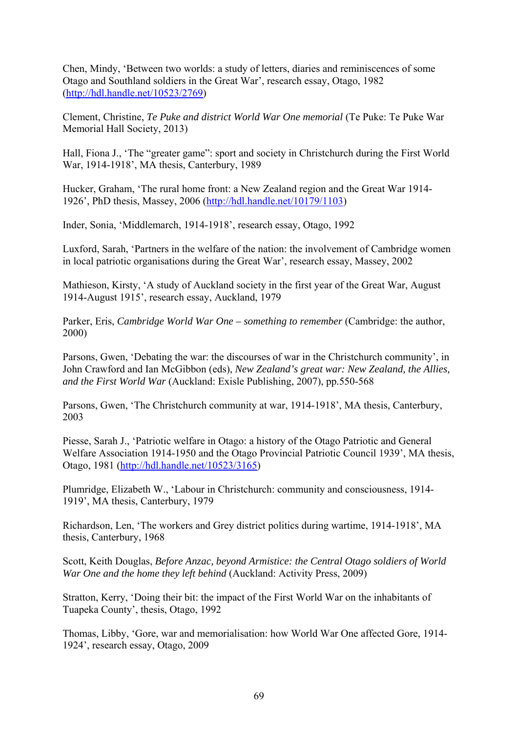Chen, Mindy, ‘Between two worlds: a study of letters, diaries and reminiscences of some Otago and Southland soldiers in the Great War’, research essay, Otago, 1982 (http://hdl.handle.net/10523/2769)

Clement, Christine, *Te Puke and district World War One memorial* (Te Puke: Te Puke War Memorial Hall Society, 2013)

Hall, Fiona J., ‘The “greater game”: sport and society in Christchurch during the First World War, 1914-1918’, MA thesis, Canterbury, 1989

Hucker, Graham, ‘The rural home front: a New Zealand region and the Great War 1914-1926’, PhD thesis, Massey, 2006 (http://hdl.handle.net/10179/1103)

Inder, Sonia, ‘Middlemarch, 1914-1918’, research essay, Otago, 1992

Luxford, Sarah, ‘Partners in the welfare of the nation: the involvement of Cambridge women in local patriotic organisations during the Great War’, research essay, Massey, 2002

Mathieson, Kirsty, ‘A study of Auckland society in the first year of the Great War, August 1914-August 1915’, research essay, Auckland, 1979

Parker, Eris, *Cambridge World War One – something to remember* (Cambridge: the author, 2000)

Parsons, Gwen, ‘Debating the war: the discourses of war in the Christchurch community’, in John Crawford and Ian McGibbon (eds), *New Zealand’s great war: New Zealand, the Allies, and the First World War* (Auckland: Exisle Publishing, 2007), pp.550-568

Parsons, Gwen, ‘The Christchurch community at war, 1914-1918’, MA thesis, Canterbury, 2003

Piesse, Sarah J., ‘Patriotic welfare in Otago: a history of the Otago Patriotic and General Welfare Association 1914-1950 and the Otago Provincial Patriotic Council 1939’, MA thesis, Otago, 1981 (http://hdl.handle.net/10523/3165)

Plumridge, Elizabeth W., ‘Labour in Christchurch: community and consciousness, 1914-1919’, MA thesis, Canterbury, 1979

Richardson, Len, ‘The workers and Grey district politics during wartime, 1914-1918’, MA thesis, Canterbury, 1968

Scott, Keith Douglas, *Before Anzac, beyond Armistice: the Central Otago soldiers of World War One and the home they left behind* (Auckland: Activity Press, 2009)

Stratton, Kerry, ‘Doing their bit: the impact of the First World War on the inhabitants of Tuapeka County’, thesis, Otago, 1992

Thomas, Libby, ‘Gore, war and memorialisation: how World War One affected Gore, 1914-1924’, research essay, Otago, 2009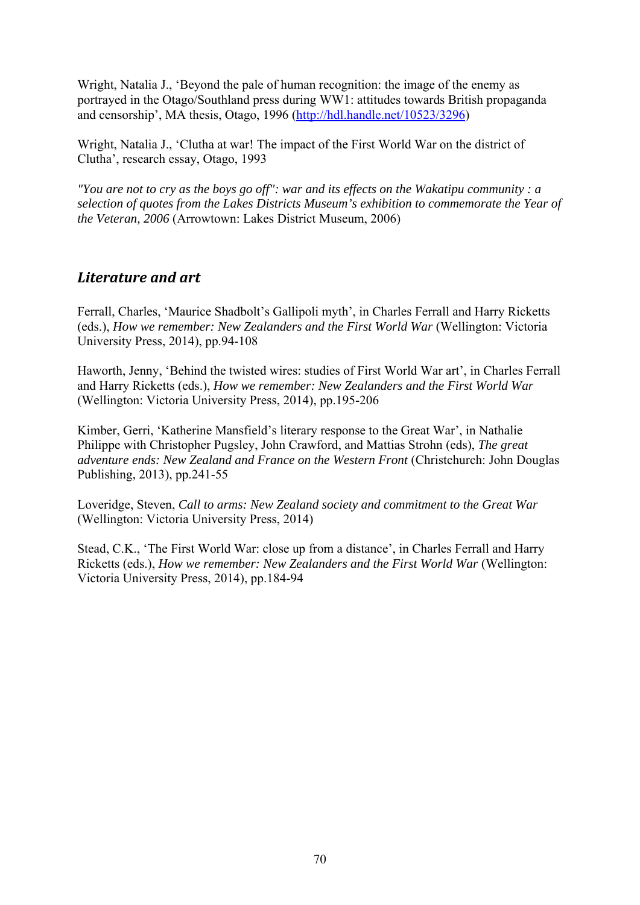Wright, Natalia J., 'Beyond the pale of human recognition: the image of the enemy as portrayed in the Otago/Southland press during WW1: attitudes towards British propaganda and censorship', MA thesis, Otago, 1996 (http://hdl.handle.net/10523/3296)

Wright, Natalia J., 'Clutha at war! The impact of the First World War on the district of Clutha', research essay, Otago, 1993

*"You are not to cry as the boys go off": war and its effects on the Wakatipu community : a selection of quotes from the Lakes Districts Museum's exhibition to commemorate the Year of the Veteran, 2006* (Arrowtown: Lakes District Museum, 2006)

## *Literature and art*

Ferrall, Charles, 'Maurice Shadbolt's Gallipoli myth', in Charles Ferrall and Harry Ricketts (eds.), *How we remember: New Zealanders and the First World War* (Wellington: Victoria University Press, 2014), pp.94-108

Haworth, Jenny, 'Behind the twisted wires: studies of First World War art', in Charles Ferrall and Harry Ricketts (eds.), *How we remember: New Zealanders and the First World War* (Wellington: Victoria University Press, 2014), pp.195-206

Kimber, Gerri, 'Katherine Mansfield's literary response to the Great War', in Nathalie Philippe with Christopher Pugsley, John Crawford, and Mattias Strohn (eds), *The great adventure ends: New Zealand and France on the Western Front* (Christchurch: John Douglas Publishing, 2013), pp.241-55

Loveridge, Steven, *Call to arms: New Zealand society and commitment to the Great War* (Wellington: Victoria University Press, 2014)

Stead, C.K., 'The First World War: close up from a distance', in Charles Ferrall and Harry Ricketts (eds.), *How we remember: New Zealanders and the First World War* (Wellington: Victoria University Press, 2014), pp.184-94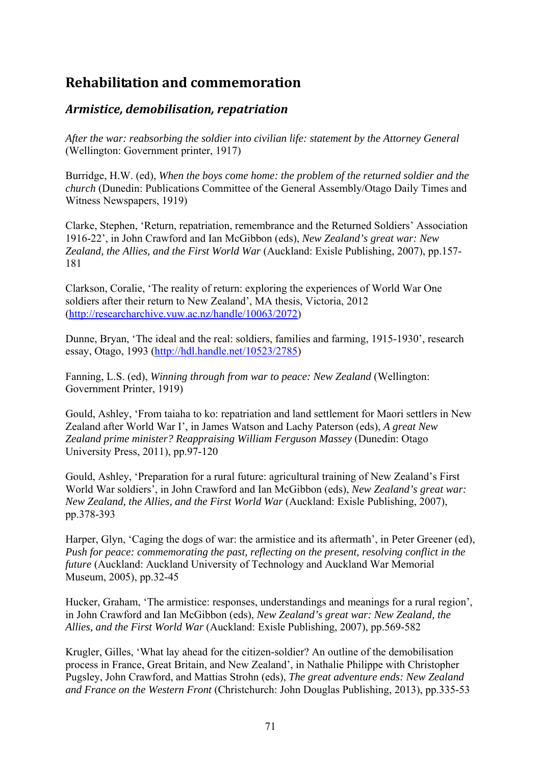# Rehabilitation and commemoration

## *Armistice, demobilisation, repatriation*

*After the war: reabsorbing the soldier into civilian life: statement by the Attorney General* (Wellington: Government printer, 1917)

Burridge, H.W. (ed), *When the boys come home: the problem of the returned soldier and the church* (Dunedin: Publications Committee of the General Assembly/Otago Daily Times and Witness Newspapers, 1919)

Clarke, Stephen, 'Return, repatriation, remembrance and the Returned Soldiers' Association 1916-22', in John Crawford and Ian McGibbon (eds), *New Zealand's great war: New Zealand, the Allies, and the First World War* (Auckland: Exisle Publishing, 2007), pp.157-181

Clarkson, Coralie, 'The reality of return: exploring the experiences of World War One soldiers after their return to New Zealand', MA thesis, Victoria, 2012 (http://researcharchive.vuw.ac.nz/handle/10063/2072)

Dunne, Bryan, 'The ideal and the real: soldiers, families and farming, 1915-1930', research essay, Otago, 1993 (http://hdl.handle.net/10523/2785)

Fanning, L.S. (ed), *Winning through from war to peace: New Zealand* (Wellington: Government Printer, 1919)

Gould, Ashley, 'From taiaha to ko: repatriation and land settlement for Maori settlers in New Zealand after World War I', in James Watson and Lachy Paterson (eds), *A great New Zealand prime minister? Reappraising William Ferguson Massey* (Dunedin: Otago University Press, 2011), pp.97-120

Gould, Ashley, 'Preparation for a rural future: agricultural training of New Zealand's First World War soldiers', in John Crawford and Ian McGibbon (eds), *New Zealand's great war: New Zealand, the Allies, and the First World War* (Auckland: Exisle Publishing, 2007), pp.378-393

Harper, Glyn, 'Caging the dogs of war: the armistice and its aftermath', in Peter Greener (ed), *Push for peace: commemorating the past, reflecting on the present, resolving conflict in the future* (Auckland: Auckland University of Technology and Auckland War Memorial Museum, 2005), pp.32-45

Hucker, Graham, 'The armistice: responses, understandings and meanings for a rural region', in John Crawford and Ian McGibbon (eds), *New Zealand's great war: New Zealand, the Allies, and the First World War* (Auckland: Exisle Publishing, 2007), pp.569-582

Krugler, Gilles, 'What lay ahead for the citizen-soldier? An outline of the demobilisation process in France, Great Britain, and New Zealand', in Nathalie Philippe with Christopher Pugsley, John Crawford, and Mattias Strohn (eds), *The great adventure ends: New Zealand and France on the Western Front* (Christchurch: John Douglas Publishing, 2013), pp.335-53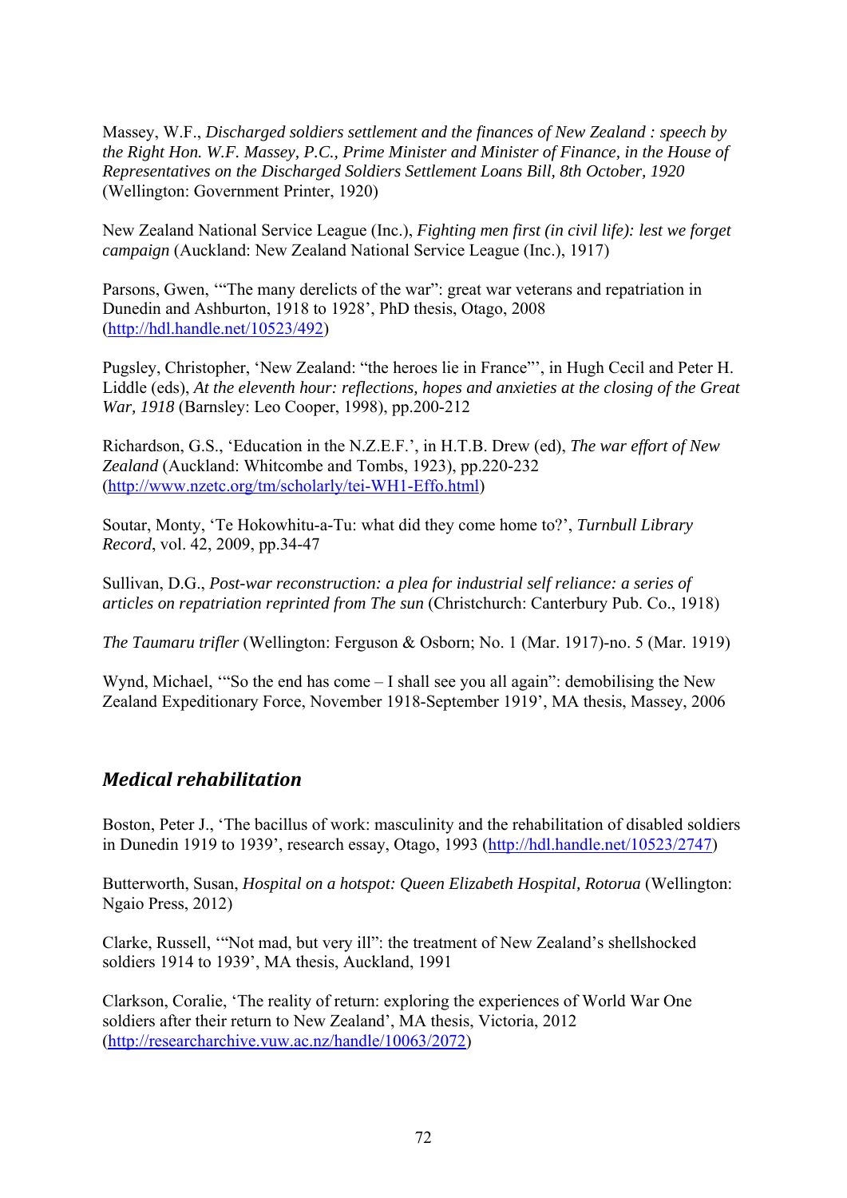Massey, W.F., *Discharged soldiers settlement and the finances of New Zealand : speech by the Right Hon. W.F. Massey, P.C., Prime Minister and Minister of Finance, in the House of Representatives on the Discharged Soldiers Settlement Loans Bill, 8th October, 1920* (Wellington: Government Printer, 1920)

New Zealand National Service League (Inc.), *Fighting men first (in civil life): lest we forget campaign* (Auckland: New Zealand National Service League (Inc.), 1917)

Parsons, Gwen, '"The many derelicts of the war": great war veterans and repatriation in Dunedin and Ashburton, 1918 to 1928', PhD thesis, Otago, 2008 (http://hdl.handle.net/10523/492)

Pugsley, Christopher, 'New Zealand: "the heroes lie in France"', in Hugh Cecil and Peter H. Liddle (eds), *At the eleventh hour: reflections, hopes and anxieties at the closing of the Great War, 1918* (Barnsley: Leo Cooper, 1998), pp.200-212

Richardson, G.S., 'Education in the N.Z.E.F.', in H.T.B. Drew (ed), *The war effort of New Zealand* (Auckland: Whitcombe and Tombs, 1923), pp.220-232 (http://www.nzetc.org/tm/scholarly/tei-WH1-Effo.html)

Soutar, Monty, 'Te Hokowhitu-a-Tu: what did they come home to?', *Turnbull Library Record*, vol. 42, 2009, pp.34-47

Sullivan, D.G., *Post-war reconstruction: a plea for industrial self reliance: a series of articles on repatriation reprinted from The sun* (Christchurch: Canterbury Pub. Co., 1918)

*The Taumaru trifler* (Wellington: Ferguson & Osborn; No. 1 (Mar. 1917)-no. 5 (Mar. 1919)

Wynd, Michael, '"So the end has come – I shall see you all again": demobilising the New Zealand Expeditionary Force, November 1918-September 1919', MA thesis, Massey, 2006

## *Medical rehabilitation*

Boston, Peter J., 'The bacillus of work: masculinity and the rehabilitation of disabled soldiers in Dunedin 1919 to 1939', research essay, Otago, 1993 (http://hdl.handle.net/10523/2747)

Butterworth, Susan, *Hospital on a hotspot: Queen Elizabeth Hospital, Rotorua* (Wellington: Ngaio Press, 2012)

Clarke, Russell, '"Not mad, but very ill": the treatment of New Zealand's shellshocked soldiers 1914 to 1939', MA thesis, Auckland, 1991

Clarkson, Coralie, 'The reality of return: exploring the experiences of World War One soldiers after their return to New Zealand', MA thesis, Victoria, 2012 (http://researcharchive.vuw.ac.nz/handle/10063/2072)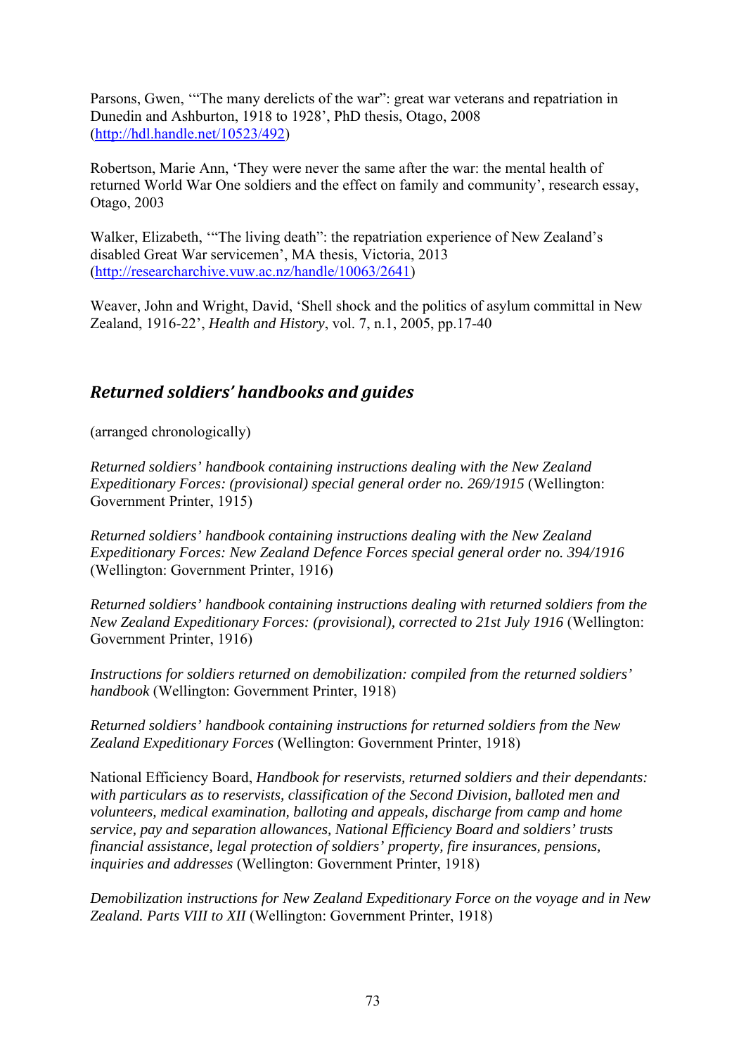Parsons, Gwen, '"The many derelicts of the war": great war veterans and repatriation in Dunedin and Ashburton, 1918 to 1928', PhD thesis, Otago, 2008 (http://hdl.handle.net/10523/492)

Robertson, Marie Ann, 'They were never the same after the war: the mental health of returned World War One soldiers and the effect on family and community', research essay, Otago, 2003

Walker, Elizabeth, '"The living death": the repatriation experience of New Zealand's disabled Great War servicemen', MA thesis, Victoria, 2013 (http://researcharchive.vuw.ac.nz/handle/10063/2641)

Weaver, John and Wright, David, 'Shell shock and the politics of asylum committal in New Zealand, 1916-22', *Health and History*, vol. 7, n.1, 2005, pp.17-40

## *Returned soldiers' handbooks and guides*

(arranged chronologically)

*Returned soldiers' handbook containing instructions dealing with the New Zealand Expeditionary Forces: (provisional) special general order no. 269/1915* (Wellington: Government Printer, 1915)

*Returned soldiers' handbook containing instructions dealing with the New Zealand Expeditionary Forces: New Zealand Defence Forces special general order no. 394/1916* (Wellington: Government Printer, 1916)

*Returned soldiers' handbook containing instructions dealing with returned soldiers from the New Zealand Expeditionary Forces: (provisional), corrected to 21st July 1916* (Wellington: Government Printer, 1916)

*Instructions for soldiers returned on demobilization: compiled from the returned soldiers' handbook* (Wellington: Government Printer, 1918)

*Returned soldiers' handbook containing instructions for returned soldiers from the New Zealand Expeditionary Forces* (Wellington: Government Printer, 1918)

National Efficiency Board, *Handbook for reservists, returned soldiers and their dependants: with particulars as to reservists, classification of the Second Division, balloted men and volunteers, medical examination, balloting and appeals, discharge from camp and home service, pay and separation allowances, National Efficiency Board and soldiers' trusts financial assistance, legal protection of soldiers' property, fire insurances, pensions, inquiries and addresses* (Wellington: Government Printer, 1918)

*Demobilization instructions for New Zealand Expeditionary Force on the voyage and in New Zealand. Parts VIII to XII* (Wellington: Government Printer, 1918)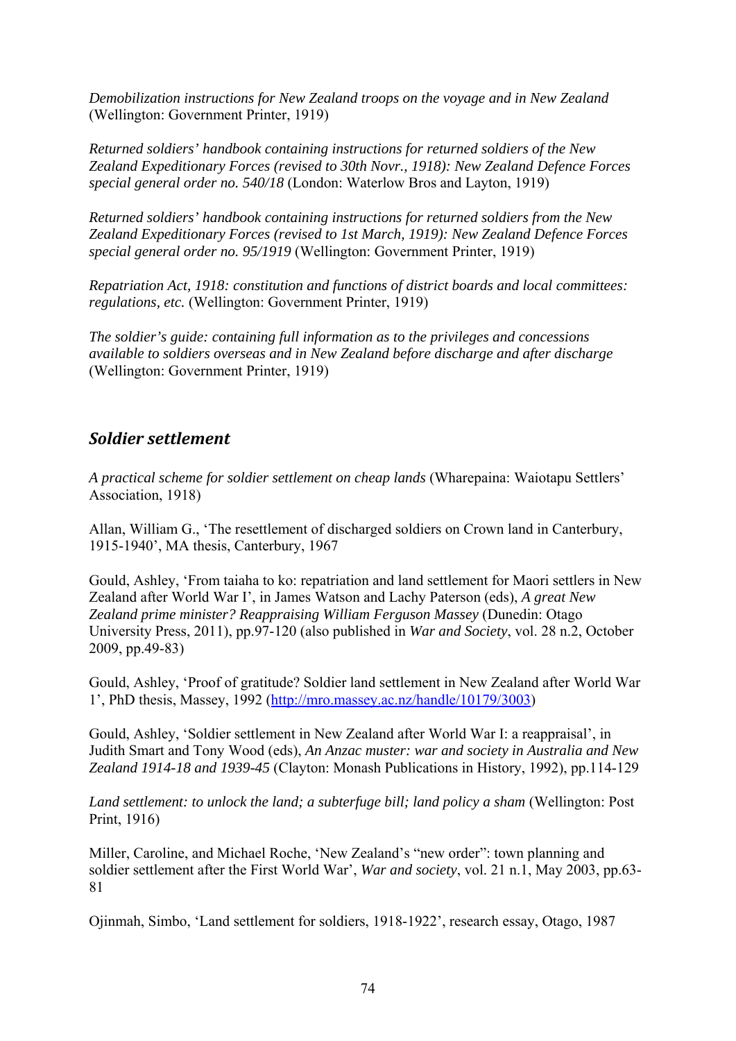*Demobilization instructions for New Zealand troops on the voyage and in New Zealand* (Wellington: Government Printer, 1919)

*Returned soldiers' handbook containing instructions for returned soldiers of the New Zealand Expeditionary Forces (revised to 30th Novr., 1918): New Zealand Defence Forces special general order no. 540/18* (London: Waterlow Bros and Layton, 1919)

*Returned soldiers' handbook containing instructions for returned soldiers from the New Zealand Expeditionary Forces (revised to 1st March, 1919): New Zealand Defence Forces special general order no. 95/1919* (Wellington: Government Printer, 1919)

*Repatriation Act, 1918: constitution and functions of district boards and local committees: regulations, etc.* (Wellington: Government Printer, 1919)

*The soldier's guide: containing full information as to the privileges and concessions available to soldiers overseas and in New Zealand before discharge and after discharge* (Wellington: Government Printer, 1919)

## *Soldier settlement*

*A practical scheme for soldier settlement on cheap lands* (Wharepaina: Waiotapu Settlers' Association, 1918)

Allan, William G., 'The resettlement of discharged soldiers on Crown land in Canterbury, 1915-1940', MA thesis, Canterbury, 1967

Gould, Ashley, 'From taiaha to ko: repatriation and land settlement for Maori settlers in New Zealand after World War I', in James Watson and Lachy Paterson (eds), *A great New Zealand prime minister? Reappraising William Ferguson Massey* (Dunedin: Otago University Press, 2011), pp.97-120 (also published in *War and Society*, vol. 28 n.2, October 2009, pp.49-83)

Gould, Ashley, 'Proof of gratitude? Soldier land settlement in New Zealand after World War 1', PhD thesis, Massey, 1992 (http://mro.massey.ac.nz/handle/10179/3003)

Gould, Ashley, 'Soldier settlement in New Zealand after World War I: a reappraisal', in Judith Smart and Tony Wood (eds), *An Anzac muster: war and society in Australia and New Zealand 1914-18 and 1939-45* (Clayton: Monash Publications in History, 1992), pp.114-129

*Land settlement: to unlock the land; a subterfuge bill; land policy a sham* (Wellington: Post Print, 1916)

Miller, Caroline, and Michael Roche, 'New Zealand's "new order": town planning and soldier settlement after the First World War', *War and society*, vol. 21 n.1, May 2003, pp.63-81

Ojinmah, Simbo, 'Land settlement for soldiers, 1918-1922', research essay, Otago, 1987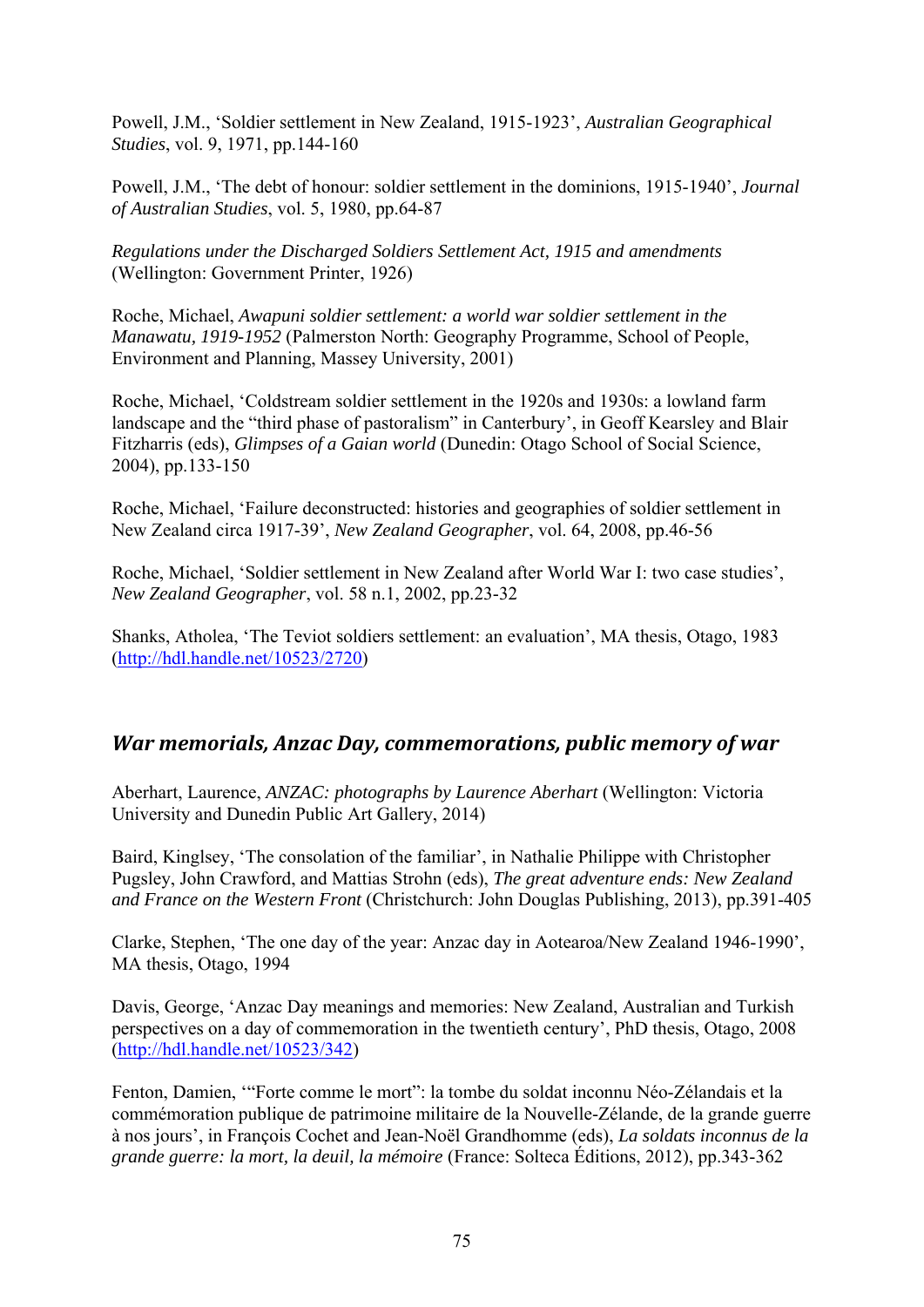Powell, J.M., 'Soldier settlement in New Zealand, 1915-1923', *Australian Geographical Studies*, vol. 9, 1971, pp.144-160

Powell, J.M., 'The debt of honour: soldier settlement in the dominions, 1915-1940', *Journal of Australian Studies*, vol. 5, 1980, pp.64-87

*Regulations under the Discharged Soldiers Settlement Act, 1915 and amendments* (Wellington: Government Printer, 1926)

Roche, Michael, *Awapuni soldier settlement: a world war soldier settlement in the Manawatu, 1919-1952* (Palmerston North: Geography Programme, School of People, Environment and Planning, Massey University, 2001)

Roche, Michael, 'Coldstream soldier settlement in the 1920s and 1930s: a lowland farm landscape and the "third phase of pastoralism" in Canterbury', in Geoff Kearsley and Blair Fitzharris (eds), *Glimpses of a Gaian world* (Dunedin: Otago School of Social Science, 2004), pp.133-150

Roche, Michael, 'Failure deconstructed: histories and geographies of soldier settlement in New Zealand circa 1917-39', *New Zealand Geographer*, vol. 64, 2008, pp.46-56

Roche, Michael, 'Soldier settlement in New Zealand after World War I: two case studies', *New Zealand Geographer*, vol. 58 n.1, 2002, pp.23-32

Shanks, Atholea, 'The Teviot soldiers settlement: an evaluation', MA thesis, Otago, 1983 (http://hdl.handle.net/10523/2720)

## *War memorials, Anzac Day, commemorations, public memory of war*

Aberhart, Laurence, *ANZAC: photographs by Laurence Aberhart* (Wellington: Victoria University and Dunedin Public Art Gallery, 2014)

Baird, Kinglsey, 'The consolation of the familiar', in Nathalie Philippe with Christopher Pugsley, John Crawford, and Mattias Strohn (eds), *The great adventure ends: New Zealand and France on the Western Front* (Christchurch: John Douglas Publishing, 2013), pp.391-405

Clarke, Stephen, 'The one day of the year: Anzac day in Aotearoa/New Zealand 1946-1990', MA thesis, Otago, 1994

Davis, George, 'Anzac Day meanings and memories: New Zealand, Australian and Turkish perspectives on a day of commemoration in the twentieth century', PhD thesis, Otago, 2008 (http://hdl.handle.net/10523/342)

Fenton, Damien, '"Forte comme le mort": la tombe du soldat inconnu Néo-Zélandais et la commémoration publique de patrimoine militaire de la Nouvelle-Zélande, de la grande guerre à nos jours', in François Cochet and Jean-Noël Grandhomme (eds), *La soldats inconnus de la grande guerre: la mort, la deuil, la mémoire* (France: Solteca Éditions, 2012), pp.343-362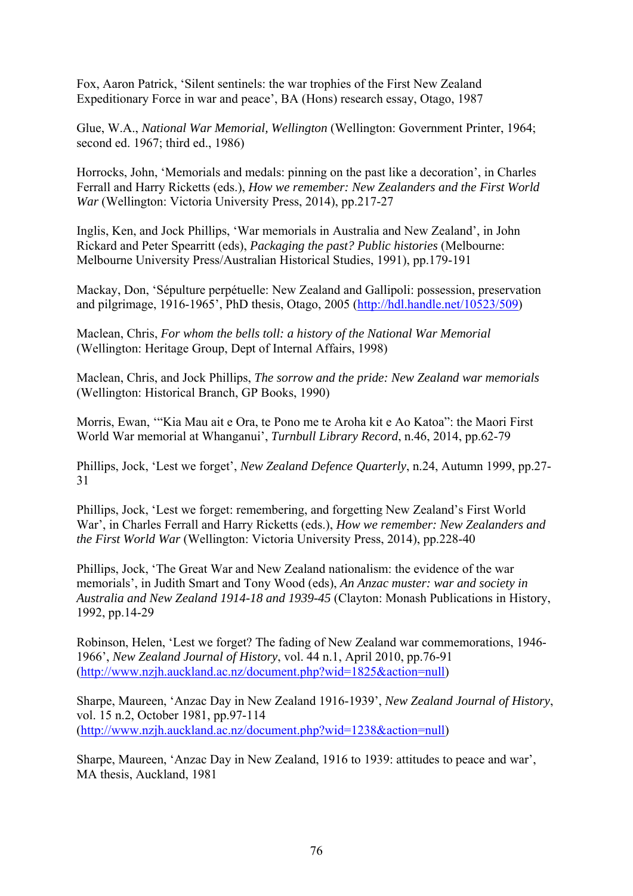Fox, Aaron Patrick, ‘Silent sentinels: the war trophies of the First New Zealand Expeditionary Force in war and peace’, BA (Hons) research essay, Otago, 1987

Glue, W.A., *National War Memorial, Wellington* (Wellington: Government Printer, 1964; second ed. 1967; third ed., 1986)

Horrocks, John, ‘Memorials and medals: pinning on the past like a decoration’, in Charles Ferrall and Harry Ricketts (eds.), *How we remember: New Zealanders and the First World War* (Wellington: Victoria University Press, 2014), pp.217-27

Inglis, Ken, and Jock Phillips, ‘War memorials in Australia and New Zealand’, in John Rickard and Peter Spearritt (eds), *Packaging the past? Public histories* (Melbourne: Melbourne University Press/Australian Historical Studies, 1991), pp.179-191

Mackay, Don, ‘Sépulture perpétuelle: New Zealand and Gallipoli: possession, preservation and pilgrimage, 1916-1965’, PhD thesis, Otago, 2005 (http://hdl.handle.net/10523/509)

Maclean, Chris, *For whom the bells toll: a history of the National War Memorial* (Wellington: Heritage Group, Dept of Internal Affairs, 1998)

Maclean, Chris, and Jock Phillips, *The sorrow and the pride: New Zealand war memorials* (Wellington: Historical Branch, GP Books, 1990)

Morris, Ewan, ‘“Kia Mau ait e Ora, te Pono me te Aroha kit e Ao Katoa”: the Maori First World War memorial at Whanganui’, *Turnbull Library Record*, n.46, 2014, pp.62-79

Phillips, Jock, ‘Lest we forget’, *New Zealand Defence Quarterly*, n.24, Autumn 1999, pp.27-31

Phillips, Jock, ‘Lest we forget: remembering, and forgetting New Zealand’s First World War’, in Charles Ferrall and Harry Ricketts (eds.), *How we remember: New Zealanders and the First World War* (Wellington: Victoria University Press, 2014), pp.228-40

Phillips, Jock, ‘The Great War and New Zealand nationalism: the evidence of the war memorials’, in Judith Smart and Tony Wood (eds), *An Anzac muster: war and society in Australia and New Zealand 1914-18 and 1939-45* (Clayton: Monash Publications in History, 1992, pp.14-29

Robinson, Helen, ‘Lest we forget? The fading of New Zealand war commemorations, 1946-1966’, *New Zealand Journal of History*, vol. 44 n.1, April 2010, pp.76-91 (http://www.nzjh.auckland.ac.nz/document.php?wid=1825&action=null)

Sharpe, Maureen, ‘Anzac Day in New Zealand 1916-1939’, *New Zealand Journal of History*, vol. 15 n.2, October 1981, pp.97-114 (http://www.nzjh.auckland.ac.nz/document.php?wid=1238&action=null)

Sharpe, Maureen, ‘Anzac Day in New Zealand, 1916 to 1939: attitudes to peace and war’, MA thesis, Auckland, 1981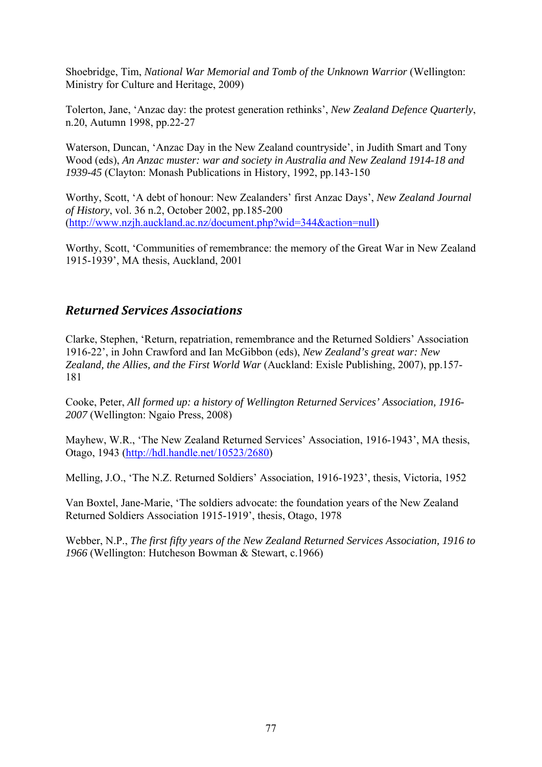Shoebridge, Tim, *National War Memorial and Tomb of the Unknown Warrior* (Wellington: Ministry for Culture and Heritage, 2009)

Tolerton, Jane, 'Anzac day: the protest generation rethinks', *New Zealand Defence Quarterly*, n.20, Autumn 1998, pp.22-27

Waterson, Duncan, 'Anzac Day in the New Zealand countryside', in Judith Smart and Tony Wood (eds), *An Anzac muster: war and society in Australia and New Zealand 1914-18 and 1939-45* (Clayton: Monash Publications in History, 1992, pp.143-150

Worthy, Scott, 'A debt of honour: New Zealanders' first Anzac Days', *New Zealand Journal of History*, vol. 36 n.2, October 2002, pp.185-200 (http://www.nzjh.auckland.ac.nz/document.php?wid=344&action=null)

Worthy, Scott, 'Communities of remembrance: the memory of the Great War in New Zealand 1915-1939', MA thesis, Auckland, 2001

## *Returned Services Associations*

Clarke, Stephen, 'Return, repatriation, remembrance and the Returned Soldiers' Association 1916-22', in John Crawford and Ian McGibbon (eds), *New Zealand's great war: New Zealand, the Allies, and the First World War* (Auckland: Exisle Publishing, 2007), pp.157-181

Cooke, Peter, *All formed up: a history of Wellington Returned Services' Association, 1916-2007* (Wellington: Ngaio Press, 2008)

Mayhew, W.R., 'The New Zealand Returned Services' Association, 1916-1943', MA thesis, Otago, 1943 (http://hdl.handle.net/10523/2680)

Melling, J.O., 'The N.Z. Returned Soldiers' Association, 1916-1923', thesis, Victoria, 1952

Van Boxtel, Jane-Marie, 'The soldiers advocate: the foundation years of the New Zealand Returned Soldiers Association 1915-1919', thesis, Otago, 1978

Webber, N.P., *The first fifty years of the New Zealand Returned Services Association, 1916 to 1966* (Wellington: Hutcheson Bowman & Stewart, c.1966)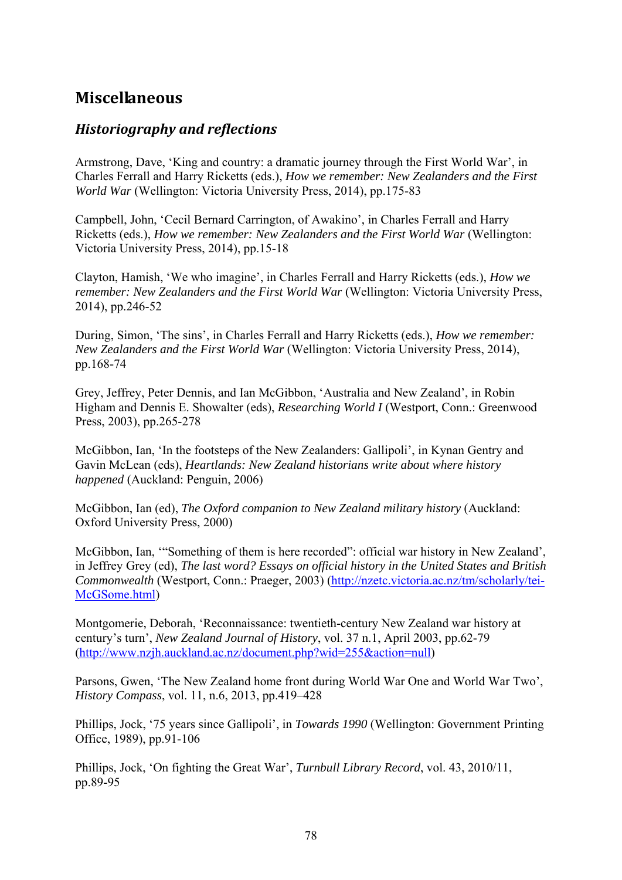## Miscellaneous

### *Historiography and reflections*

Armstrong, Dave, 'King and country: a dramatic journey through the First World War', in Charles Ferrall and Harry Ricketts (eds.), *How we remember: New Zealanders and the First World War* (Wellington: Victoria University Press, 2014), pp.175-83

Campbell, John, 'Cecil Bernard Carrington, of Awakino', in Charles Ferrall and Harry Ricketts (eds.), *How we remember: New Zealanders and the First World War* (Wellington: Victoria University Press, 2014), pp.15-18

Clayton, Hamish, 'We who imagine', in Charles Ferrall and Harry Ricketts (eds.), *How we remember: New Zealanders and the First World War* (Wellington: Victoria University Press, 2014), pp.246-52

During, Simon, 'The sins', in Charles Ferrall and Harry Ricketts (eds.), *How we remember: New Zealanders and the First World War* (Wellington: Victoria University Press, 2014), pp.168-74

Grey, Jeffrey, Peter Dennis, and Ian McGibbon, 'Australia and New Zealand', in Robin Higham and Dennis E. Showalter (eds), *Researching World I* (Westport, Conn.: Greenwood Press, 2003), pp.265-278

McGibbon, Ian, 'In the footsteps of the New Zealanders: Gallipoli', in Kynan Gentry and Gavin McLean (eds), *Heartlands: New Zealand historians write about where history happened* (Auckland: Penguin, 2006)

McGibbon, Ian (ed), *The Oxford companion to New Zealand military history* (Auckland: Oxford University Press, 2000)

McGibbon, Ian, '"Something of them is here recorded": official war history in New Zealand', in Jeffrey Grey (ed), *The last word? Essays on official history in the United States and British Commonwealth* (Westport, Conn.: Praeger, 2003) (http://nzetc.victoria.ac.nz/tm/scholarly/tei-McGSome.html)

Montgomerie, Deborah, 'Reconnaissance: twentieth-century New Zealand war history at century's turn', *New Zealand Journal of History*, vol. 37 n.1, April 2003, pp.62-79 (http://www.nzjh.auckland.ac.nz/document.php?wid=255&action=null)

Parsons, Gwen, 'The New Zealand home front during World War One and World War Two', *History Compass*, vol. 11, n.6, 2013, pp.419–428

Phillips, Jock, '75 years since Gallipoli', in *Towards 1990* (Wellington: Government Printing Office, 1989), pp.91-106

Phillips, Jock, 'On fighting the Great War', *Turnbull Library Record*, vol. 43, 2010/11, pp.89-95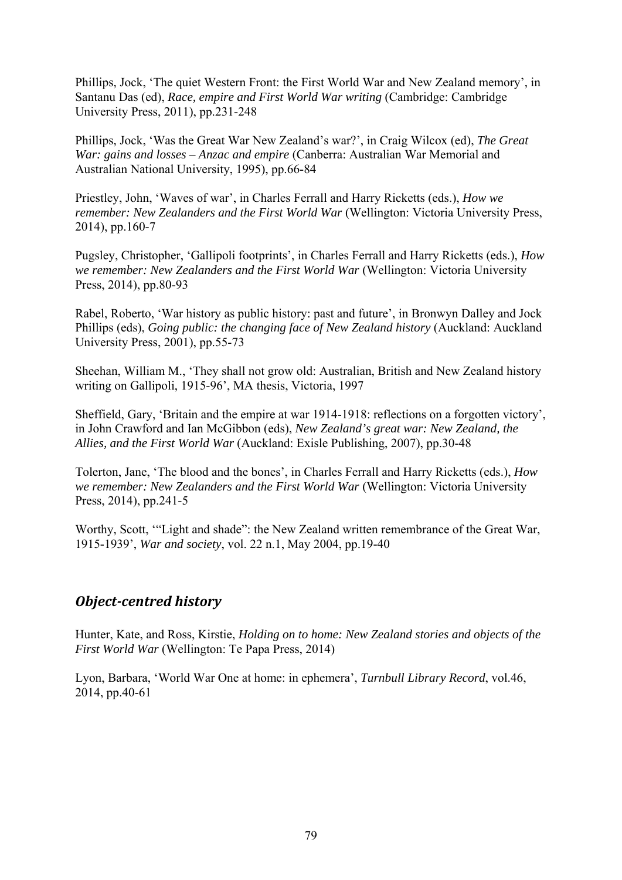Phillips, Jock, 'The quiet Western Front: the First World War and New Zealand memory', in Santanu Das (ed), *Race, empire and First World War writing* (Cambridge: Cambridge University Press, 2011), pp.231-248

Phillips, Jock, 'Was the Great War New Zealand's war?', in Craig Wilcox (ed), *The Great War: gains and losses – Anzac and empire* (Canberra: Australian War Memorial and Australian National University, 1995), pp.66-84

Priestley, John, 'Waves of war', in Charles Ferrall and Harry Ricketts (eds.), *How we remember: New Zealanders and the First World War* (Wellington: Victoria University Press, 2014), pp.160-7

Pugsley, Christopher, 'Gallipoli footprints', in Charles Ferrall and Harry Ricketts (eds.), *How we remember: New Zealanders and the First World War* (Wellington: Victoria University Press, 2014), pp.80-93

Rabel, Roberto, 'War history as public history: past and future', in Bronwyn Dalley and Jock Phillips (eds), *Going public: the changing face of New Zealand history* (Auckland: Auckland University Press, 2001), pp.55-73

Sheehan, William M., 'They shall not grow old: Australian, British and New Zealand history writing on Gallipoli, 1915-96', MA thesis, Victoria, 1997

Sheffield, Gary, 'Britain and the empire at war 1914-1918: reflections on a forgotten victory', in John Crawford and Ian McGibbon (eds), *New Zealand's great war: New Zealand, the Allies, and the First World War* (Auckland: Exisle Publishing, 2007), pp.30-48

Tolerton, Jane, 'The blood and the bones', in Charles Ferrall and Harry Ricketts (eds.), *How we remember: New Zealanders and the First World War* (Wellington: Victoria University Press, 2014), pp.241-5

Worthy, Scott, '"Light and shade": the New Zealand written remembrance of the Great War, 1915-1939', *War and society*, vol. 22 n.1, May 2004, pp.19-40

## *Object-centred history*

Hunter, Kate, and Ross, Kirstie, *Holding on to home: New Zealand stories and objects of the First World War* (Wellington: Te Papa Press, 2014)

Lyon, Barbara, 'World War One at home: in ephemera', *Turnbull Library Record*, vol.46, 2014, pp.40-61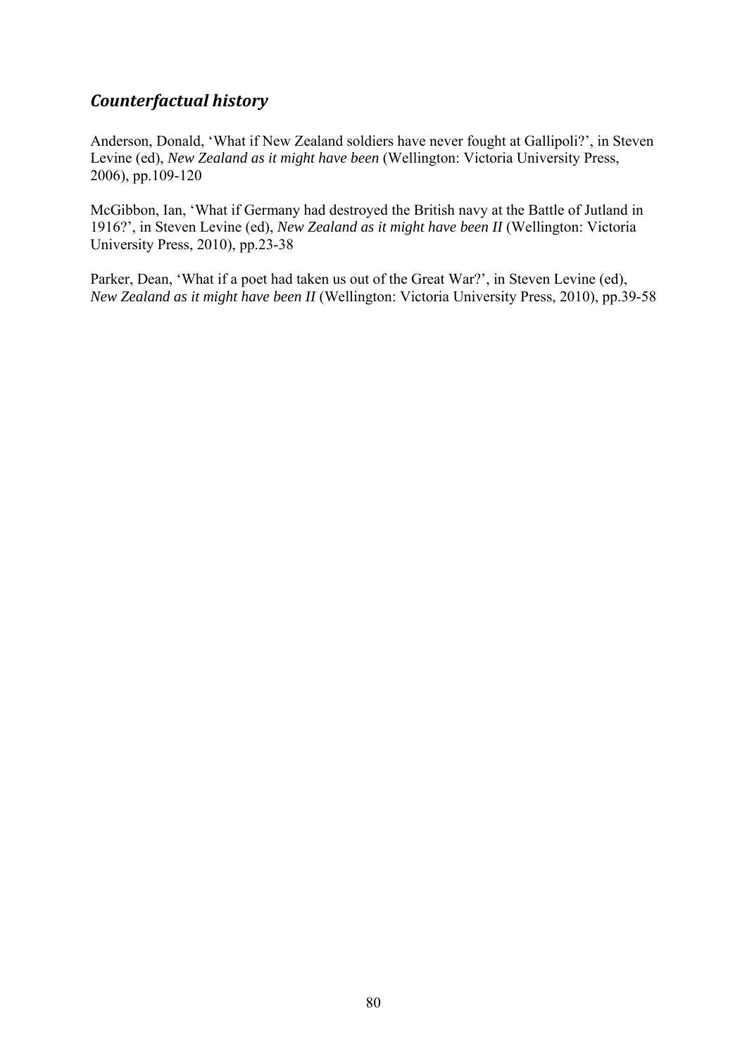## *Counterfactual history*

Anderson, Donald, 'What if New Zealand soldiers have never fought at Gallipoli?', in Steven Levine (ed), *New Zealand as it might have been* (Wellington: Victoria University Press, 2006), pp.109-120

McGibbon, Ian, 'What if Germany had destroyed the British navy at the Battle of Jutland in 1916?', in Steven Levine (ed), *New Zealand as it might have been II* (Wellington: Victoria University Press, 2010), pp.23-38

Parker, Dean, 'What if a poet had taken us out of the Great War?', in Steven Levine (ed), *New Zealand as it might have been II* (Wellington: Victoria University Press, 2010), pp.39-58